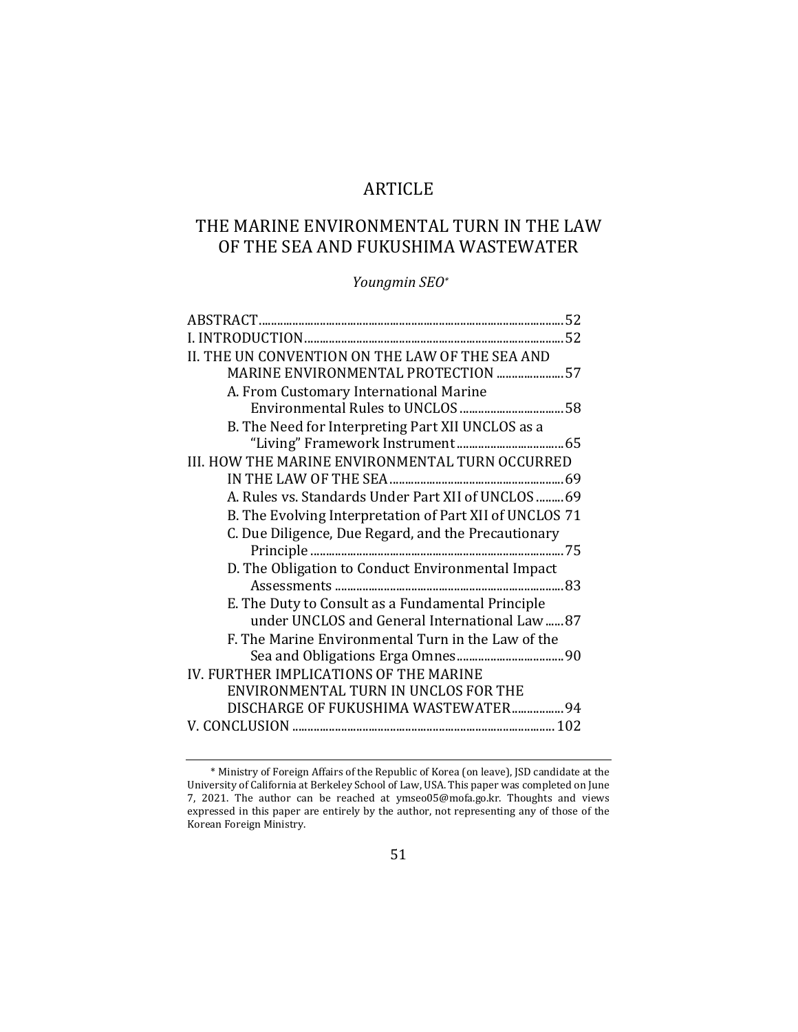ARTICLE

# THE MARINE ENVIRONMENTAL TURN IN THE LAW OF THE SEA AND FUKUSHIMA WASTEWATER

*Youngmin SEO**

ABSTRACT....................................................................................................52
I. INTRODUCTION....................................................................................52
II. THE UN CONVENTION ON THE LAW OF THE SEA AND MARINE ENVIRONMENTAL PROTECTION .......................57
- A. From Customary International Marine Environmental Rules to UNCLOS ..................................58
- B. The Need for Interpreting Part XII UNCLOS as a "Living" Framework Instrument..................................65

III. HOW THE MARINE ENVIRONMENTAL TURN OCCURRED IN THE LAW OF THE SEA.........................................................69
- A. Rules vs. Standards Under Part XII of UNCLOS .........69
- B. The Evolving Interpretation of Part XII of UNCLOS 71
- C. Due Diligence, Due Regard, and the Precautionary Principle ..................................................................................75
- D. The Obligation to Conduct Environmental Impact Assessments ...........................................................................83
- E. The Duty to Consult as a Fundamental Principle under UNCLOS and General International Law ......87
- F. The Marine Environmental Turn in the Law of the Sea and Obligations Erga Omnes...................................90

IV. FURTHER IMPLICATIONS OF THE MARINE ENVIRONMENTAL TURN IN UNCLOS FOR THE DISCHARGE OF FUKUSHIMA WASTEWATER.................94
V. CONCLUSION ...................................................................................... 102

\* Ministry of Foreign Affairs of the Republic of Korea (on leave), JSD candidate at the University of California at Berkeley School of Law, USA. This paper was completed on June 7, 2021. The author can be reached at ymseo05@mofa.go.kr. Thoughts and views expressed in this paper are entirely by the author, not representing any of those of the Korean Foreign Ministry.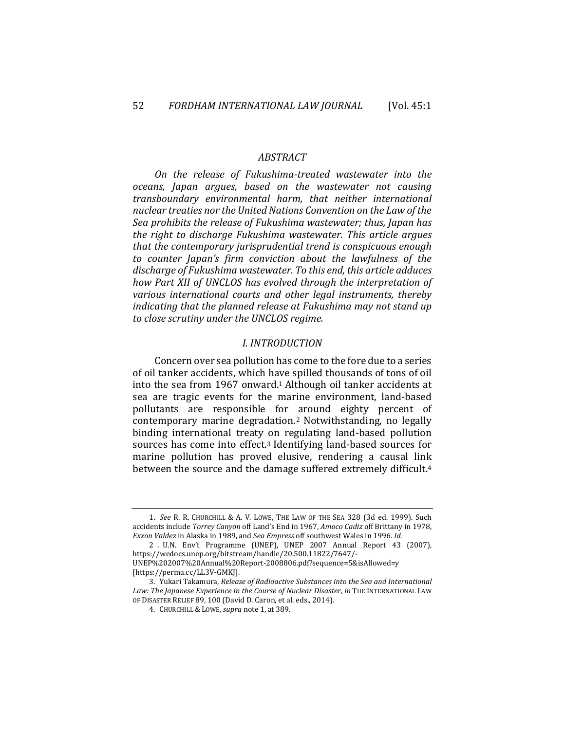## ABSTRACT

*On the release of Fukushima-treated wastewater into the oceans, Japan argues, based on the wastewater not causing transboundary environmental harm, that neither international nuclear treaties nor the United Nations Convention on the Law of the Sea prohibits the release of Fukushima wastewater; thus, Japan has the right to discharge Fukushima wastewater. This article argues that the contemporary jurisprudential trend is conspicuous enough to counter Japan's firm conviction about the lawfulness of the discharge of Fukushima wastewater. To this end, this article adduces how Part XII of UNCLOS has evolved through the interpretation of various international courts and other legal instruments, thereby indicating that the planned release at Fukushima may not stand up to close scrutiny under the UNCLOS regime.*

## I. INTRODUCTION

Concern over sea pollution has come to the fore due to a series of oil tanker accidents, which have spilled thousands of tons of oil into the sea from 1967 onward.[1] Although oil tanker accidents at sea are tragic events for the marine environment, land-based pollutants are responsible for around eighty percent of contemporary marine degradation.[2] Notwithstanding, no legally binding international treaty on regulating land-based pollution sources has come into effect.[3] Identifying land-based sources for marine pollution has proved elusive, rendering a causal link between the source and the damage suffered extremely difficult.[4]

---

1. *See* R. R. CHURCHILL & A. V. LOWE, THE LAW OF THE SEA 328 (3d ed. 1999). Such accidents include *Torrey Canyon* off Land's End in 1967, *Amoco Cadiz* off Brittany in 1978, *Exxon Valdez* in Alaska in 1989, and *Sea Empress* off southwest Wales in 1996. *Id.*

2 . U.N. Env't Programme (UNEP), UNEP 2007 Annual Report 43 (2007), https://wedocs.unep.org/bitstream/handle/20.500.11822/7647/-UNEP%202007%20Annual%20Report-2008806.pdf?sequence=5&isAllowed=y [https://perma.cc/LL3V-GMKJ].

3. Yukari Takamura, *Release of Radioactive Substances into the Sea and International Law: The Japanese Experience in the Course of Nuclear Disaster*, *in* THE INTERNATIONAL LAW OF DISASTER RELIEF 89, 100 (David D. Caron, et al. eds., 2014).

4. CHURCHILL & LOWE, *supra* note 1, at 389.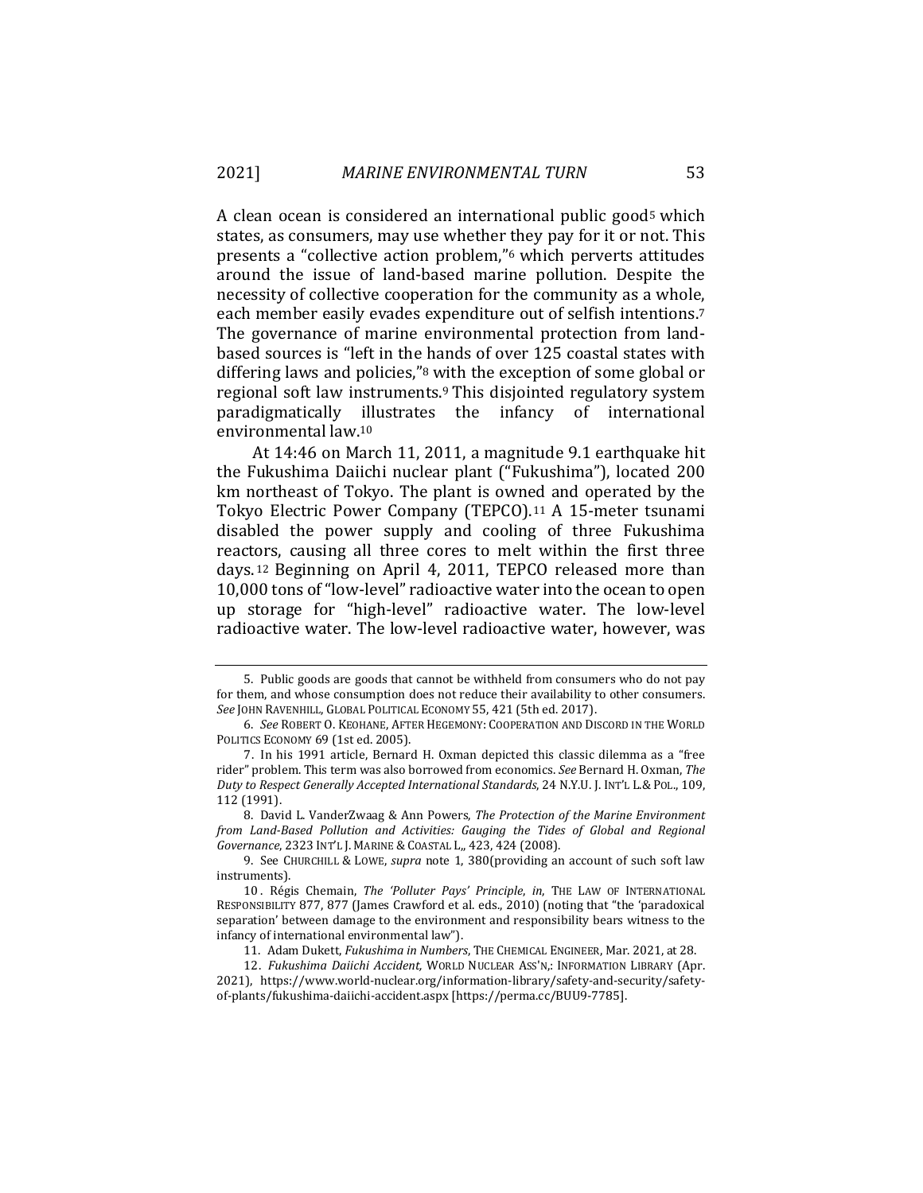A clean ocean is considered an international public good[5] which states, as consumers, may use whether they pay for it or not. This presents a "collective action problem,"[6] which perverts attitudes around the issue of land-based marine pollution. Despite the necessity of collective cooperation for the community as a whole, each member easily evades expenditure out of selfish intentions.[7] The governance of marine environmental protection from land-based sources is "left in the hands of over 125 coastal states with differing laws and policies,"[8] with the exception of some global or regional soft law instruments.[9] This disjointed regulatory system paradigmatically illustrates the infancy of international environmental law.[10]

At 14:46 on March 11, 2011, a magnitude 9.1 earthquake hit the Fukushima Daiichi nuclear plant ("Fukushima"), located 200 km northeast of Tokyo. The plant is owned and operated by the Tokyo Electric Power Company (TEPCO).[11] A 15-meter tsunami disabled the power supply and cooling of three Fukushima reactors, causing all three cores to melt within the first three days.[12] Beginning on April 4, 2011, TEPCO released more than 10,000 tons of "low-level" radioactive water into the ocean to open up storage for "high-level" radioactive water. The low-level radioactive water. The low-level radioactive water, however, was

---

5. Public goods are goods that cannot be withheld from consumers who do not pay for them, and whose consumption does not reduce their availability to other consumers. *See* JOHN RAVENHILL, GLOBAL POLITICAL ECONOMY 55, 421 (5th ed. 2017).

6. *See* ROBERT O. KEOHANE, AFTER HEGEMONY: COOPERATION AND DISCORD IN THE WORLD POLITICS ECONOMY 69 (1st ed. 2005).

7. In his 1991 article, Bernard H. Oxman depicted this classic dilemma as a "free rider" problem. This term was also borrowed from economics. *See* Bernard H. Oxman, *The Duty to Respect Generally Accepted International Standards*, 24 N.Y.U. J. INT'L L.& POL., 109, 112 (1991).

8. David L. VanderZwaag & Ann Powers, *The Protection of the Marine Environment from Land-Based Pollution and Activities: Gauging the Tides of Global and Regional Governance*, 2323 INT'L J. MARINE & COASTAL L,, 423, 424 (2008).

9. See CHURCHILL & LOWE, *supra* note 1, 380(providing an account of such soft law instruments).

10. Régis Chemain, *The 'Polluter Pays' Principle*, *in*, THE LAW OF INTERNATIONAL RESPONSIBILITY 877, 877 (James Crawford et al. eds., 2010) (noting that "the 'paradoxical separation' between damage to the environment and responsibility bears witness to the infancy of international environmental law").

11. Adam Dukett, *Fukushima in Numbers*, THE CHEMICAL ENGINEER, Mar. 2021, at 28.

12. *Fukushima Daiichi Accident*, WORLD NUCLEAR ASS'N,: INFORMATION LIBRARY (Apr. 2021), https://www.world-nuclear.org/information-library/safety-and-security/safety-of-plants/fukushima-daiichi-accident.aspx [https://perma.cc/BUU9-7785].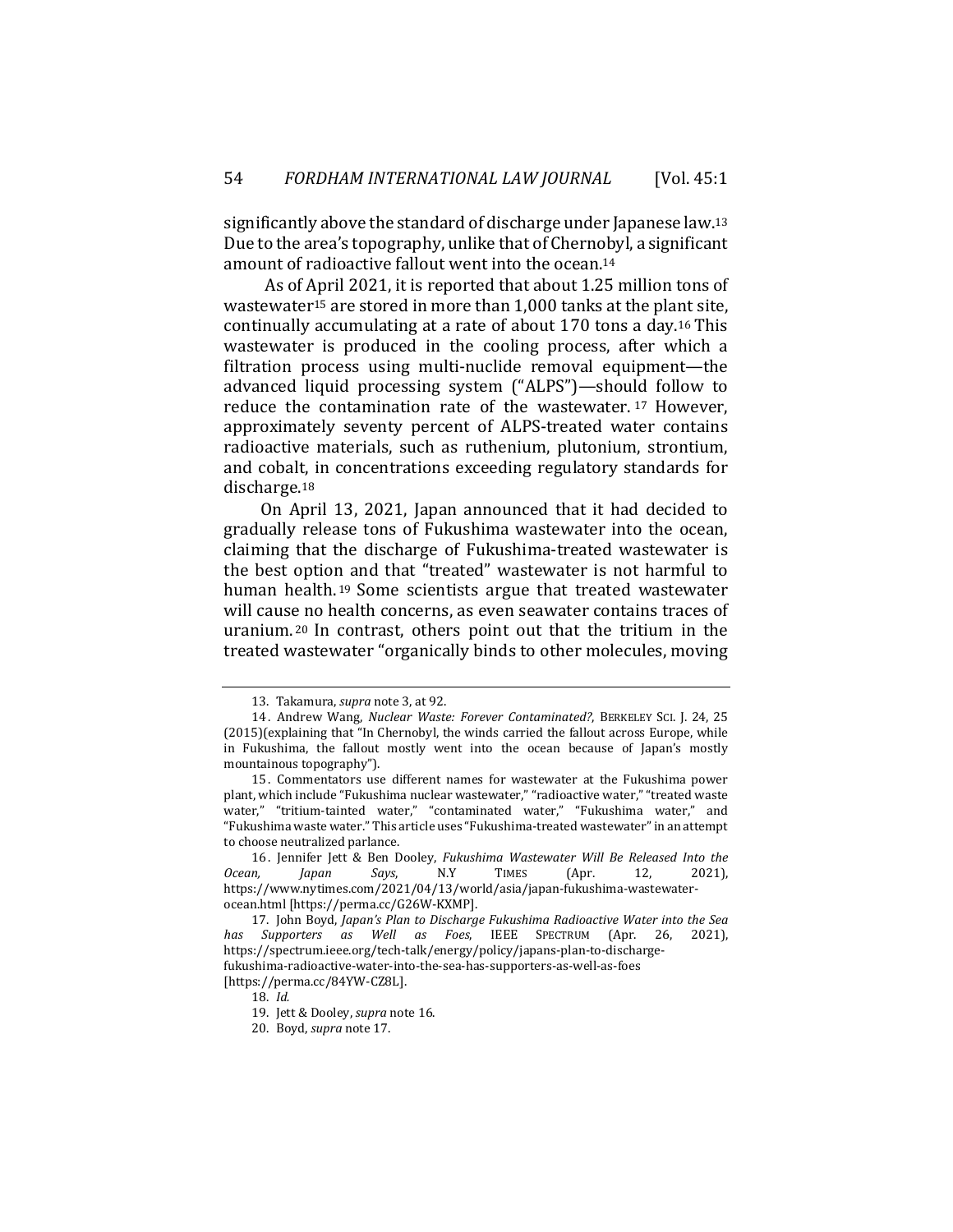significantly above the standard of discharge under Japanese law.[13] Due to the area's topography, unlike that of Chernobyl, a significant amount of radioactive fallout went into the ocean.[14]

As of April 2021, it is reported that about 1.25 million tons of wastewater[15] are stored in more than 1,000 tanks at the plant site, continually accumulating at a rate of about 170 tons a day.[16] This wastewater is produced in the cooling process, after which a filtration process using multi-nuclide removal equipment—the advanced liquid processing system ("ALPS")—should follow to reduce the contamination rate of the wastewater.[17] However, approximately seventy percent of ALPS-treated water contains radioactive materials, such as ruthenium, plutonium, strontium, and cobalt, in concentrations exceeding regulatory standards for discharge.[18]

On April 13, 2021, Japan announced that it had decided to gradually release tons of Fukushima wastewater into the ocean, claiming that the discharge of Fukushima-treated wastewater is the best option and that "treated" wastewater is not harmful to human health.[19] Some scientists argue that treated wastewater will cause no health concerns, as even seawater contains traces of uranium.[20] In contrast, others point out that the tritium in the treated wastewater "organically binds to other molecules, moving

---

13. Takamura, *supra* note 3, at 92.

14. Andrew Wang, *Nuclear Waste: Forever Contaminated?*, BERKELEY SCI. J. 24, 25 (2015)(explaining that "In Chernobyl, the winds carried the fallout across Europe, while in Fukushima, the fallout mostly went into the ocean because of Japan's mostly mountainous topography").

15. Commentators use different names for wastewater at the Fukushima power plant, which include "Fukushima nuclear wastewater," "radioactive water," "treated waste water," "tritium-tainted water," "contaminated water," "Fukushima water," and "Fukushima waste water." This article uses "Fukushima-treated wastewater" in an attempt to choose neutralized parlance.

16. Jennifer Jett & Ben Dooley, *Fukushima Wastewater Will Be Released Into the Ocean, Japan Says*, N.Y TIMES (Apr. 12, 2021), https://www.nytimes.com/2021/04/13/world/asia/japan-fukushima-wastewater-ocean.html [https://perma.cc/G26W-KXMP].

17. John Boyd, *Japan's Plan to Discharge Fukushima Radioactive Water into the Sea has Supporters as Well as Foes*, IEEE SPECTRUM (Apr. 26, 2021), https://spectrum.ieee.org/tech-talk/energy/policy/japans-plan-to-discharge-fukushima-radioactive-water-into-the-sea-has-supporters-as-well-as-foes [https://perma.cc/84YW-CZ8L].

18. *Id.*

19. Jett & Dooley, *supra* note 16.

20. Boyd, *supra* note 17.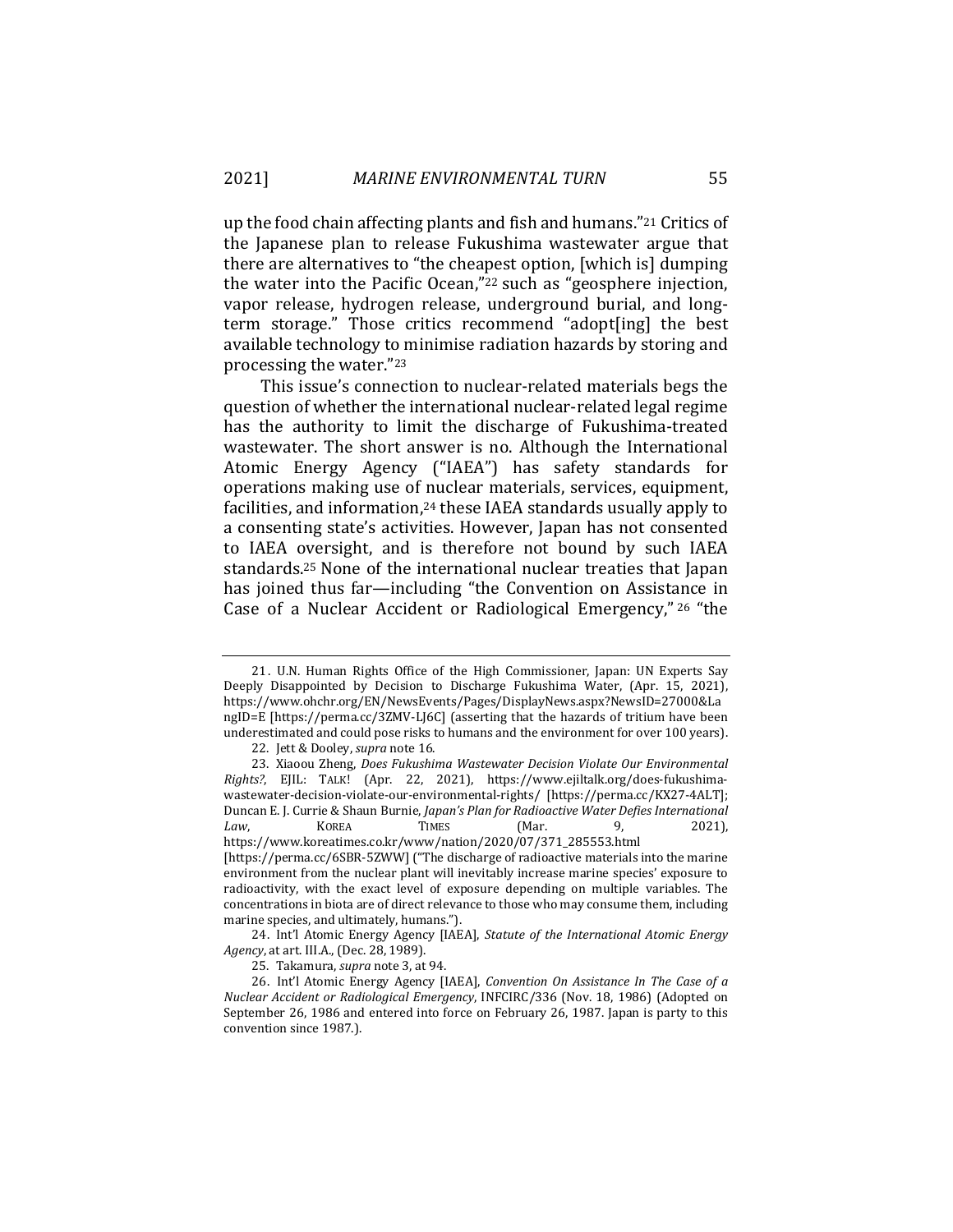up the food chain affecting plants and fish and humans."[21] Critics of the Japanese plan to release Fukushima wastewater argue that there are alternatives to "the cheapest option, [which is] dumping the water into the Pacific Ocean,"[22] such as "geosphere injection, vapor release, hydrogen release, underground burial, and long-term storage." Those critics recommend "adopt[ing] the best available technology to minimise radiation hazards by storing and processing the water."[23]

This issue's connection to nuclear-related materials begs the question of whether the international nuclear-related legal regime has the authority to limit the discharge of Fukushima-treated wastewater. The short answer is no. Although the International Atomic Energy Agency ("IAEA") has safety standards for operations making use of nuclear materials, services, equipment, facilities, and information,[24] these IAEA standards usually apply to a consenting state's activities. However, Japan has not consented to IAEA oversight, and is therefore not bound by such IAEA standards.[25] None of the international nuclear treaties that Japan has joined thus far—including "the Convention on Assistance in Case of a Nuclear Accident or Radiological Emergency," [26] "the

---

21. U.N. Human Rights Office of the High Commissioner, Japan: UN Experts Say Deeply Disappointed by Decision to Discharge Fukushima Water, (Apr. 15, 2021), https://www.ohchr.org/EN/NewsEvents/Pages/DisplayNews.aspx?NewsID=27000&LangID=E [https://perma.cc/3ZMV-LJ6C] (asserting that the hazards of tritium have been underestimated and could pose risks to humans and the environment for over 100 years).

22. Jett & Dooley, *supra* note 16.

23. Xiaoou Zheng, *Does Fukushima Wastewater Decision Violate Our Environmental Rights?*, EJIL: TALK! (Apr. 22, 2021), https://www.ejiltalk.org/does-fukushima-wastewater-decision-violate-our-environmental-rights/ [https://perma.cc/KX27-4ALT]; Duncan E. J. Currie & Shaun Burnie, *Japan's Plan for Radioactive Water Defies International Law*, KOREA TIMES (Mar. 9, 2021), https://www.koreatimes.co.kr/www/nation/2020/07/371_285553.html [https://perma.cc/6SBR-5ZWW] ("The discharge of radioactive materials into the marine environment from the nuclear plant will inevitably increase marine species' exposure to radioactivity, with the exact level of exposure depending on multiple variables. The concentrations in biota are of direct relevance to those who may consume them, including marine species, and ultimately, humans.").

24. Int'l Atomic Energy Agency [IAEA], *Statute of the International Atomic Energy Agency*, at art. III.A., (Dec. 28, 1989).

25. Takamura, *supra* note 3, at 94.

26. Int'l Atomic Energy Agency [IAEA], *Convention On Assistance In The Case of a Nuclear Accident or Radiological Emergency*, INFCIRC/336 (Nov. 18, 1986) (Adopted on September 26, 1986 and entered into force on February 26, 1987. Japan is party to this convention since 1987.).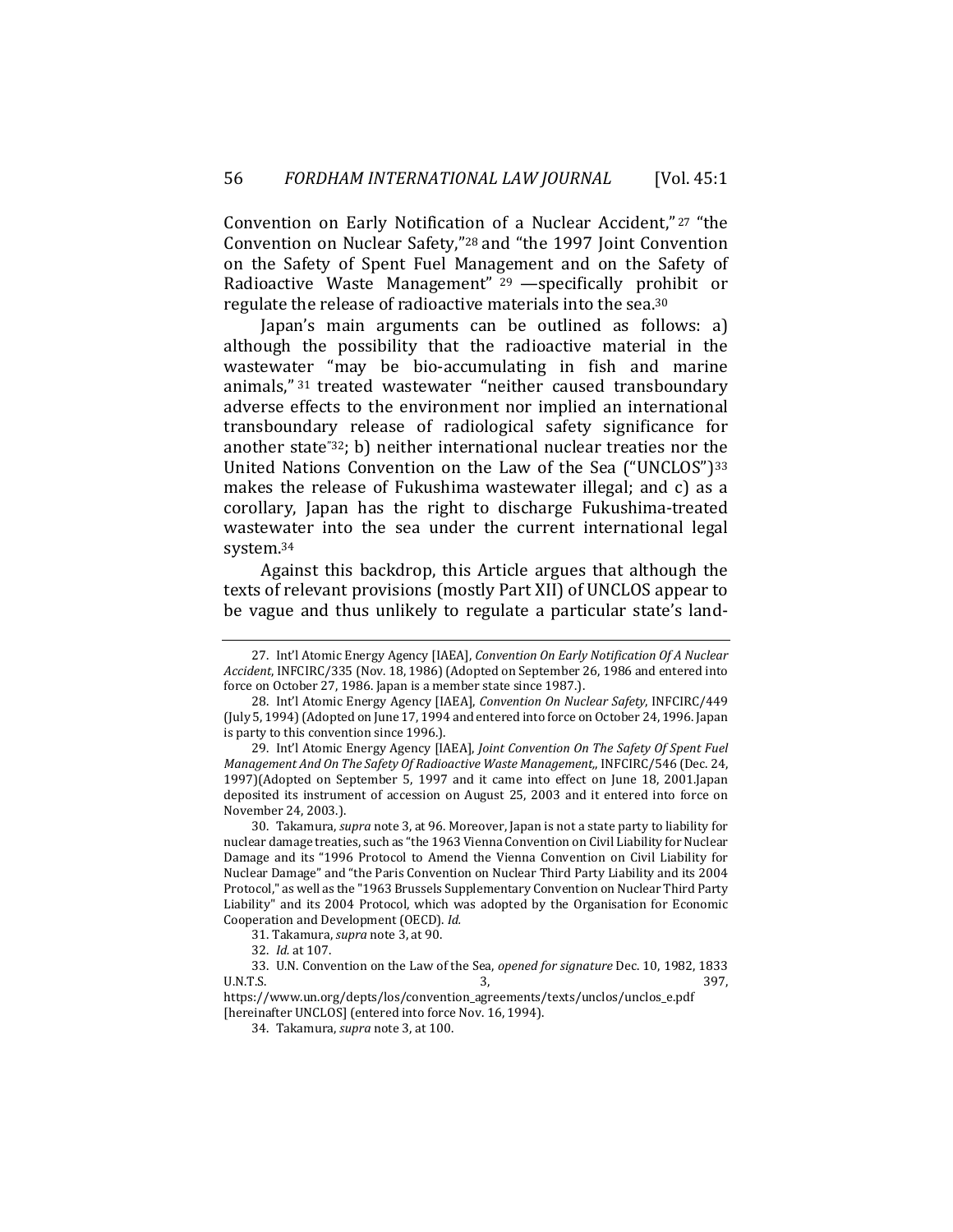Convention on Early Notification of a Nuclear Accident,"[27] "the Convention on Nuclear Safety,"[28] and "the 1997 Joint Convention on the Safety of Spent Fuel Management and on the Safety of Radioactive Waste Management"[29] —specifically prohibit or regulate the release of radioactive materials into the sea.[30]

Japan's main arguments can be outlined as follows: a) although the possibility that the radioactive material in the wastewater "may be bio-accumulating in fish and marine animals,"[31] treated wastewater "neither caused transboundary adverse effects to the environment nor implied an international transboundary release of radiological safety significance for another state"[32]; b) neither international nuclear treaties nor the United Nations Convention on the Law of the Sea ("UNCLOS")[33] makes the release of Fukushima wastewater illegal; and c) as a corollary, Japan has the right to discharge Fukushima-treated wastewater into the sea under the current international legal system.[34]

Against this backdrop, this Article argues that although the texts of relevant provisions (mostly Part XII) of UNCLOS appear to be vague and thus unlikely to regulate a particular state's land-

---

27. Int'l Atomic Energy Agency [IAEA], *Convention On Early Notification Of A Nuclear Accident*, INFCIRC/335 (Nov. 18, 1986) (Adopted on September 26, 1986 and entered into force on October 27, 1986. Japan is a member state since 1987.).

28. Int'l Atomic Energy Agency [IAEA], *Convention On Nuclear Safety*, INFCIRC/449 (July 5, 1994) (Adopted on June 17, 1994 and entered into force on October 24, 1996. Japan is party to this convention since 1996.).

29. Int'l Atomic Energy Agency [IAEA], *Joint Convention On The Safety Of Spent Fuel Management And On The Safety Of Radioactive Waste Management*,, INFCIRC/546 (Dec. 24, 1997)(Adopted on September 5, 1997 and it came into effect on June 18, 2001.Japan deposited its instrument of accession on August 25, 2003 and it entered into force on November 24, 2003.).

30. Takamura, *supra* note 3, at 96. Moreover, Japan is not a state party to liability for nuclear damage treaties, such as "the 1963 Vienna Convention on Civil Liability for Nuclear Damage and its "1996 Protocol to Amend the Vienna Convention on Civil Liability for Nuclear Damage" and "the Paris Convention on Nuclear Third Party Liability and its 2004 Protocol," as well as the "1963 Brussels Supplementary Convention on Nuclear Third Party Liability" and its 2004 Protocol, which was adopted by the Organisation for Economic Cooperation and Development (OECD). *Id.*

31. Takamura, *supra* note 3, at 90.

32. *Id.* at 107.

33. U.N. Convention on the Law of the Sea, *opened for signature* Dec. 10, 1982, 1833 U.N.T.S. 3, 397, https://www.un.org/depts/los/convention_agreements/texts/unclos/unclos_e.pdf [hereinafter UNCLOS] (entered into force Nov. 16, 1994).

34. Takamura, *supra* note 3, at 100.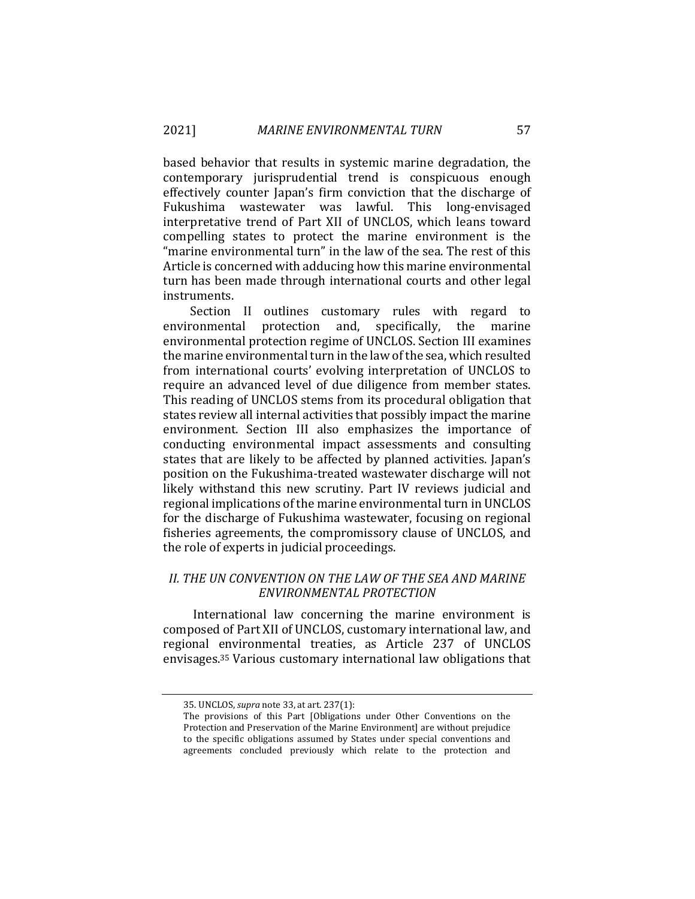based behavior that results in systemic marine degradation, the contemporary jurisprudential trend is conspicuous enough effectively counter Japan's firm conviction that the discharge of Fukushima wastewater was lawful. This long-envisaged interpretative trend of Part XII of UNCLOS, which leans toward compelling states to protect the marine environment is the "marine environmental turn" in the law of the sea. The rest of this Article is concerned with adducing how this marine environmental turn has been made through international courts and other legal instruments.

Section II outlines customary rules with regard to environmental protection and, specifically, the marine environmental protection regime of UNCLOS. Section III examines the marine environmental turn in the law of the sea, which resulted from international courts' evolving interpretation of UNCLOS to require an advanced level of due diligence from member states. This reading of UNCLOS stems from its procedural obligation that states review all internal activities that possibly impact the marine environment. Section III also emphasizes the importance of conducting environmental impact assessments and consulting states that are likely to be affected by planned activities. Japan's position on the Fukushima-treated wastewater discharge will not likely withstand this new scrutiny. Part IV reviews judicial and regional implications of the marine environmental turn in UNCLOS for the discharge of Fukushima wastewater, focusing on regional fisheries agreements, the compromissory clause of UNCLOS, and the role of experts in judicial proceedings.

## *II. THE UN CONVENTION ON THE LAW OF THE SEA AND MARINE ENVIRONMENTAL PROTECTION*

International law concerning the marine environment is composed of Part XII of UNCLOS, customary international law, and regional environmental treaties, as Article 237 of UNCLOS envisages.[35] Various customary international law obligations that

---

35. UNCLOS, *supra* note 33, at art. 237(1):

The provisions of this Part [Obligations under Other Conventions on the Protection and Preservation of the Marine Environment] are without prejudice to the specific obligations assumed by States under special conventions and agreements concluded previously which relate to the protection and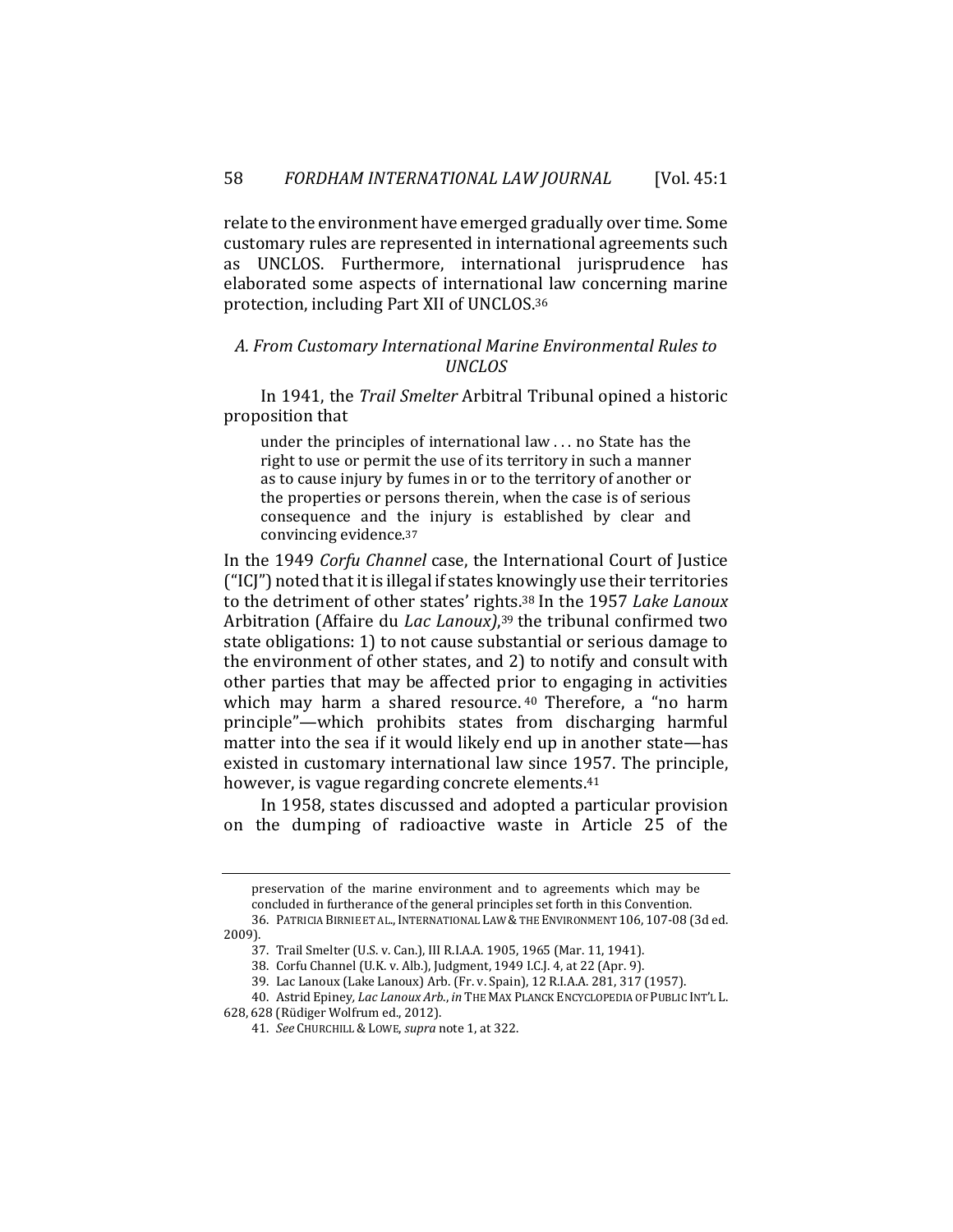relate to the environment have emerged gradually over time. Some customary rules are represented in international agreements such as UNCLOS. Furthermore, international jurisprudence has elaborated some aspects of international law concerning marine protection, including Part XII of UNCLOS.[36]

### *A. From Customary International Marine Environmental Rules to UNCLOS*

In 1941, the *Trail Smelter* Arbitral Tribunal opined a historic proposition that

> under the principles of international law . . . no State has the right to use or permit the use of its territory in such a manner as to cause injury by fumes in or to the territory of another or the properties or persons therein, when the case is of serious consequence and the injury is established by clear and convincing evidence.[37]

In the 1949 *Corfu Channel* case, the International Court of Justice ("ICJ") noted that it is illegal if states knowingly use their territories to the detriment of other states' rights.[38] In the 1957 *Lake Lanoux* Arbitration (Affaire du *Lac Lanoux)*,[39] the tribunal confirmed two state obligations: 1) to not cause substantial or serious damage to the environment of other states, and 2) to notify and consult with other parties that may be affected prior to engaging in activities which may harm a shared resource.[40] Therefore, a "no harm principle"—which prohibits states from discharging harmful matter into the sea if it would likely end up in another state—has existed in customary international law since 1957. The principle, however, is vague regarding concrete elements.[41]

In 1958, states discussed and adopted a particular provision on the dumping of radioactive waste in Article 25 of the

---

preservation of the marine environment and to agreements which may be concluded in furtherance of the general principles set forth in this Convention.

36. PATRICIA BIRNIE ET AL., INTERNATIONAL LAW & THE ENVIRONMENT 106, 107-08 (3d ed. 2009).

37. Trail Smelter (U.S. v. Can.), III R.I.A.A. 1905, 1965 (Mar. 11, 1941).

38. Corfu Channel (U.K. v. Alb.), Judgment, 1949 I.C.J. 4, at 22 (Apr. 9).

39. Lac Lanoux (Lake Lanoux) Arb. (Fr. v. Spain), 12 R.I.A.A. 281, 317 (1957).

40. Astrid Epiney, *Lac Lanoux Arb.*, *in* THE MAX PLANCK ENCYCLOPEDIA OF PUBLIC INT'L L. 628, 628 (Rüdiger Wolfrum ed., 2012).

41. *See* CHURCHILL & LOWE, *supra* note 1, at 322.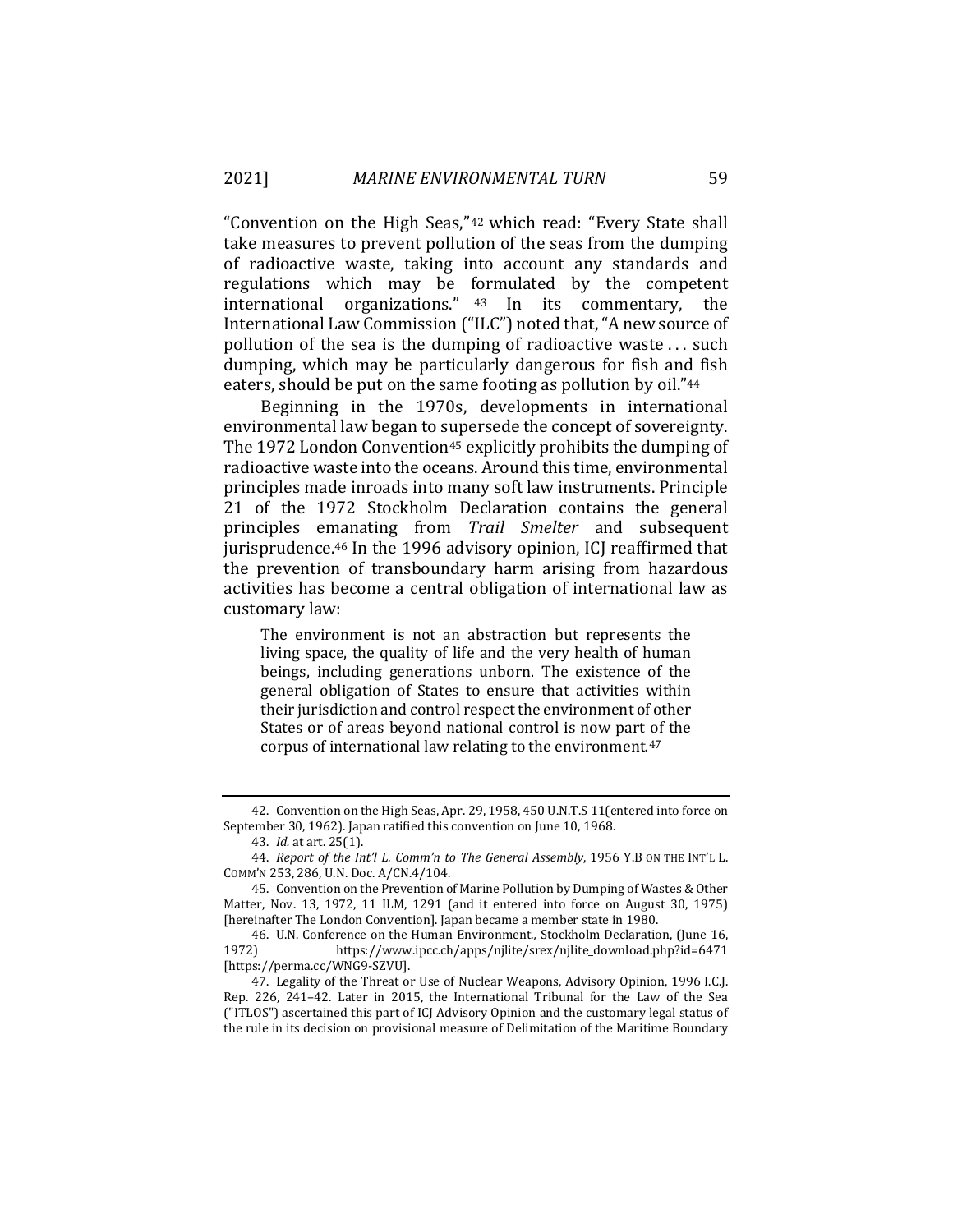"Convention on the High Seas,"[42] which read: "Every State shall take measures to prevent pollution of the seas from the dumping of radioactive waste, taking into account any standards and regulations which may be formulated by the competent international organizations." [43] In its commentary, the International Law Commission ("ILC") noted that, "A new source of pollution of the sea is the dumping of radioactive waste . . . such dumping, which may be particularly dangerous for fish and fish eaters, should be put on the same footing as pollution by oil."[44]

Beginning in the 1970s, developments in international environmental law began to supersede the concept of sovereignty. The 1972 London Convention[45] explicitly prohibits the dumping of radioactive waste into the oceans. Around this time, environmental principles made inroads into many soft law instruments. Principle 21 of the 1972 Stockholm Declaration contains the general principles emanating from *Trail Smelter* and subsequent jurisprudence.[46] In the 1996 advisory opinion, ICJ reaffirmed that the prevention of transboundary harm arising from hazardous activities has become a central obligation of international law as customary law:

> The environment is not an abstraction but represents the living space, the quality of life and the very health of human beings, including generations unborn. The existence of the general obligation of States to ensure that activities within their jurisdiction and control respect the environment of other States or of areas beyond national control is now part of the corpus of international law relating to the environment.[47]

---

42. Convention on the High Seas, Apr. 29, 1958, 450 U.N.T.S 11(entered into force on September 30, 1962). Japan ratified this convention on June 10, 1968.

43. *Id.* at art. 25(1).

44. *Report of the Int'l L. Comm'n to The General Assembly*, 1956 Y.B ON THE INT'L L. COMM'N 253, 286, U.N. Doc. A/CN.4/104.

45. Convention on the Prevention of Marine Pollution by Dumping of Wastes & Other Matter, Nov. 13, 1972, 11 ILM, 1291 (and it entered into force on August 30, 1975) [hereinafter The London Convention]. Japan became a member state in 1980.

46. U.N. Conference on the Human Environment., Stockholm Declaration, (June 16, 1972) https://www.ipcc.ch/apps/njlite/srex/njlite_download.php?id=6471 [https://perma.cc/WNG9-SZVU].

47. Legality of the Threat or Use of Nuclear Weapons, Advisory Opinion, 1996 I.C.J. Rep. 226, 241–42. Later in 2015, the International Tribunal for the Law of the Sea ("ITLOS") ascertained this part of ICJ Advisory Opinion and the customary legal status of the rule in its decision on provisional measure of Delimitation of the Maritime Boundary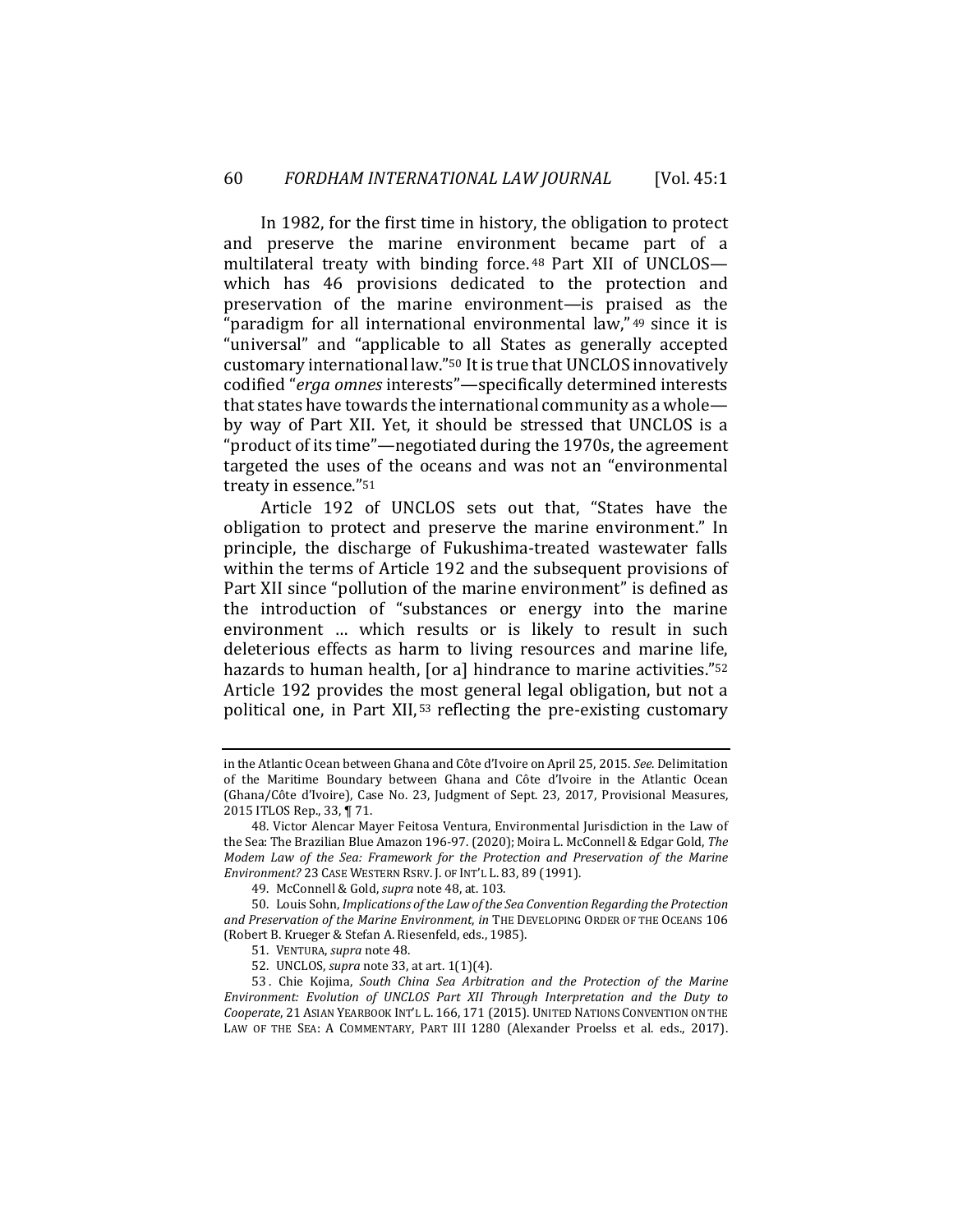In 1982, for the first time in history, the obligation to protect and preserve the marine environment became part of a multilateral treaty with binding force.[48] Part XII of UNCLOS—which has 46 provisions dedicated to the protection and preservation of the marine environment—is praised as the "paradigm for all international environmental law,"[49] since it is "universal" and "applicable to all States as generally accepted customary international law."[50] It is true that UNCLOS innovatively codified "*erga omnes* interests"—specifically determined interests that states have towards the international community as a whole—by way of Part XII. Yet, it should be stressed that UNCLOS is a "product of its time"—negotiated during the 1970s, the agreement targeted the uses of the oceans and was not an "environmental treaty in essence."[51]

Article 192 of UNCLOS sets out that, "States have the obligation to protect and preserve the marine environment." In principle, the discharge of Fukushima-treated wastewater falls within the terms of Article 192 and the subsequent provisions of Part XII since "pollution of the marine environment" is defined as the introduction of "substances or energy into the marine environment … which results or is likely to result in such deleterious effects as harm to living resources and marine life, hazards to human health, [or a] hindrance to marine activities."[52] Article 192 provides the most general legal obligation, but not a political one, in Part XII,[53] reflecting the pre-existing customary

---

in the Atlantic Ocean between Ghana and Côte d'Ivoire on April 25, 2015. *See*. Delimitation of the Maritime Boundary between Ghana and Côte d'Ivoire in the Atlantic Ocean (Ghana/Côte d'Ivoire), Case No. 23, Judgment of Sept. 23, 2017, Provisional Measures, 2015 ITLOS Rep., 33, ¶ 71.

48. Victor Alencar Mayer Feitosa Ventura, Environmental Jurisdiction in the Law of the Sea: The Brazilian Blue Amazon 196-97. (2020); Moira L. McConnell & Edgar Gold, *The Modem Law of the Sea: Framework for the Protection and Preservation of the Marine Environment?* 23 CASE WESTERN RSRV. J. OF INT'L L. 83, 89 (1991).

49. McConnell & Gold, *supra* note 48, at. 103.

50. Louis Sohn, *Implications of the Law of the Sea Convention Regarding the Protection and Preservation of the Marine Environment*, *in* THE DEVELOPING ORDER OF THE OCEANS 106 (Robert B. Krueger & Stefan A. Riesenfeld, eds., 1985).

51. VENTURA, *supra* note 48.

52. UNCLOS, *supra* note 33, at art. 1(1)(4).

53. Chie Kojima, *South China Sea Arbitration and the Protection of the Marine Environment: Evolution of UNCLOS Part XII Through Interpretation and the Duty to Cooperate*, 21 ASIAN YEARBOOK INT'L L. 166, 171 (2015). UNITED NATIONS CONVENTION ON THE LAW OF THE SEA: A COMMENTARY, PART III 1280 (Alexander Proelss et al. eds., 2017).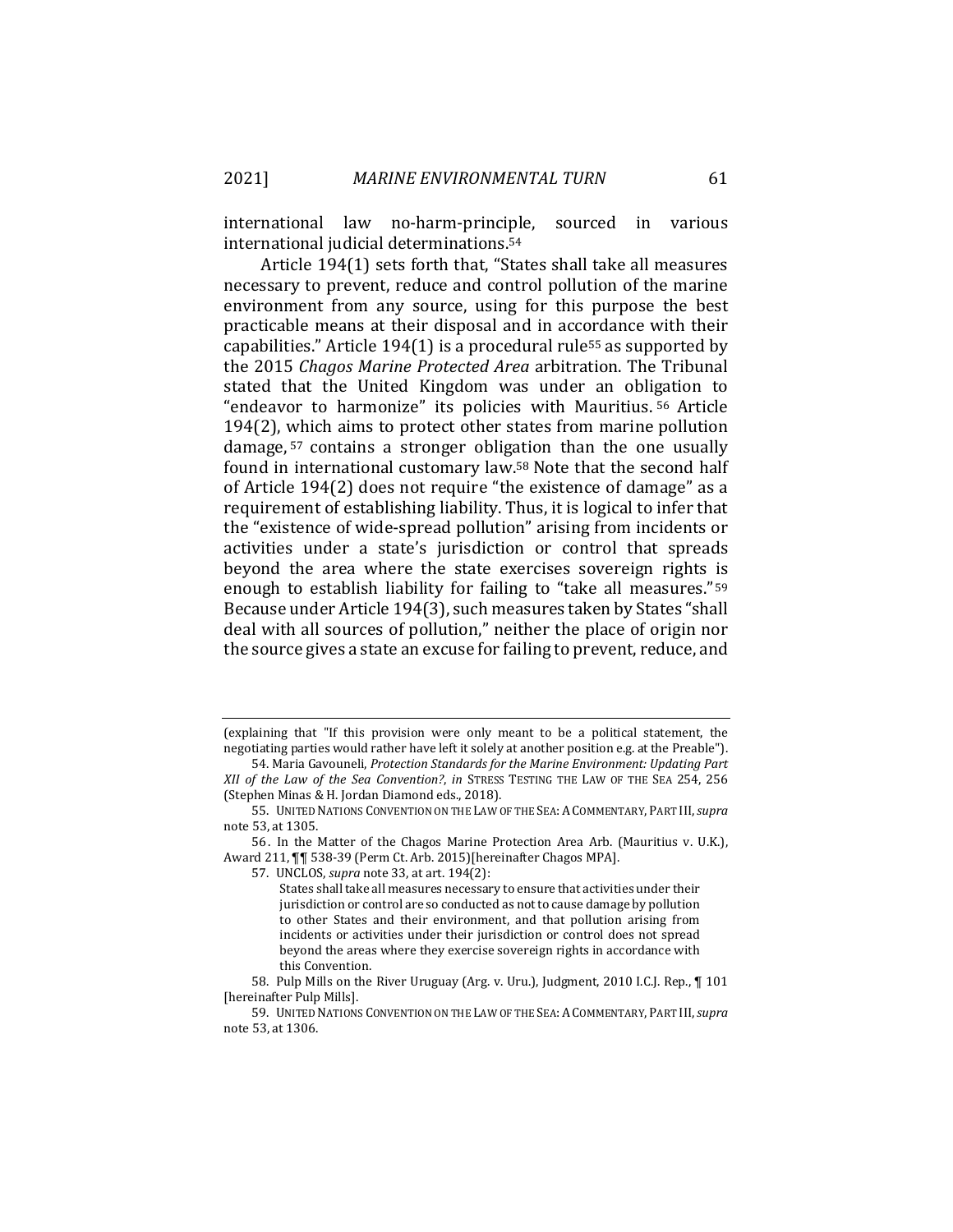international law no-harm-principle, sourced in various international judicial determinations.[54]

Article 194(1) sets forth that, "States shall take all measures necessary to prevent, reduce and control pollution of the marine environment from any source, using for this purpose the best practicable means at their disposal and in accordance with their capabilities." Article 194(1) is a procedural rule[55] as supported by the 2015 *Chagos Marine Protected Area* arbitration. The Tribunal stated that the United Kingdom was under an obligation to "endeavor to harmonize" its policies with Mauritius.[56] Article 194(2), which aims to protect other states from marine pollution damage,[57] contains a stronger obligation than the one usually found in international customary law.[58] Note that the second half of Article 194(2) does not require "the existence of damage" as a requirement of establishing liability. Thus, it is logical to infer that the "existence of wide-spread pollution" arising from incidents or activities under a state's jurisdiction or control that spreads beyond the area where the state exercises sovereign rights is enough to establish liability for failing to "take all measures."[59] Because under Article 194(3), such measures taken by States "shall deal with all sources of pollution," neither the place of origin nor the source gives a state an excuse for failing to prevent, reduce, and

---

(explaining that "If this provision were only meant to be a political statement, the negotiating parties would rather have left it solely at another position e.g. at the Preable").

54. Maria Gavouneli, *Protection Standards for the Marine Environment: Updating Part XII of the Law of the Sea Convention?*, *in* STRESS TESTING THE LAW OF THE SEA 254, 256 (Stephen Minas & H. Jordan Diamond eds., 2018).

55. UNITED NATIONS CONVENTION ON THE LAW OF THE SEA: A COMMENTARY, PART III, *supra* note 53, at 1305.

56. In the Matter of the Chagos Marine Protection Area Arb. (Mauritius v. U.K.), Award 211, ¶¶ 538-39 (Perm Ct. Arb. 2015)[hereinafter Chagos MPA].

57. UNCLOS, *supra* note 33, at art. 194(2):

> States shall take all measures necessary to ensure that activities under their jurisdiction or control are so conducted as not to cause damage by pollution to other States and their environment, and that pollution arising from incidents or activities under their jurisdiction or control does not spread beyond the areas where they exercise sovereign rights in accordance with this Convention.

58. Pulp Mills on the River Uruguay (Arg. v. Uru.), Judgment, 2010 I.C.J. Rep., ¶ 101 [hereinafter Pulp Mills].

59. UNITED NATIONS CONVENTION ON THE LAW OF THE SEA: A COMMENTARY, PART III, *supra* note 53, at 1306.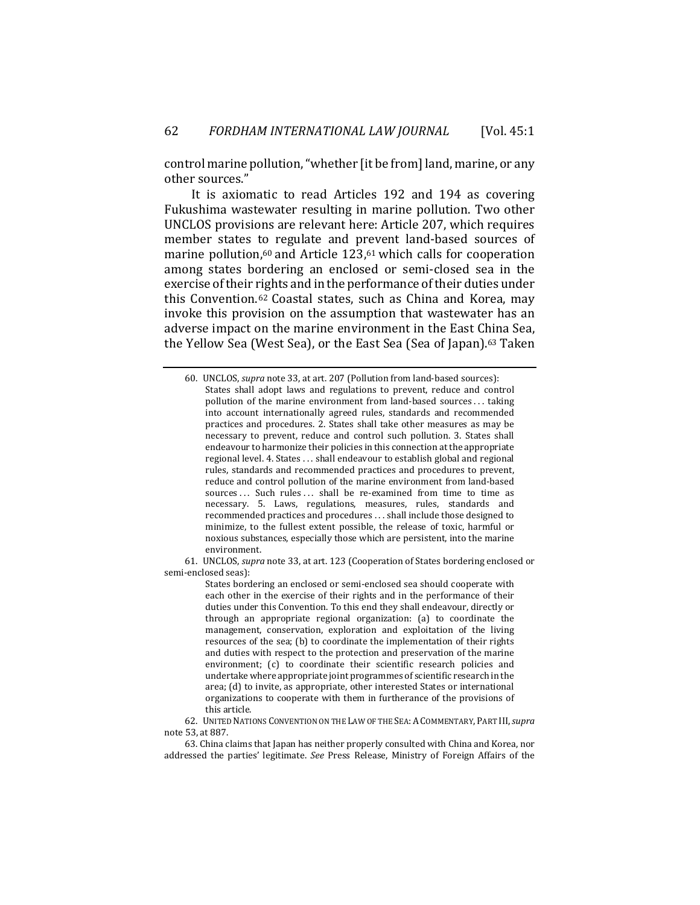control marine pollution, "whether [it be from] land, marine, or any other sources."

It is axiomatic to read Articles 192 and 194 as covering Fukushima wastewater resulting in marine pollution. Two other UNCLOS provisions are relevant here: Article 207, which requires member states to regulate and prevent land-based sources of marine pollution,[60] and Article 123,[61] which calls for cooperation among states bordering an enclosed or semi-closed sea in the exercise of their rights and in the performance of their duties under this Convention.[62] Coastal states, such as China and Korea, may invoke this provision on the assumption that wastewater has an adverse impact on the marine environment in the East China Sea, the Yellow Sea (West Sea), or the East Sea (Sea of Japan).[63] Taken

---

60. UNCLOS, *supra* note 33, at art. 207 (Pollution from land-based sources):

> States shall adopt laws and regulations to prevent, reduce and control pollution of the marine environment from land-based sources . . . taking into account internationally agreed rules, standards and recommended practices and procedures. 2. States shall take other measures as may be necessary to prevent, reduce and control such pollution. 3. States shall endeavour to harmonize their policies in this connection at the appropriate regional level. 4. States . . . shall endeavour to establish global and regional rules, standards and recommended practices and procedures to prevent, reduce and control pollution of the marine environment from land-based sources . . . Such rules . . . shall be re-examined from time to time as necessary. 5. Laws, regulations, measures, rules, standards and recommended practices and procedures . . . shall include those designed to minimize, to the fullest extent possible, the release of toxic, harmful or noxious substances, especially those which are persistent, into the marine environment.

61. UNCLOS, *supra* note 33, at art. 123 (Cooperation of States bordering enclosed or semi-enclosed seas):

> States bordering an enclosed or semi-enclosed sea should cooperate with each other in the exercise of their rights and in the performance of their duties under this Convention. To this end they shall endeavour, directly or through an appropriate regional organization: (a) to coordinate the management, conservation, exploration and exploitation of the living resources of the sea; (b) to coordinate the implementation of their rights and duties with respect to the protection and preservation of the marine environment; (c) to coordinate their scientific research policies and undertake where appropriate joint programmes of scientific research in the area; (d) to invite, as appropriate, other interested States or international organizations to cooperate with them in furtherance of the provisions of this article.

62. UNITED NATIONS CONVENTION ON THE LAW OF THE SEA: A COMMENTARY, PART III, *supra* note 53, at 887.

63. China claims that Japan has neither properly consulted with China and Korea, nor addressed the parties' legitimate. *See* Press Release, Ministry of Foreign Affairs of the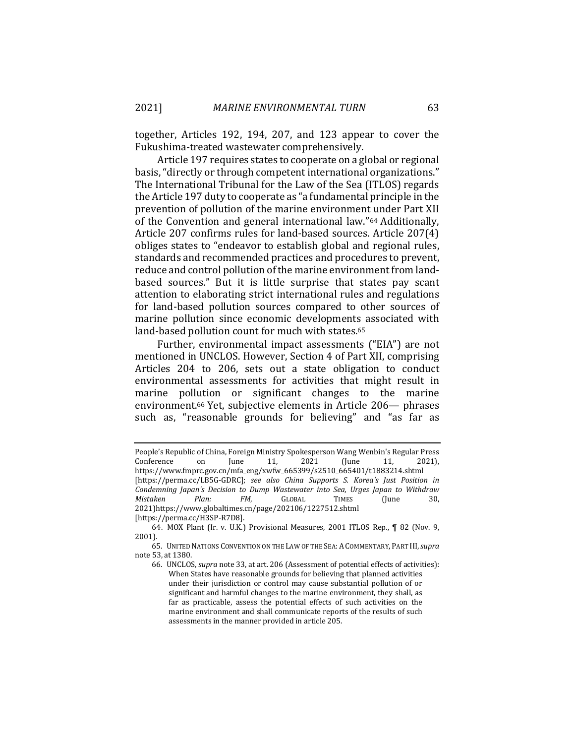together, Articles 192, 194, 207, and 123 appear to cover the Fukushima-treated wastewater comprehensively.

Article 197 requires states to cooperate on a global or regional basis, "directly or through competent international organizations." The International Tribunal for the Law of the Sea (ITLOS) regards the Article 197 duty to cooperate as "a fundamental principle in the prevention of pollution of the marine environment under Part XII of the Convention and general international law."[64] Additionally, Article 207 confirms rules for land-based sources. Article 207(4) obliges states to "endeavor to establish global and regional rules, standards and recommended practices and procedures to prevent, reduce and control pollution of the marine environment from land-based sources." But it is little surprise that states pay scant attention to elaborating strict international rules and regulations for land-based pollution sources compared to other sources of marine pollution since economic developments associated with land-based pollution count for much with states.[65]

Further, environmental impact assessments ("EIA") are not mentioned in UNCLOS. However, Section 4 of Part XII, comprising Articles 204 to 206, sets out a state obligation to conduct environmental assessments for activities that might result in marine pollution or significant changes to the marine environment.[66] Yet, subjective elements in Article 206— phrases such as, "reasonable grounds for believing" and "as far as

---

People's Republic of China, Foreign Ministry Spokesperson Wang Wenbin's Regular Press Conference on June 11, 2021 (June 11, 2021), https://www.fmprc.gov.cn/mfa_eng/xwfw_665399/s2510_665401/t1883214.shtml [https://perma.cc/LB5G-GDRC]; *see also China Supports S. Korea's Just Position in Condemning Japan's Decision to Dump Wastewater into Sea, Urges Japan to Withdraw Mistaken Plan: FM*, GLOBAL TIMES (June 30, 2021)https://www.globaltimes.cn/page/202106/1227512.shtml [https://perma.cc/H3SP-R7D8].

64. MOX Plant (Ir. v. U.K.) Provisional Measures, 2001 ITLOS Rep., ¶ 82 (Nov. 9, 2001).

65. UNITED NATIONS CONVENTION ON THE LAW OF THE SEA: A COMMENTARY, PART III, *supra* note 53, at 1380.

66. UNCLOS, *supra* note 33, at art. 206 (Assessment of potential effects of activities):

> When States have reasonable grounds for believing that planned activities under their jurisdiction or control may cause substantial pollution of or significant and harmful changes to the marine environment, they shall, as far as practicable, assess the potential effects of such activities on the marine environment and shall communicate reports of the results of such assessments in the manner provided in article 205.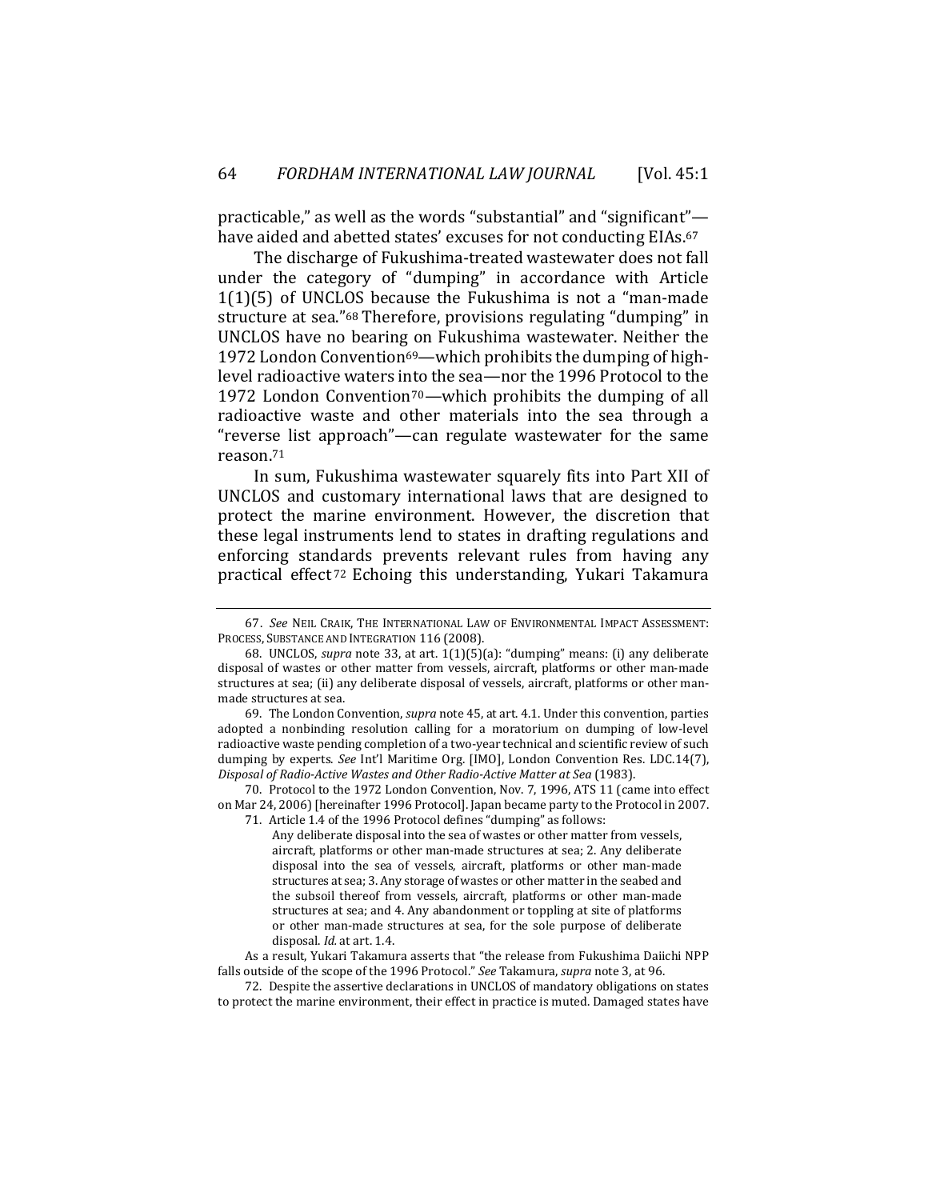practicable," as well as the words "substantial" and "significant"—have aided and abetted states' excuses for not conducting EIAs.[67]

The discharge of Fukushima-treated wastewater does not fall under the category of "dumping" in accordance with Article 1(1)(5) of UNCLOS because the Fukushima is not a "man-made structure at sea."[68] Therefore, provisions regulating "dumping" in UNCLOS have no bearing on Fukushima wastewater. Neither the 1972 London Convention[69]—which prohibits the dumping of high-level radioactive waters into the sea—nor the 1996 Protocol to the 1972 London Convention[70]—which prohibits the dumping of all radioactive waste and other materials into the sea through a "reverse list approach"—can regulate wastewater for the same reason.[71]

In sum, Fukushima wastewater squarely fits into Part XII of UNCLOS and customary international laws that are designed to protect the marine environment. However, the discretion that these legal instruments lend to states in drafting regulations and enforcing standards prevents relevant rules from having any practical effect[72] Echoing this understanding, Yukari Takamura

---

67. *See* NEIL CRAIK, THE INTERNATIONAL LAW OF ENVIRONMENTAL IMPACT ASSESSMENT: PROCESS, SUBSTANCE AND INTEGRATION 116 (2008).

68. UNCLOS, *supra* note 33, at art. 1(1)(5)(a): "dumping" means: (i) any deliberate disposal of wastes or other matter from vessels, aircraft, platforms or other man-made structures at sea; (ii) any deliberate disposal of vessels, aircraft, platforms or other man-made structures at sea.

69. The London Convention, *supra* note 45, at art. 4.1. Under this convention, parties adopted a nonbinding resolution calling for a moratorium on dumping of low-level radioactive waste pending completion of a two-year technical and scientific review of such dumping by experts. *See* Int'l Maritime Org. [IMO], London Convention Res. LDC.14(7), *Disposal of Radio-Active Wastes and Other Radio-Active Matter at Sea* (1983).

70. Protocol to the 1972 London Convention, Nov. 7, 1996, ATS 11 (came into effect on Mar 24, 2006) [hereinafter 1996 Protocol]. Japan became party to the Protocol in 2007.

71. Article 1.4 of the 1996 Protocol defines "dumping" as follows:

> Any deliberate disposal into the sea of wastes or other matter from vessels, aircraft, platforms or other man-made structures at sea; 2. Any deliberate disposal into the sea of vessels, aircraft, platforms or other man-made structures at sea; 3. Any storage of wastes or other matter in the seabed and the subsoil thereof from vessels, aircraft, platforms or other man-made structures at sea; and 4. Any abandonment or toppling at site of platforms or other man-made structures at sea, for the sole purpose of deliberate disposal. *Id.* at art. 1.4.

As a result, Yukari Takamura asserts that "the release from Fukushima Daiichi NPP falls outside of the scope of the 1996 Protocol." *See* Takamura, *supra* note 3, at 96.

72. Despite the assertive declarations in UNCLOS of mandatory obligations on states to protect the marine environment, their effect in practice is muted. Damaged states have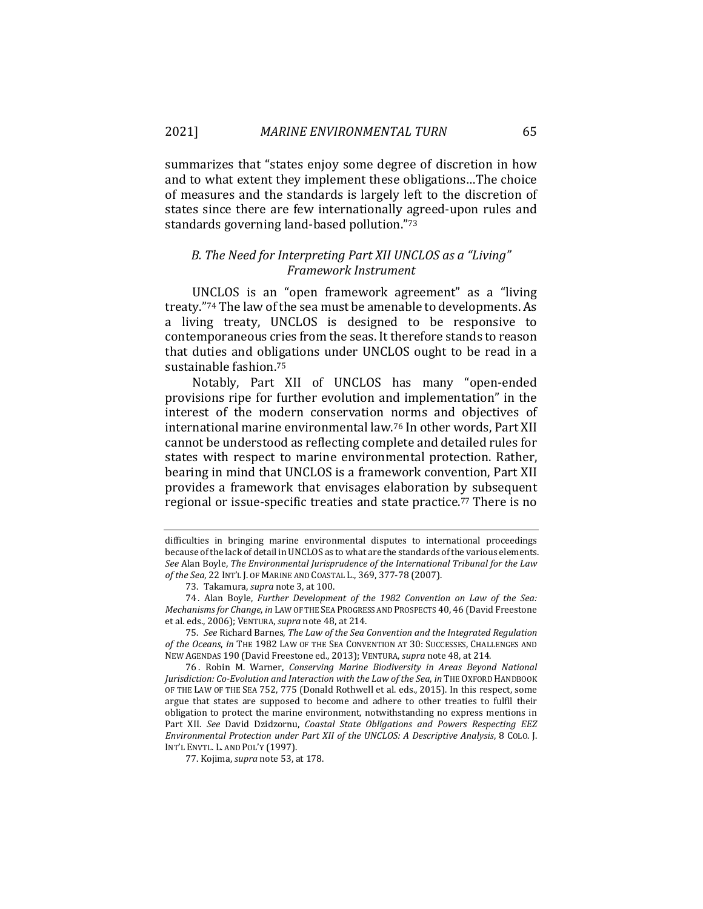summarizes that "states enjoy some degree of discretion in how and to what extent they implement these obligations…The choice of measures and the standards is largely left to the discretion of states since there are few internationally agreed-upon rules and standards governing land-based pollution."[73]

### *B. The Need for Interpreting Part XII UNCLOS as a "Living" Framework Instrument*

UNCLOS is an "open framework agreement" as a "living treaty."[74] The law of the sea must be amenable to developments. As a living treaty, UNCLOS is designed to be responsive to contemporaneous cries from the seas. It therefore stands to reason that duties and obligations under UNCLOS ought to be read in a sustainable fashion.[75]

Notably, Part XII of UNCLOS has many "open-ended provisions ripe for further evolution and implementation" in the interest of the modern conservation norms and objectives of international marine environmental law.[76] In other words, Part XII cannot be understood as reflecting complete and detailed rules for states with respect to marine environmental protection. Rather, bearing in mind that UNCLOS is a framework convention, Part XII provides a framework that envisages elaboration by subsequent regional or issue-specific treaties and state practice.[77] There is no

---

difficulties in bringing marine environmental disputes to international proceedings because of the lack of detail in UNCLOS as to what are the standards of the various elements. *See* Alan Boyle, *The Environmental Jurisprudence of the International Tribunal for the Law of the Sea*, 22 INT'L J. OF MARINE AND COASTAL L., 369, 377-78 (2007).

73. Takamura, *supra* note 3, at 100.

74. Alan Boyle, *Further Development of the 1982 Convention on Law of the Sea: Mechanisms for Change*, *in* LAW OF THE SEA PROGRESS AND PROSPECTS 40, 46 (David Freestone et al. eds., 2006); VENTURA, *supra* note 48, at 214.

75. *See* Richard Barnes, *The Law of the Sea Convention and the Integrated Regulation of the Oceans*, *in* THE 1982 LAW OF THE SEA CONVENTION AT 30: SUCCESSES, CHALLENGES AND NEW AGENDAS 190 (David Freestone ed., 2013); VENTURA, *supra* note 48, at 214.

76. Robin M. Warner, *Conserving Marine Biodiversity in Areas Beyond National Jurisdiction: Co-Evolution and Interaction with the Law of the Sea*, *in* THE OXFORD HANDBOOK OF THE LAW OF THE SEA 752, 775 (Donald Rothwell et al. eds., 2015). In this respect, some argue that states are supposed to become and adhere to other treaties to fulfil their obligation to protect the marine environment, notwithstanding no express mentions in Part XII. *See* David Dzidzornu, *Coastal State Obligations and Powers Respecting EEZ Environmental Protection under Part XII of the UNCLOS: A Descriptive Analysis*, 8 COLO. J. INT'L ENVTL. L. AND POL'Y (1997).

77. Kojima, *supra* note 53, at 178.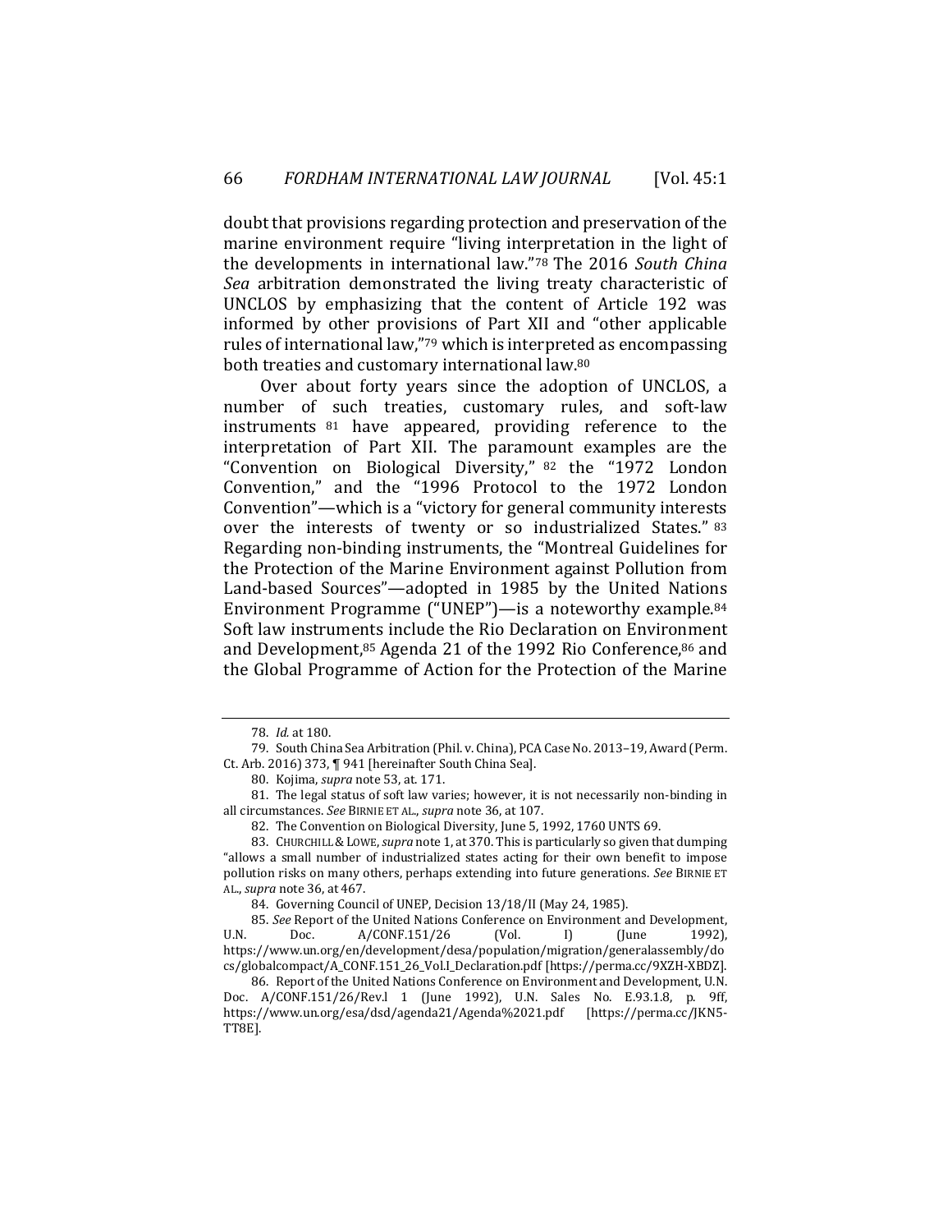doubt that provisions regarding protection and preservation of the marine environment require "living interpretation in the light of the developments in international law."[78] The 2016 *South China Sea* arbitration demonstrated the living treaty characteristic of UNCLOS by emphasizing that the content of Article 192 was informed by other provisions of Part XII and "other applicable rules of international law,"[79] which is interpreted as encompassing both treaties and customary international law.[80]

Over about forty years since the adoption of UNCLOS, a number of such treaties, customary rules, and soft-law instruments [81] have appeared, providing reference to the interpretation of Part XII. The paramount examples are the "Convention on Biological Diversity," [82] the "1972 London Convention," and the "1996 Protocol to the 1972 London Convention"—which is a "victory for general community interests over the interests of twenty or so industrialized States." [83] Regarding non-binding instruments, the "Montreal Guidelines for the Protection of the Marine Environment against Pollution from Land-based Sources"—adopted in 1985 by the United Nations Environment Programme ("UNEP")—is a noteworthy example.[84] Soft law instruments include the Rio Declaration on Environment and Development,[85] Agenda 21 of the 1992 Rio Conference,[86] and the Global Programme of Action for the Protection of the Marine

---

78. *Id.* at 180.

79. South China Sea Arbitration (Phil. v. China), PCA Case No. 2013–19, Award (Perm. Ct. Arb. 2016) 373, ¶ 941 [hereinafter South China Sea].

80. Kojima, *supra* note 53, at. 171.

81. The legal status of soft law varies; however, it is not necessarily non-binding in all circumstances. *See* BIRNIE ET AL., *supra* note 36, at 107.

82. The Convention on Biological Diversity, June 5, 1992, 1760 UNTS 69.

83. CHURCHILL & LOWE, *supra* note 1, at 370. This is particularly so given that dumping "allows a small number of industrialized states acting for their own benefit to impose pollution risks on many others, perhaps extending into future generations. *See* BIRNIE ET AL., *supra* note 36, at 467.

84. Governing Council of UNEP, Decision 13/18/II (May 24, 1985).

85. *See* Report of the United Nations Conference on Environment and Development, U.N. Doc. A/CONF.151/26 (Vol. I) (June 1992), https://www.un.org/en/development/desa/population/migration/generalassembly/docs/globalcompact/A_CONF.151_26_Vol.I_Declaration.pdf [https://perma.cc/9XZH-XBDZ].

86. Report of the United Nations Conference on Environment and Development, U.N. Doc. A/CONF.151/26/Rev.l 1 (June 1992), U.N. Sales No. E.93.1.8, p. 9ff, https://www.un.org/esa/dsd/agenda21/Agenda%2021.pdf [https://perma.cc/JKN5-TT8E].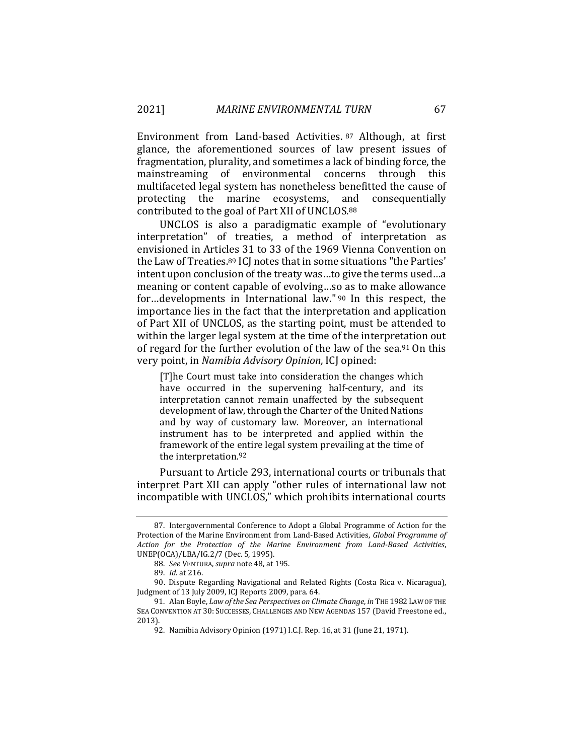Environment from Land-based Activities.[87] Although, at first glance, the aforementioned sources of law present issues of fragmentation, plurality, and sometimes a lack of binding force, the mainstreaming of environmental concerns through this multifaceted legal system has nonetheless benefitted the cause of protecting the marine ecosystems, and consequentially contributed to the goal of Part XII of UNCLOS.[88]

UNCLOS is also a paradigmatic example of "evolutionary interpretation" of treaties, a method of interpretation as envisioned in Articles 31 to 33 of the 1969 Vienna Convention on the Law of Treaties.[89] ICJ notes that in some situations "the Parties' intent upon conclusion of the treaty was…to give the terms used…a meaning or content capable of evolving…so as to make allowance for…developments in International law."[90] In this respect, the importance lies in the fact that the interpretation and application of Part XII of UNCLOS, as the starting point, must be attended to within the larger legal system at the time of the interpretation out of regard for the further evolution of the law of the sea.[91] On this very point, in *Namibia Advisory Opinion,* ICJ opined:

> [T]he Court must take into consideration the changes which have occurred in the supervening half-century, and its interpretation cannot remain unaffected by the subsequent development of law, through the Charter of the United Nations and by way of customary law. Moreover, an international instrument has to be interpreted and applied within the framework of the entire legal system prevailing at the time of the interpretation.[92]

Pursuant to Article 293, international courts or tribunals that interpret Part XII can apply "other rules of international law not incompatible with UNCLOS," which prohibits international courts

---

87. Intergovernmental Conference to Adopt a Global Programme of Action for the Protection of the Marine Environment from Land-Based Activities, *Global Programme of Action for the Protection of the Marine Environment from Land-Based Activities*, UNEP(OCA)/LBA/IG.2/7 (Dec. 5, 1995).

88. *See* VENTURA, *supra* note 48, at 195.

89. *Id.* at 216.

90. Dispute Regarding Navigational and Related Rights (Costa Rica v. Nicaragua), Judgment of 13 July 2009, ICJ Reports 2009, para. 64.

91. Alan Boyle, *Law of the Sea Perspectives on Climate Change*, *in* THE 1982 LAW OF THE SEA CONVENTION AT 30: SUCCESSES, CHALLENGES AND NEW AGENDAS 157 (David Freestone ed., 2013).

92. Namibia Advisory Opinion (1971) I.C.J. Rep. 16, at 31 (June 21, 1971).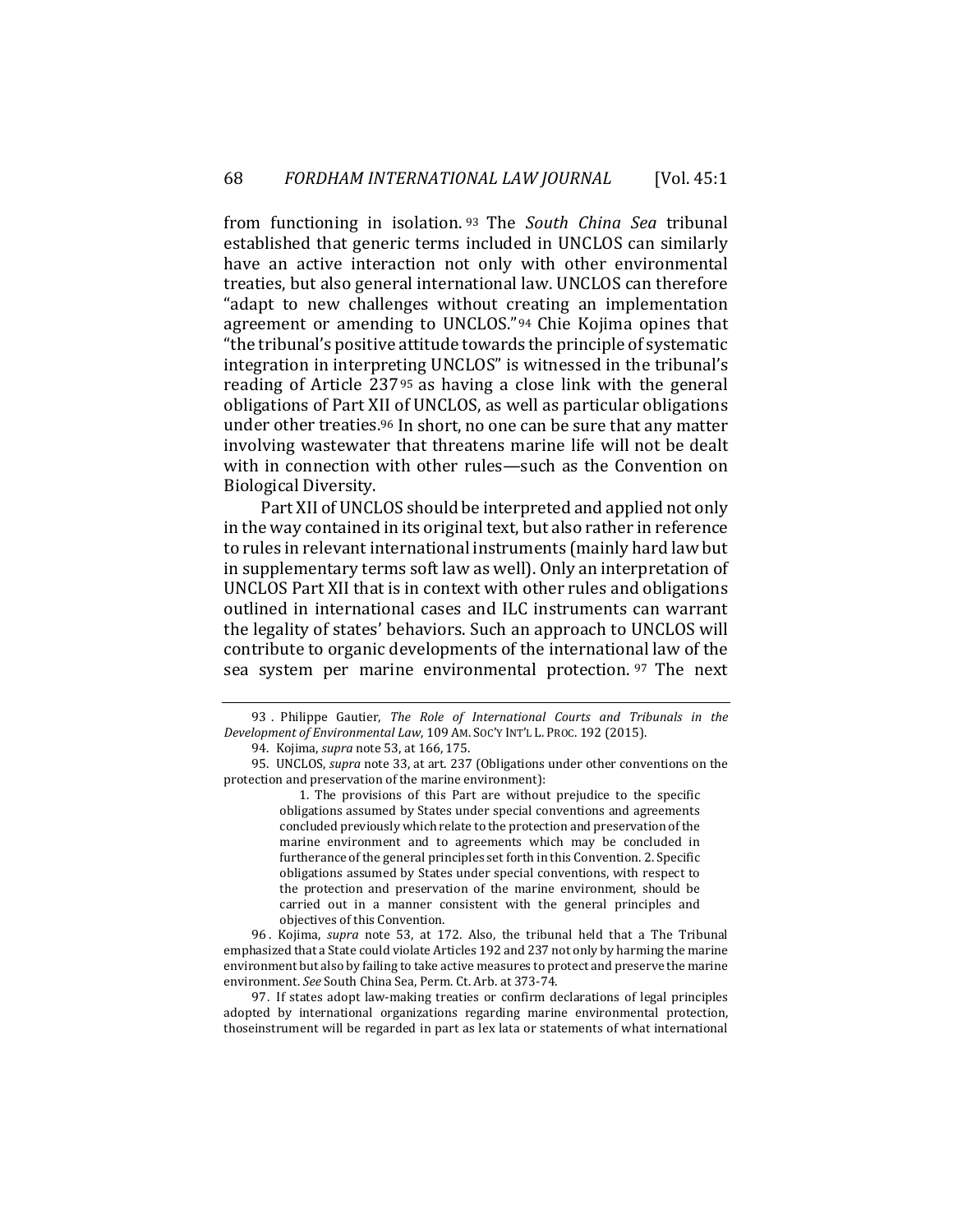from functioning in isolation.[93] The *South China Sea* tribunal established that generic terms included in UNCLOS can similarly have an active interaction not only with other environmental treaties, but also general international law. UNCLOS can therefore "adapt to new challenges without creating an implementation agreement or amending to UNCLOS."[94] Chie Kojima opines that "the tribunal's positive attitude towards the principle of systematic integration in interpreting UNCLOS" is witnessed in the tribunal's reading of Article 237[95] as having a close link with the general obligations of Part XII of UNCLOS, as well as particular obligations under other treaties.[96] In short, no one can be sure that any matter involving wastewater that threatens marine life will not be dealt with in connection with other rules—such as the Convention on Biological Diversity.

Part XII of UNCLOS should be interpreted and applied not only in the way contained in its original text, but also rather in reference to rules in relevant international instruments (mainly hard law but in supplementary terms soft law as well). Only an interpretation of UNCLOS Part XII that is in context with other rules and obligations outlined in international cases and ILC instruments can warrant the legality of states' behaviors. Such an approach to UNCLOS will contribute to organic developments of the international law of the sea system per marine environmental protection.[97] The next

---

93 . Philippe Gautier, *The Role of International Courts and Tribunals in the Development of Environmental Law*, 109 AM. SOC'Y INT'L L. PROC. 192 (2015).

94. Kojima, *supra* note 53, at 166, 175.

95. UNCLOS, *supra* note 33, at art. 237 (Obligations under other conventions on the protection and preservation of the marine environment):

> 1. The provisions of this Part are without prejudice to the specific obligations assumed by States under special conventions and agreements concluded previously which relate to the protection and preservation of the marine environment and to agreements which may be concluded in furtherance of the general principles set forth in this Convention. 2. Specific obligations assumed by States under special conventions, with respect to the protection and preservation of the marine environment, should be carried out in a manner consistent with the general principles and objectives of this Convention.

96 . Kojima, *supra* note 53, at 172. Also, the tribunal held that a The Tribunal emphasized that a State could violate Articles 192 and 237 not only by harming the marine environment but also by failing to take active measures to protect and preserve the marine environment. *See* South China Sea, Perm. Ct. Arb. at 373-74.

97. If states adopt law-making treaties or confirm declarations of legal principles adopted by international organizations regarding marine environmental protection, thoseinstrument will be regarded in part as lex lata or statements of what international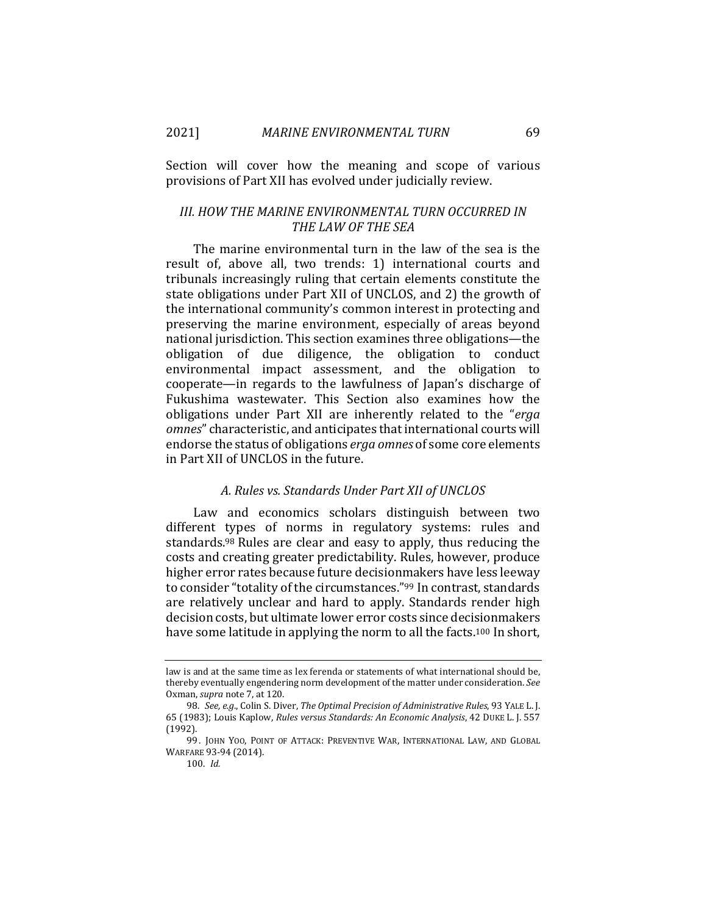Section will cover how the meaning and scope of various provisions of Part XII has evolved under judicially review.

## *III. HOW THE MARINE ENVIRONMENTAL TURN OCCURRED IN THE LAW OF THE SEA*

The marine environmental turn in the law of the sea is the result of, above all, two trends: 1) international courts and tribunals increasingly ruling that certain elements constitute the state obligations under Part XII of UNCLOS, and 2) the growth of the international community's common interest in protecting and preserving the marine environment, especially of areas beyond national jurisdiction. This section examines three obligations—the obligation of due diligence, the obligation to conduct environmental impact assessment, and the obligation to cooperate—in regards to the lawfulness of Japan's discharge of Fukushima wastewater. This Section also examines how the obligations under Part XII are inherently related to the "*erga omnes*" characteristic, and anticipates that international courts will endorse the status of obligations *erga omnes* of some core elements in Part XII of UNCLOS in the future.

### *A. Rules vs. Standards Under Part XII of UNCLOS*

Law and economics scholars distinguish between two different types of norms in regulatory systems: rules and standards.[98] Rules are clear and easy to apply, thus reducing the costs and creating greater predictability. Rules, however, produce higher error rates because future decisionmakers have less leeway to consider "totality of the circumstances."[99] In contrast, standards are relatively unclear and hard to apply. Standards render high decision costs, but ultimate lower error costs since decisionmakers have some latitude in applying the norm to all the facts.[100] In short,

---

law is and at the same time as lex ferenda or statements of what international should be, thereby eventually engendering norm development of the matter under consideration. *See* Oxman, *supra* note 7, at 120.

98. *See, e.g.*, Colin S. Diver, *The Optimal Precision of Administrative Rules*, 93 YALE L. J. 65 (1983); Louis Kaplow, *Rules versus Standards: An Economic Analysis*, 42 DUKE L. J. 557 (1992).

99. JOHN YOO, POINT OF ATTACK: PREVENTIVE WAR, INTERNATIONAL LAW, AND GLOBAL WARFARE 93-94 (2014).

100. *Id.*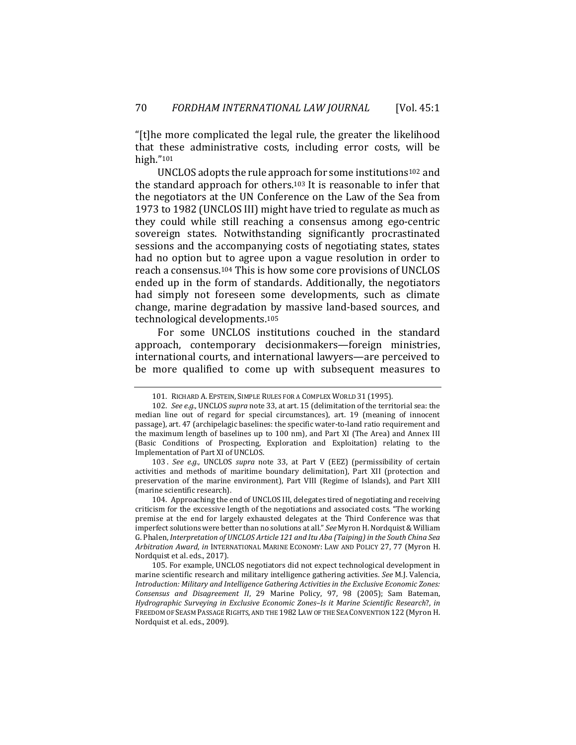"[t]he more complicated the legal rule, the greater the likelihood that these administrative costs, including error costs, will be high."[101]

UNCLOS adopts the rule approach for some institutions[102] and the standard approach for others.[103] It is reasonable to infer that the negotiators at the UN Conference on the Law of the Sea from 1973 to 1982 (UNCLOS III) might have tried to regulate as much as they could while still reaching a consensus among ego-centric sovereign states. Notwithstanding significantly procrastinated sessions and the accompanying costs of negotiating states, states had no option but to agree upon a vague resolution in order to reach a consensus.[104] This is how some core provisions of UNCLOS ended up in the form of standards. Additionally, the negotiators had simply not foreseen some developments, such as climate change, marine degradation by massive land-based sources, and technological developments.[105]

For some UNCLOS institutions couched in the standard approach, contemporary decisionmakers—foreign ministries, international courts, and international lawyers—are perceived to be more qualified to come up with subsequent measures to

---

101. RICHARD A. EPSTEIN, SIMPLE RULES FOR A COMPLEX WORLD 31 (1995).

102. *See e.g.,* UNCLOS *supra* note 33, at art. 15 (delimitation of the territorial sea: the median line out of regard for special circumstances), art. 19 (meaning of innocent passage), art. 47 (archipelagic baselines: the specific water-to-land ratio requirement and the maximum length of baselines up to 100 nm), and Part XI (The Area) and Annex III (Basic Conditions of Prospecting, Exploration and Exploitation) relating to the Implementation of Part XI of UNCLOS.

103. *See e.g.,* UNCLOS *supra* note 33, at Part V (EEZ) (permissibility of certain activities and methods of maritime boundary delimitation), Part XII (protection and preservation of the marine environment), Part VIII (Regime of Islands), and Part XIII (marine scientific research).

104. Approaching the end of UNCLOS III, delegates tired of negotiating and receiving criticism for the excessive length of the negotiations and associated costs. "The working premise at the end for largely exhausted delegates at the Third Conference was that imperfect solutions were better than no solutions at all." *See* Myron H. Nordquist & William G. Phalen, *Interpretation of UNCLOS Article 121 and Itu Aba (Taiping) in the South China Sea Arbitration Award*, *in* INTERNATIONAL MARINE ECONOMY: LAW AND POLICY 27, 77 (Myron H. Nordquist et al. eds., 2017).

105. For example, UNCLOS negotiators did not expect technological development in marine scientific research and military intelligence gathering activities. *See* M.J. Valencia, *Introduction: Military and Intelligence Gathering Activities in the Exclusive Economic Zones: Consensus and Disagreement II*, 29 Marine Policy, 97, 98 (2005); Sam Bateman, *Hydrographic Surveying in Exclusive Economic Zones–Is it Marine Scientific Research?*, *in* FREEDOM OF SEASM PASSAGE RIGHTS, AND THE 1982 LAW OF THE SEA CONVENTION 122 (Myron H. Nordquist et al. eds., 2009).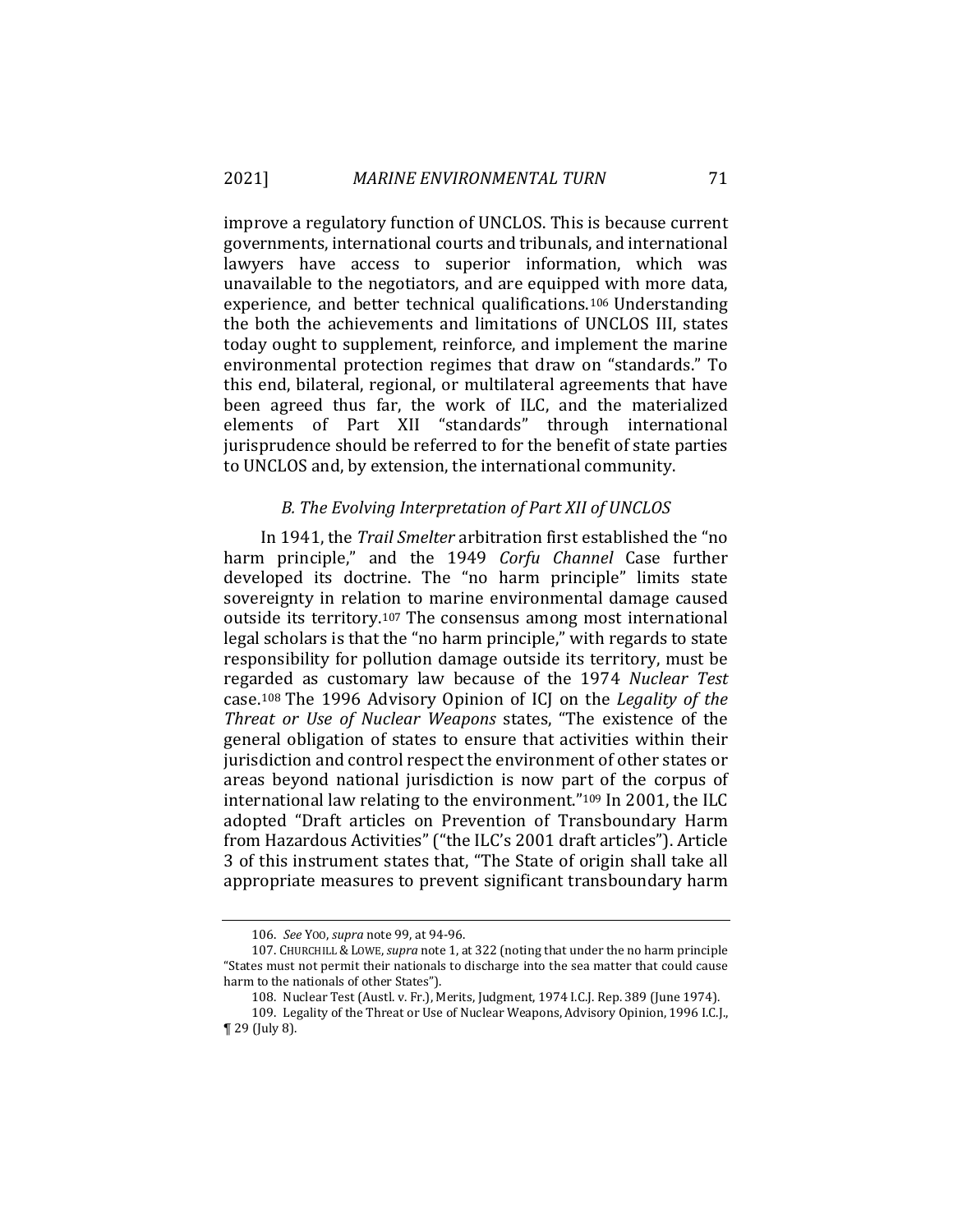improve a regulatory function of UNCLOS. This is because current governments, international courts and tribunals, and international lawyers have access to superior information, which was unavailable to the negotiators, and are equipped with more data, experience, and better technical qualifications.[106] Understanding the both the achievements and limitations of UNCLOS III, states today ought to supplement, reinforce, and implement the marine environmental protection regimes that draw on "standards." To this end, bilateral, regional, or multilateral agreements that have been agreed thus far, the work of ILC, and the materialized elements of Part XII "standards" through international jurisprudence should be referred to for the benefit of state parties to UNCLOS and, by extension, the international community.

### *B. The Evolving Interpretation of Part XII of UNCLOS*

In 1941, the *Trail Smelter* arbitration first established the "no harm principle," and the 1949 *Corfu Channel* Case further developed its doctrine. The "no harm principle" limits state sovereignty in relation to marine environmental damage caused outside its territory.[107] The consensus among most international legal scholars is that the "no harm principle," with regards to state responsibility for pollution damage outside its territory, must be regarded as customary law because of the 1974 *Nuclear Test* case.[108] The 1996 Advisory Opinion of ICJ on the *Legality of the Threat or Use of Nuclear Weapons* states, "The existence of the general obligation of states to ensure that activities within their jurisdiction and control respect the environment of other states or areas beyond national jurisdiction is now part of the corpus of international law relating to the environment."[109] In 2001, the ILC adopted "Draft articles on Prevention of Transboundary Harm from Hazardous Activities" ("the ILC's 2001 draft articles"). Article 3 of this instrument states that, "The State of origin shall take all appropriate measures to prevent significant transboundary harm

---

106. *See* YOO, *supra* note 99, at 94-96.

107. CHURCHILL & LOWE, *supra* note 1, at 322 (noting that under the no harm principle "States must not permit their nationals to discharge into the sea matter that could cause harm to the nationals of other States").

108. Nuclear Test (Austl. v. Fr.), Merits, Judgment, 1974 I.C.J. Rep. 389 (June 1974).

109. Legality of the Threat or Use of Nuclear Weapons, Advisory Opinion, 1996 I.C.J., ¶ 29 (July 8).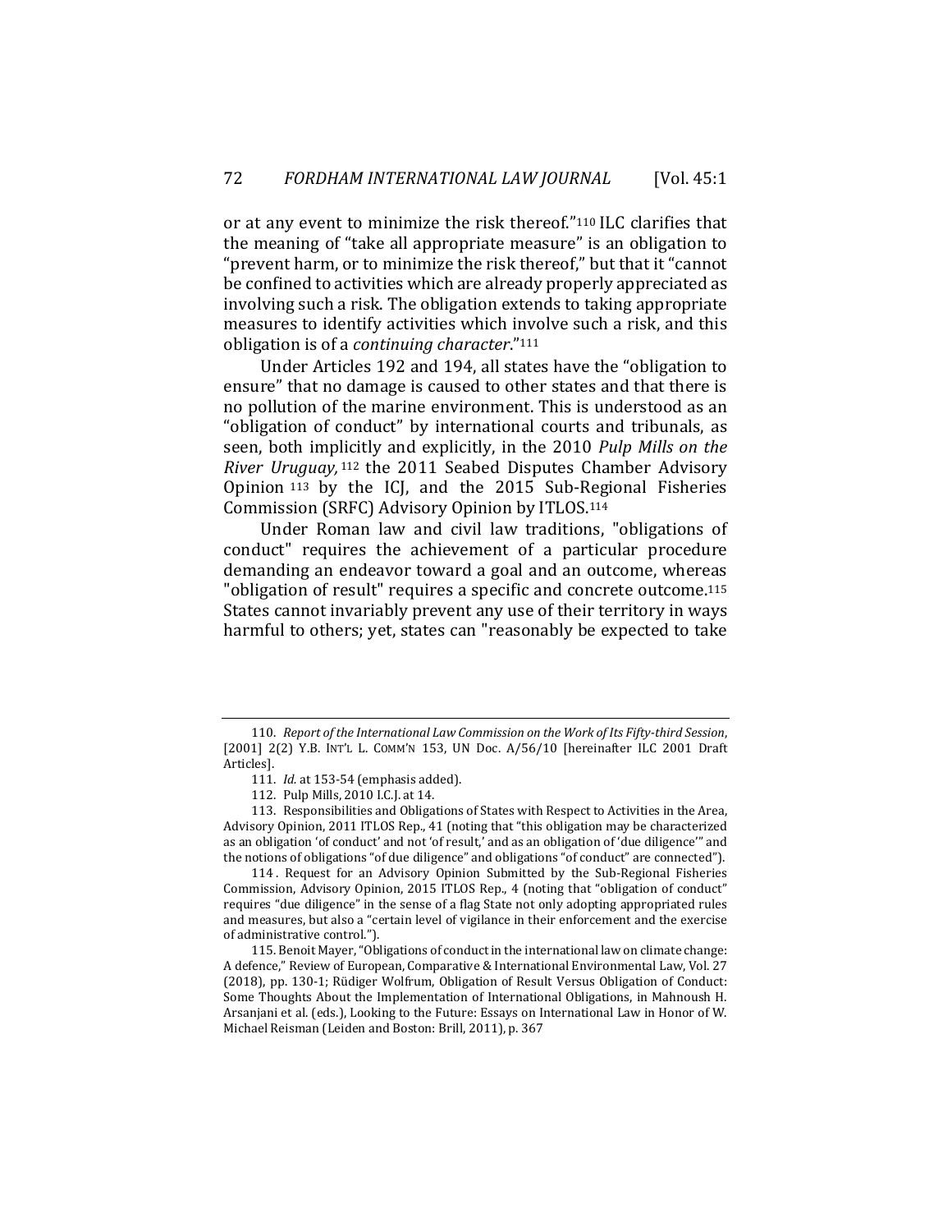or at any event to minimize the risk thereof."[110] ILC clarifies that the meaning of "take all appropriate measure" is an obligation to "prevent harm, or to minimize the risk thereof," but that it "cannot be confined to activities which are already properly appreciated as involving such a risk. The obligation extends to taking appropriate measures to identify activities which involve such a risk, and this obligation is of a *continuing character*."[111]

Under Articles 192 and 194, all states have the "obligation to ensure" that no damage is caused to other states and that there is no pollution of the marine environment. This is understood as an "obligation of conduct" by international courts and tribunals, as seen, both implicitly and explicitly, in the 2010 *Pulp Mills on the River Uruguay,*[112] the 2011 Seabed Disputes Chamber Advisory Opinion[113] by the ICJ, and the 2015 Sub-Regional Fisheries Commission (SRFC) Advisory Opinion by ITLOS.[114]

Under Roman law and civil law traditions, "obligations of conduct" requires the achievement of a particular procedure demanding an endeavor toward a goal and an outcome, whereas "obligation of result" requires a specific and concrete outcome.[115] States cannot invariably prevent any use of their territory in ways harmful to others; yet, states can "reasonably be expected to take

---

110. *Report of the International Law Commission on the Work of Its Fifty-third Session*, [2001] 2(2) Y.B. INT'L L. COMM'N 153, UN Doc. A/56/10 [hereinafter ILC 2001 Draft Articles].

111. *Id.* at 153-54 (emphasis added).

112. Pulp Mills, 2010 I.C.J. at 14.

113. Responsibilities and Obligations of States with Respect to Activities in the Area, Advisory Opinion, 2011 ITLOS Rep., 41 (noting that "this obligation may be characterized as an obligation 'of conduct' and not 'of result,' and as an obligation of 'due diligence'" and the notions of obligations "of due diligence" and obligations "of conduct" are connected").

114. Request for an Advisory Opinion Submitted by the Sub-Regional Fisheries Commission, Advisory Opinion, 2015 ITLOS Rep., 4 (noting that "obligation of conduct" requires "due diligence" in the sense of a flag State not only adopting appropriated rules and measures, but also a "certain level of vigilance in their enforcement and the exercise of administrative control.").

115. Benoit Mayer, "Obligations of conduct in the international law on climate change: A defence," Review of European, Comparative & International Environmental Law, Vol. 27 (2018), pp. 130-1; Rüdiger Wolfrum, Obligation of Result Versus Obligation of Conduct: Some Thoughts About the Implementation of International Obligations, in Mahnoush H. Arsanjani et al. (eds.), Looking to the Future: Essays on International Law in Honor of W. Michael Reisman (Leiden and Boston: Brill, 2011), p. 367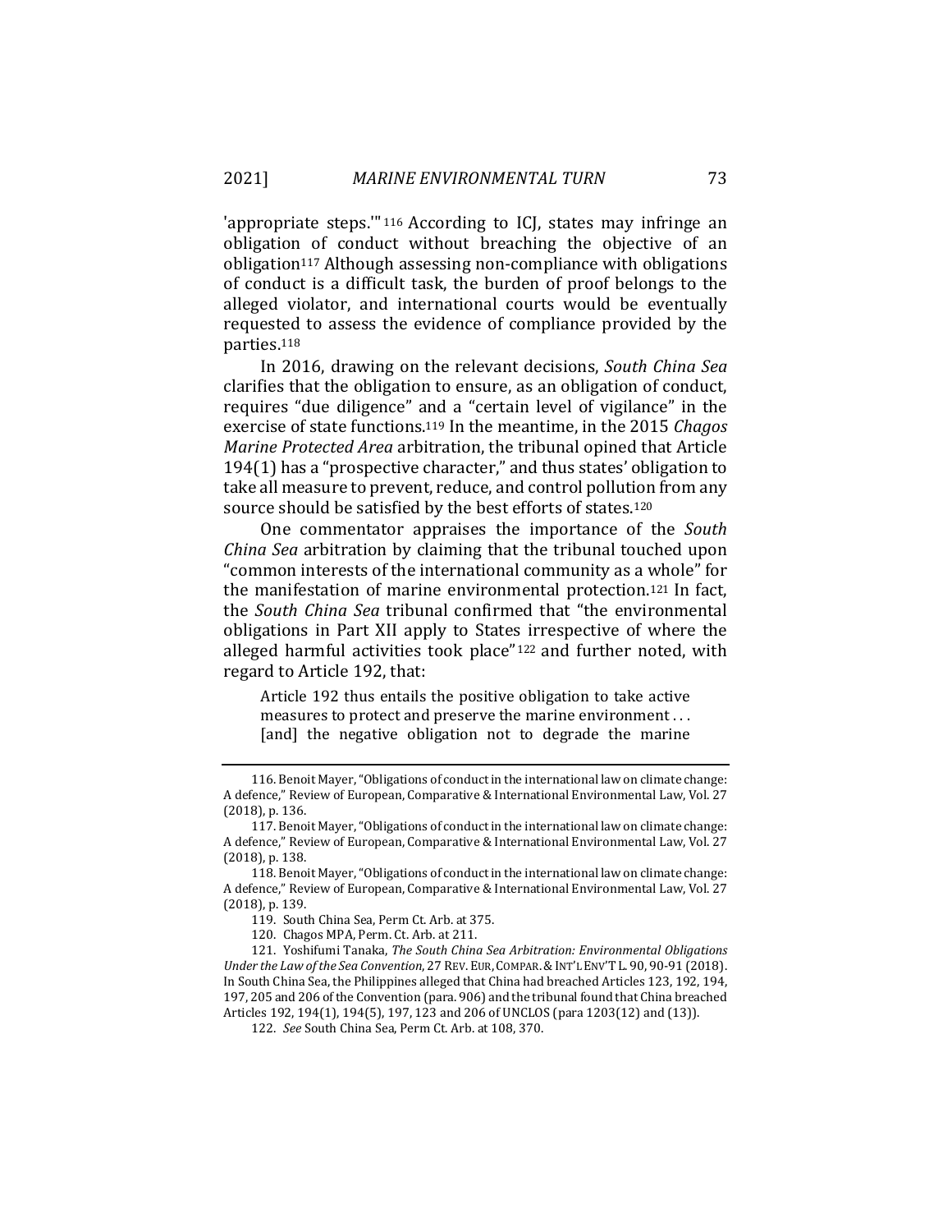'appropriate steps.'"[116] According to ICJ, states may infringe an obligation of conduct without breaching the objective of an obligation[117] Although assessing non-compliance with obligations of conduct is a difficult task, the burden of proof belongs to the alleged violator, and international courts would be eventually requested to assess the evidence of compliance provided by the parties.[118]

In 2016, drawing on the relevant decisions, *South China Sea* clarifies that the obligation to ensure, as an obligation of conduct, requires "due diligence" and a "certain level of vigilance" in the exercise of state functions.[119] In the meantime, in the 2015 *Chagos Marine Protected Area* arbitration, the tribunal opined that Article 194(1) has a "prospective character," and thus states' obligation to take all measure to prevent, reduce, and control pollution from any source should be satisfied by the best efforts of states.[120]

One commentator appraises the importance of the *South China Sea* arbitration by claiming that the tribunal touched upon "common interests of the international community as a whole" for the manifestation of marine environmental protection.[121] In fact, the *South China Sea* tribunal confirmed that "the environmental obligations in Part XII apply to States irrespective of where the alleged harmful activities took place"[122] and further noted, with regard to Article 192, that:

> Article 192 thus entails the positive obligation to take active measures to protect and preserve the marine environment . . . [and] the negative obligation not to degrade the marine

---

116. Benoit Mayer, "Obligations of conduct in the international law on climate change: A defence," Review of European, Comparative & International Environmental Law, Vol. 27 (2018), p. 136.

117. Benoit Mayer, "Obligations of conduct in the international law on climate change: A defence," Review of European, Comparative & International Environmental Law, Vol. 27 (2018), p. 138.

118. Benoit Mayer, "Obligations of conduct in the international law on climate change: A defence," Review of European, Comparative & International Environmental Law, Vol. 27 (2018), p. 139.

119. South China Sea, Perm Ct. Arb. at 375.

120. Chagos MPA, Perm. Ct. Arb. at 211.

121. Yoshifumi Tanaka, *The South China Sea Arbitration: Environmental Obligations Under the Law of the Sea Convention*, 27 REV. EUR, COMPAR. & INT'L ENV'T L. 90, 90-91 (2018). In South China Sea, the Philippines alleged that China had breached Articles 123, 192, 194, 197, 205 and 206 of the Convention (para. 906) and the tribunal found that China breached Articles 192, 194(1), 194(5), 197, 123 and 206 of UNCLOS (para 1203(12) and (13)).

122. *See* South China Sea, Perm Ct. Arb. at 108, 370.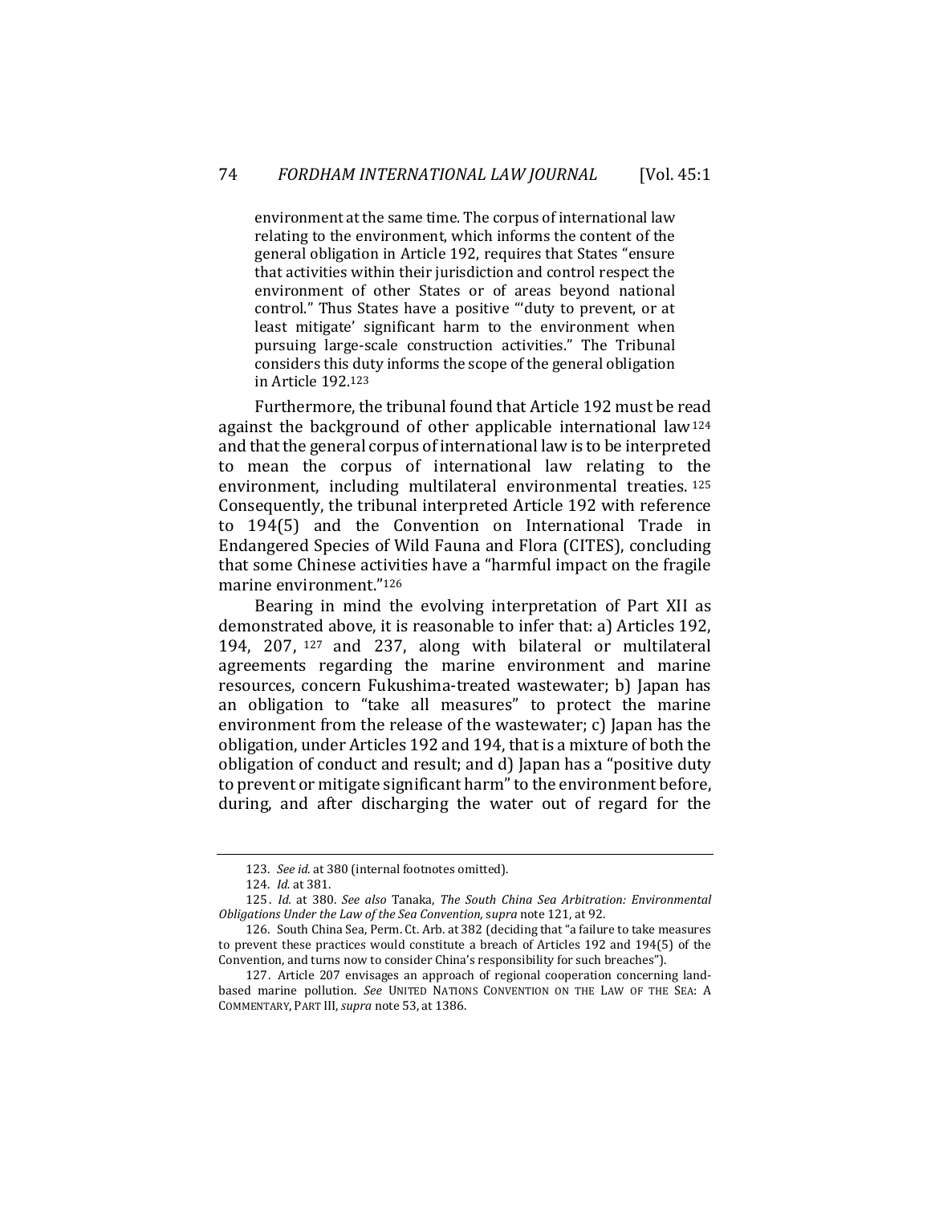> environment at the same time. The corpus of international law relating to the environment, which informs the content of the general obligation in Article 192, requires that States "ensure that activities within their jurisdiction and control respect the environment of other States or of areas beyond national control." Thus States have a positive "'duty to prevent, or at least mitigate' significant harm to the environment when pursuing large-scale construction activities." The Tribunal considers this duty informs the scope of the general obligation in Article 192.[123]

Furthermore, the tribunal found that Article 192 must be read against the background of other applicable international law[124] and that the general corpus of international law is to be interpreted to mean the corpus of international law relating to the environment, including multilateral environmental treaties.[125] Consequently, the tribunal interpreted Article 192 with reference to 194(5) and the Convention on International Trade in Endangered Species of Wild Fauna and Flora (CITES), concluding that some Chinese activities have a "harmful impact on the fragile marine environment."[126]

Bearing in mind the evolving interpretation of Part XII as demonstrated above, it is reasonable to infer that: a) Articles 192, 194, 207,[127] and 237, along with bilateral or multilateral agreements regarding the marine environment and marine resources, concern Fukushima-treated wastewater; b) Japan has an obligation to "take all measures" to protect the marine environment from the release of the wastewater; c) Japan has the obligation, under Articles 192 and 194, that is a mixture of both the obligation of conduct and result; and d) Japan has a "positive duty to prevent or mitigate significant harm" to the environment before, during, and after discharging the water out of regard for the

---

123. *See id.* at 380 (internal footnotes omitted).

124. *Id.* at 381.

125. *Id.* at 380. *See also* Tanaka, *The South China Sea Arbitration: Environmental Obligations Under the Law of the Sea Convention, supra* note 121, at 92.

126. South China Sea, Perm. Ct. Arb. at 382 (deciding that "a failure to take measures to prevent these practices would constitute a breach of Articles 192 and 194(5) of the Convention, and turns now to consider China's responsibility for such breaches").

127. Article 207 envisages an approach of regional cooperation concerning land-based marine pollution. *See* UNITED NATIONS CONVENTION ON THE LAW OF THE SEA: A COMMENTARY, PART III, *supra* note 53, at 1386.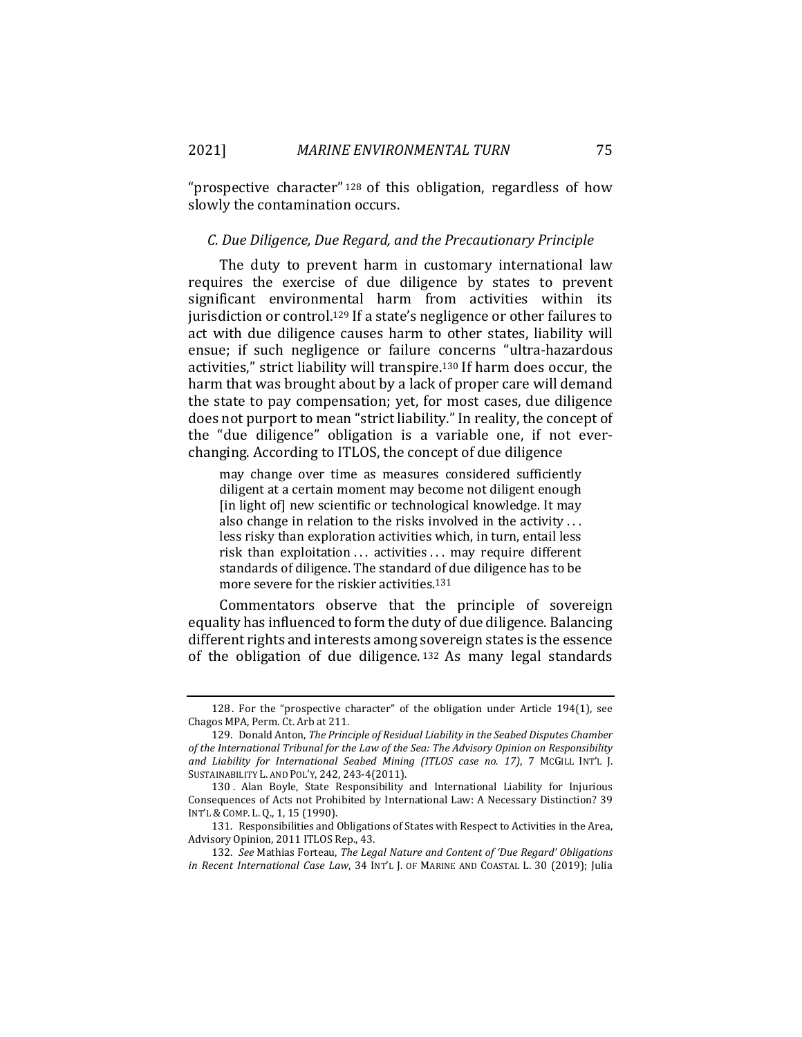"prospective character"[128] of this obligation, regardless of how slowly the contamination occurs.

### *C. Due Diligence, Due Regard, and the Precautionary Principle*

The duty to prevent harm in customary international law requires the exercise of due diligence by states to prevent significant environmental harm from activities within its jurisdiction or control.[129] If a state's negligence or other failures to act with due diligence causes harm to other states, liability will ensue; if such negligence or failure concerns "ultra-hazardous activities," strict liability will transpire.[130] If harm does occur, the harm that was brought about by a lack of proper care will demand the state to pay compensation; yet, for most cases, due diligence does not purport to mean "strict liability." In reality, the concept of the "due diligence" obligation is a variable one, if not ever-changing. According to ITLOS, the concept of due diligence

> may change over time as measures considered sufficiently diligent at a certain moment may become not diligent enough [in light of] new scientific or technological knowledge. It may also change in relation to the risks involved in the activity . . . less risky than exploration activities which, in turn, entail less risk than exploitation . . . activities . . . may require different standards of diligence. The standard of due diligence has to be more severe for the riskier activities.[131]

Commentators observe that the principle of sovereign equality has influenced to form the duty of due diligence. Balancing different rights and interests among sovereign states is the essence of the obligation of due diligence.[132] As many legal standards

---

128. For the "prospective character" of the obligation under Article 194(1), see Chagos MPA, Perm. Ct. Arb at 211.

129. Donald Anton, *The Principle of Residual Liability in the Seabed Disputes Chamber of the International Tribunal for the Law of the Sea: The Advisory Opinion on Responsibility and Liability for International Seabed Mining (ITLOS case no. 17)*, 7 MCGILL INT'L J. SUSTAINABILITY L. AND POL'Y, 242, 243-4(2011).

130. Alan Boyle, State Responsibility and International Liability for Injurious Consequences of Acts not Prohibited by International Law: A Necessary Distinction? 39 INT'L & COMP. L. Q., 1, 15 (1990).

131. Responsibilities and Obligations of States with Respect to Activities in the Area, Advisory Opinion, 2011 ITLOS Rep., 43.

132. *See* Mathias Forteau, *The Legal Nature and Content of 'Due Regard' Obligations in Recent International Case Law*, 34 INT'L J. OF MARINE AND COASTAL L. 30 (2019); Julia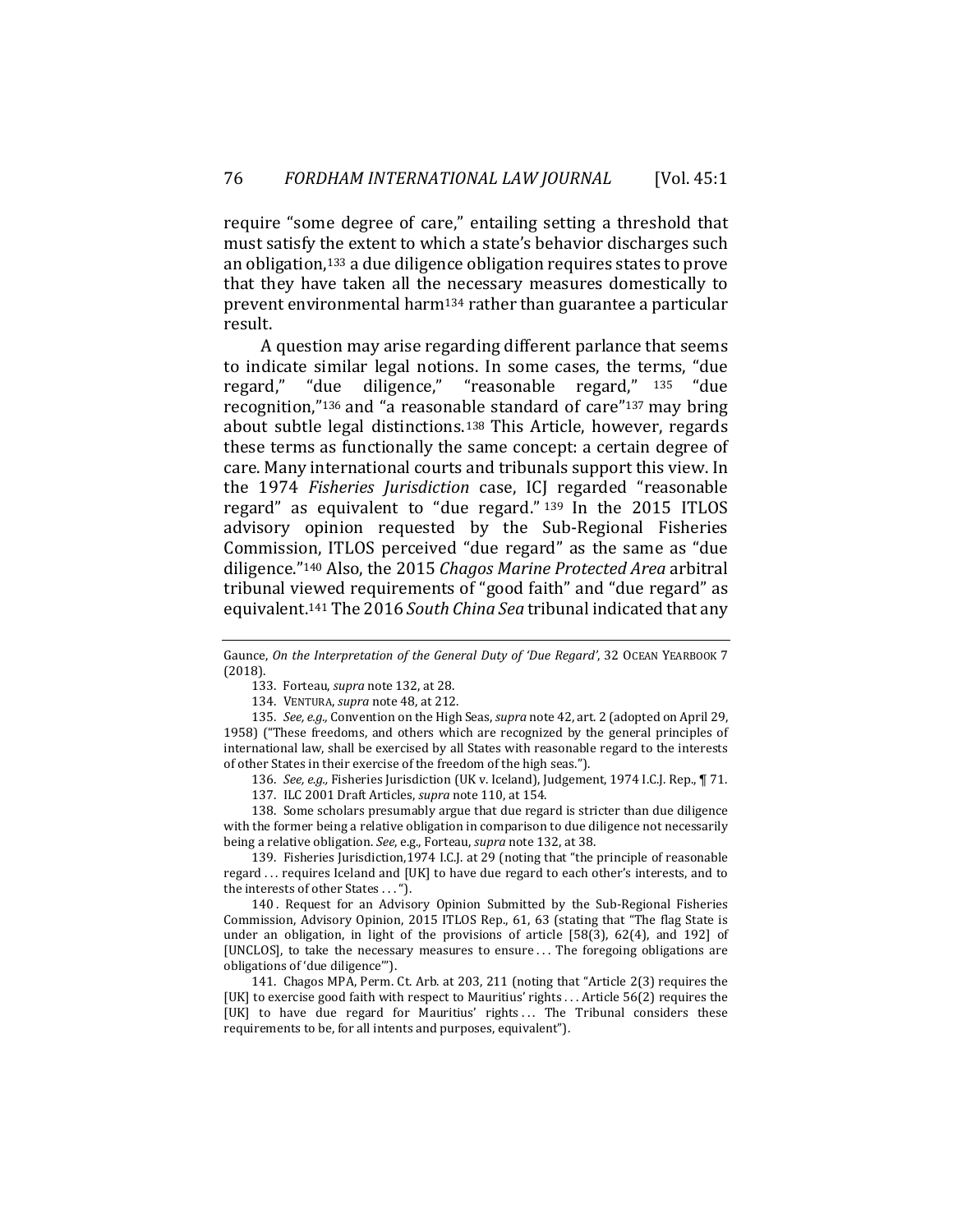require "some degree of care," entailing setting a threshold that must satisfy the extent to which a state's behavior discharges such an obligation,[133] a due diligence obligation requires states to prove that they have taken all the necessary measures domestically to prevent environmental harm[134] rather than guarantee a particular result.

A question may arise regarding different parlance that seems to indicate similar legal notions. In some cases, the terms, "due regard," "due diligence," "reasonable regard,"[135] "due recognition,"[136] and "a reasonable standard of care"[137] may bring about subtle legal distinctions.[138] This Article, however, regards these terms as functionally the same concept: a certain degree of care. Many international courts and tribunals support this view. In the 1974 *Fisheries Jurisdiction* case, ICJ regarded "reasonable regard" as equivalent to "due regard."[139] In the 2015 ITLOS advisory opinion requested by the Sub-Regional Fisheries Commission, ITLOS perceived "due regard" as the same as "due diligence."[140] Also, the 2015 *Chagos Marine Protected Area* arbitral tribunal viewed requirements of "good faith" and "due regard" as equivalent.[141] The 2016 *South China Sea* tribunal indicated that any

---

Gaunce, *On the Interpretation of the General Duty of 'Due Regard'*, 32 OCEAN YEARBOOK 7 (2018).

133. Forteau, *supra* note 132, at 28.

134. VENTURA, *supra* note 48, at 212.

135. *See, e.g.,* Convention on the High Seas, *supra* note 42, art. 2 (adopted on April 29, 1958) ("These freedoms, and others which are recognized by the general principles of international law, shall be exercised by all States with reasonable regard to the interests of other States in their exercise of the freedom of the high seas.").

136. *See, e.g.,* Fisheries Jurisdiction (UK v. Iceland), Judgement, 1974 I.C.J. Rep., ¶ 71.

137. ILC 2001 Draft Articles, *supra* note 110, at 154.

138. Some scholars presumably argue that due regard is stricter than due diligence with the former being a relative obligation in comparison to due diligence not necessarily being a relative obligation. *See*, e.g., Forteau, *supra* note 132, at 38.

139. Fisheries Jurisdiction,1974 I.C.J. at 29 (noting that "the principle of reasonable regard . . . requires Iceland and [UK] to have due regard to each other's interests, and to the interests of other States . . . ").

140. Request for an Advisory Opinion Submitted by the Sub-Regional Fisheries Commission, Advisory Opinion, 2015 ITLOS Rep., 61, 63 (stating that "The flag State is under an obligation, in light of the provisions of article [58(3), 62(4), and 192] of [UNCLOS], to take the necessary measures to ensure . . . The foregoing obligations are obligations of 'due diligence'").

141. Chagos MPA, Perm. Ct. Arb. at 203, 211 (noting that "Article 2(3) requires the [UK] to exercise good faith with respect to Mauritius' rights . . . Article 56(2) requires the [UK] to have due regard for Mauritius' rights . . . The Tribunal considers these requirements to be, for all intents and purposes, equivalent").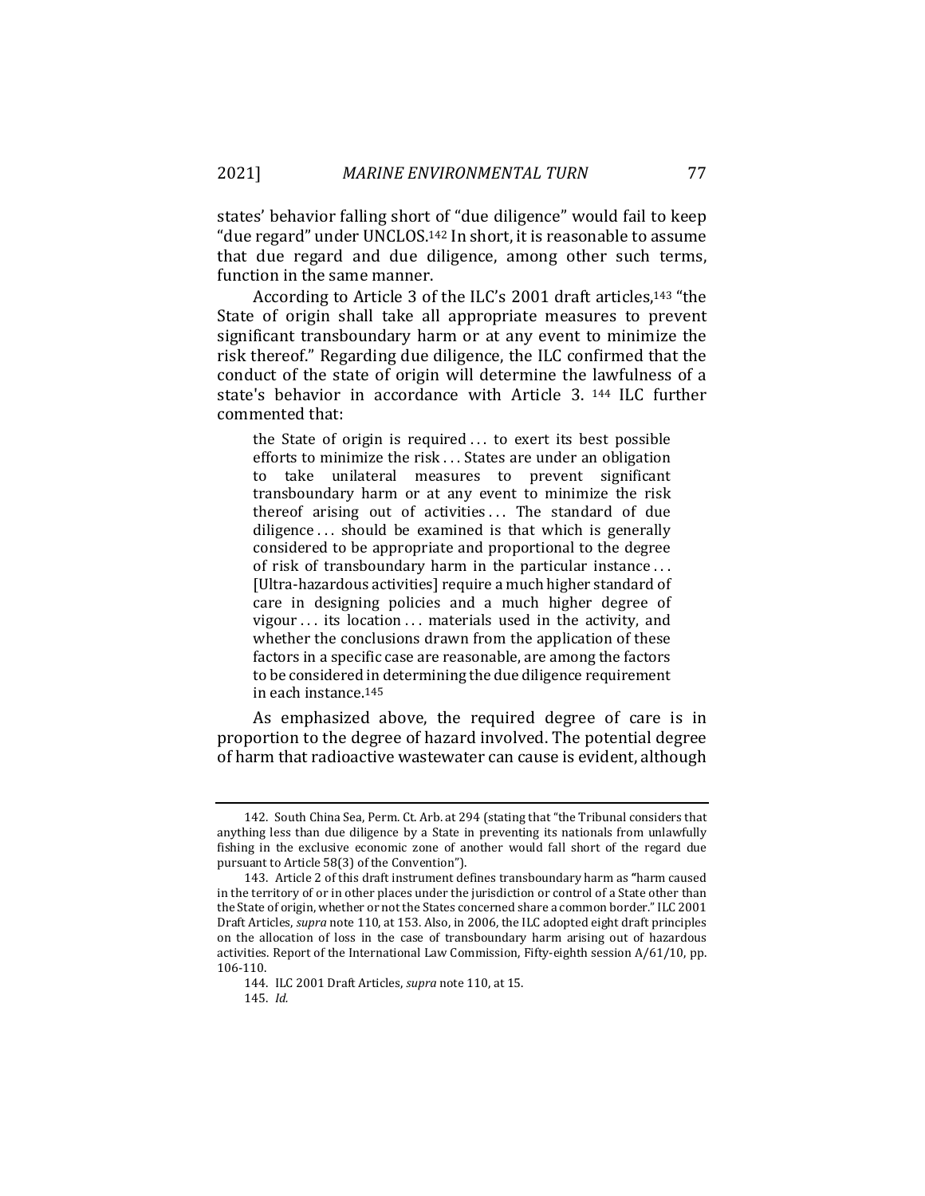states' behavior falling short of "due diligence" would fail to keep "due regard" under UNCLOS.[142] In short, it is reasonable to assume that due regard and due diligence, among other such terms, function in the same manner.

According to Article 3 of the ILC's 2001 draft articles,[143] "the State of origin shall take all appropriate measures to prevent significant transboundary harm or at any event to minimize the risk thereof." Regarding due diligence, the ILC confirmed that the conduct of the state of origin will determine the lawfulness of a state's behavior in accordance with Article 3.[144] ILC further commented that:

> the State of origin is required . . . to exert its best possible efforts to minimize the risk . . . States are under an obligation to take unilateral measures to prevent significant transboundary harm or at any event to minimize the risk thereof arising out of activities . . . The standard of due diligence . . . should be examined is that which is generally considered to be appropriate and proportional to the degree of risk of transboundary harm in the particular instance . . . [Ultra-hazardous activities] require a much higher standard of care in designing policies and a much higher degree of vigour . . . its location . . . materials used in the activity, and whether the conclusions drawn from the application of these factors in a specific case are reasonable, are among the factors to be considered in determining the due diligence requirement in each instance.[145]

As emphasized above, the required degree of care is in proportion to the degree of hazard involved. The potential degree of harm that radioactive wastewater can cause is evident, although

---

142. South China Sea, Perm. Ct. Arb. at 294 (stating that "the Tribunal considers that anything less than due diligence by a State in preventing its nationals from unlawfully fishing in the exclusive economic zone of another would fall short of the regard due pursuant to Article 58(3) of the Convention").

143. Article 2 of this draft instrument defines transboundary harm as "harm caused in the territory of or in other places under the jurisdiction or control of a State other than the State of origin, whether or not the States concerned share a common border." ILC 2001 Draft Articles, *supra* note 110, at 153. Also, in 2006, the ILC adopted eight draft principles on the allocation of loss in the case of transboundary harm arising out of hazardous activities. Report of the International Law Commission, Fifty-eighth session A/61/10, pp. 106-110.

144. ILC 2001 Draft Articles, *supra* note 110, at 15.

145. *Id.*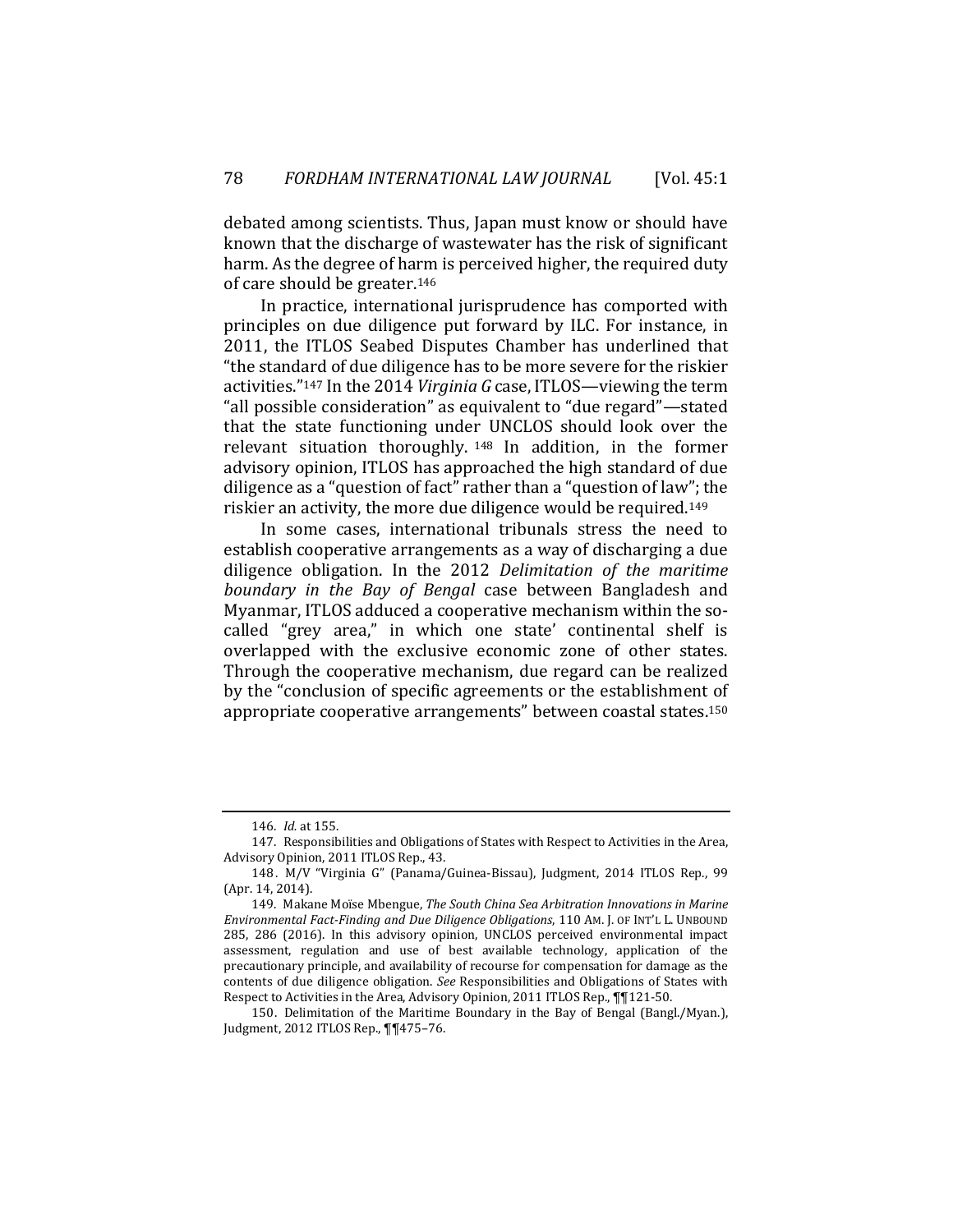debated among scientists. Thus, Japan must know or should have known that the discharge of wastewater has the risk of significant harm. As the degree of harm is perceived higher, the required duty of care should be greater.[146]

In practice, international jurisprudence has comported with principles on due diligence put forward by ILC. For instance, in 2011, the ITLOS Seabed Disputes Chamber has underlined that "the standard of due diligence has to be more severe for the riskier activities."[147] In the 2014 *Virginia G* case, ITLOS—viewing the term "all possible consideration" as equivalent to "due regard"—stated that the state functioning under UNCLOS should look over the relevant situation thoroughly.[148] In addition, in the former advisory opinion, ITLOS has approached the high standard of due diligence as a "question of fact" rather than a "question of law"; the riskier an activity, the more due diligence would be required.[149]

In some cases, international tribunals stress the need to establish cooperative arrangements as a way of discharging a due diligence obligation. In the 2012 *Delimitation of the maritime boundary in the Bay of Bengal* case between Bangladesh and Myanmar, ITLOS adduced a cooperative mechanism within the so-called "grey area," in which one state' continental shelf is overlapped with the exclusive economic zone of other states. Through the cooperative mechanism, due regard can be realized by the "conclusion of specific agreements or the establishment of appropriate cooperative arrangements" between coastal states.[150]

---

146. *Id.* at 155.

147. Responsibilities and Obligations of States with Respect to Activities in the Area, Advisory Opinion, 2011 ITLOS Rep., 43.

148. M/V "Virginia G" (Panama/Guinea-Bissau), Judgment, 2014 ITLOS Rep., 99 (Apr. 14, 2014).

149. Makane Moïse Mbengue, *The South China Sea Arbitration Innovations in Marine Environmental Fact-Finding and Due Diligence Obligations*, 110 AM. J. OF INT'L L. UNBOUND 285, 286 (2016). In this advisory opinion, UNCLOS perceived environmental impact assessment, regulation and use of best available technology, application of the precautionary principle, and availability of recourse for compensation for damage as the contents of due diligence obligation. *See* Responsibilities and Obligations of States with Respect to Activities in the Area, Advisory Opinion, 2011 ITLOS Rep., ¶¶121-50.

150. Delimitation of the Maritime Boundary in the Bay of Bengal (Bangl./Myan.), Judgment, 2012 ITLOS Rep., ¶¶475–76.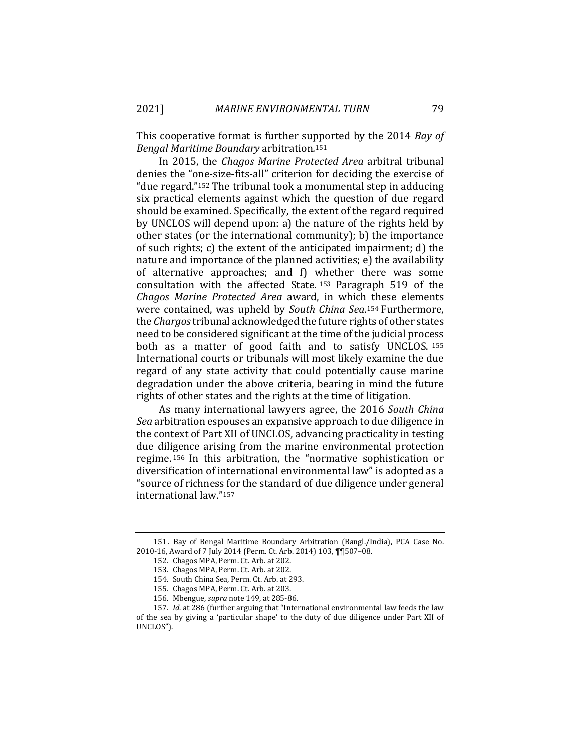This cooperative format is further supported by the 2014 *Bay of Bengal Maritime Boundary* arbitration.[151]

In 2015, the *Chagos Marine Protected Area* arbitral tribunal denies the "one-size-fits-all" criterion for deciding the exercise of "due regard."[152] The tribunal took a monumental step in adducing six practical elements against which the question of due regard should be examined. Specifically, the extent of the regard required by UNCLOS will depend upon: a) the nature of the rights held by other states (or the international community); b) the importance of such rights; c) the extent of the anticipated impairment; d) the nature and importance of the planned activities; e) the availability of alternative approaches; and f) whether there was some consultation with the affected State.[153] Paragraph 519 of the *Chagos Marine Protected Area* award, in which these elements were contained, was upheld by *South China Sea*.[154] Furthermore, the *Chargos* tribunal acknowledged the future rights of other states need to be considered significant at the time of the judicial process both as a matter of good faith and to satisfy UNCLOS.[155] International courts or tribunals will most likely examine the due regard of any state activity that could potentially cause marine degradation under the above criteria, bearing in mind the future rights of other states and the rights at the time of litigation.

As many international lawyers agree, the 2016 *South China Sea* arbitration espouses an expansive approach to due diligence in the context of Part XII of UNCLOS, advancing practicality in testing due diligence arising from the marine environmental protection regime.[156] In this arbitration, the "normative sophistication or diversification of international environmental law" is adopted as a "source of richness for the standard of due diligence under general international law."[157]

---

151. Bay of Bengal Maritime Boundary Arbitration (Bangl./India), PCA Case No. 2010-16, Award of 7 July 2014 (Perm. Ct. Arb. 2014) 103, ¶¶507–08.

152. Chagos MPA, Perm. Ct. Arb. at 202.

153. Chagos MPA, Perm. Ct. Arb. at 202.

154. South China Sea, Perm. Ct. Arb. at 293.

155. Chagos MPA, Perm. Ct. Arb. at 203.

156. Mbengue, *supra* note 149, at 285-86.

157. *Id.* at 286 (further arguing that "International environmental law feeds the law of the sea by giving a 'particular shape' to the duty of due diligence under Part XII of UNCLOS").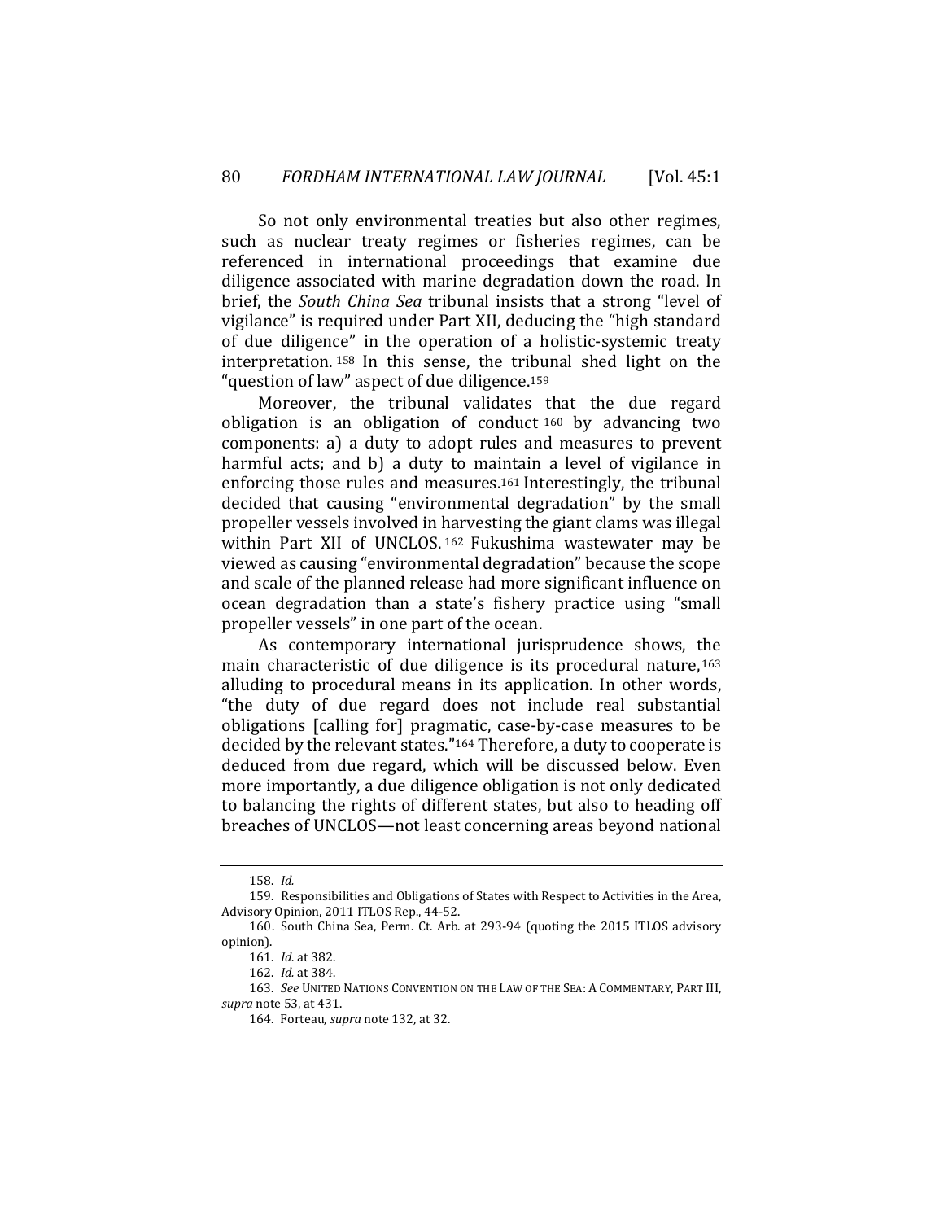So not only environmental treaties but also other regimes, such as nuclear treaty regimes or fisheries regimes, can be referenced in international proceedings that examine due diligence associated with marine degradation down the road. In brief, the *South China Sea* tribunal insists that a strong "level of vigilance" is required under Part XII, deducing the "high standard of due diligence" in the operation of a holistic-systemic treaty interpretation.[158] In this sense, the tribunal shed light on the "question of law" aspect of due diligence.[159]

Moreover, the tribunal validates that the due regard obligation is an obligation of conduct[160] by advancing two components: a) a duty to adopt rules and measures to prevent harmful acts; and b) a duty to maintain a level of vigilance in enforcing those rules and measures.[161] Interestingly, the tribunal decided that causing "environmental degradation" by the small propeller vessels involved in harvesting the giant clams was illegal within Part XII of UNCLOS.[162] Fukushima wastewater may be viewed as causing "environmental degradation" because the scope and scale of the planned release had more significant influence on ocean degradation than a state's fishery practice using "small propeller vessels" in one part of the ocean.

As contemporary international jurisprudence shows, the main characteristic of due diligence is its procedural nature,[163] alluding to procedural means in its application. In other words, "the duty of due regard does not include real substantial obligations [calling for] pragmatic, case-by-case measures to be decided by the relevant states."[164] Therefore, a duty to cooperate is deduced from due regard, which will be discussed below. Even more importantly, a due diligence obligation is not only dedicated to balancing the rights of different states, but also to heading off breaches of UNCLOS—not least concerning areas beyond national

---

158. *Id.*

159. Responsibilities and Obligations of States with Respect to Activities in the Area, Advisory Opinion, 2011 ITLOS Rep., 44-52.

160. South China Sea, Perm. Ct. Arb. at 293-94 (quoting the 2015 ITLOS advisory opinion).

161. *Id.* at 382.

162. *Id.* at 384.

163. *See* UNITED NATIONS CONVENTION ON THE LAW OF THE SEA: A COMMENTARY, PART III, *supra* note 53, at 431.

164. Forteau, *supra* note 132, at 32.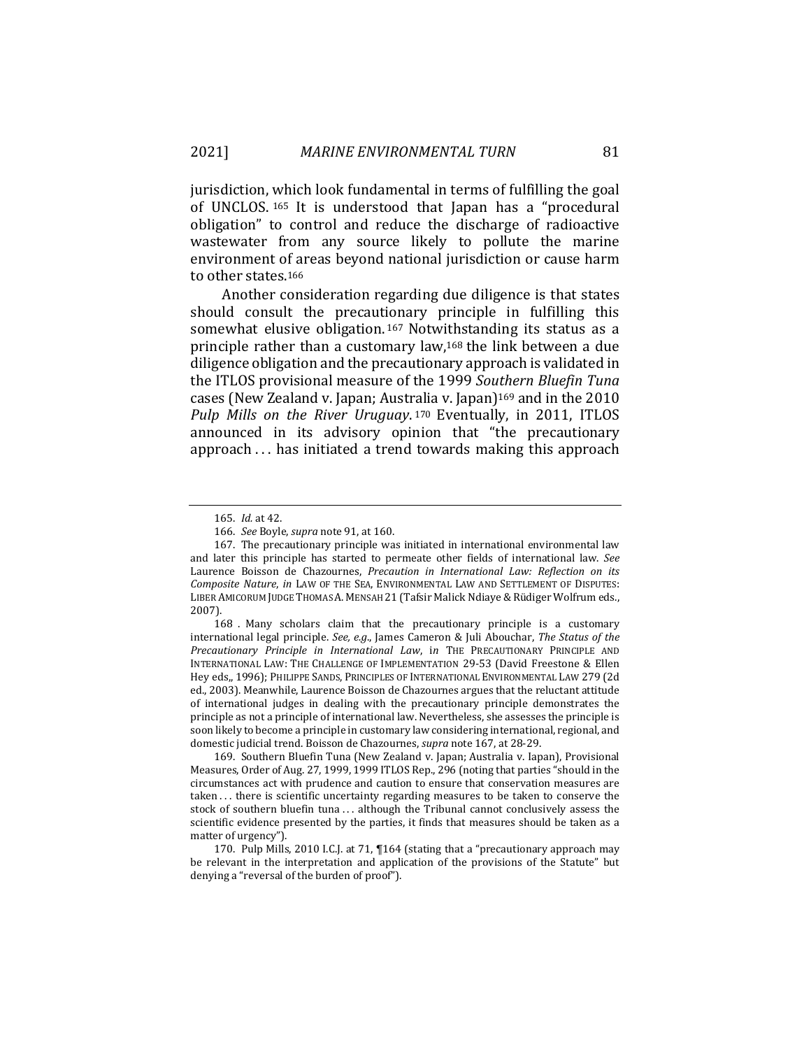jurisdiction, which look fundamental in terms of fulfilling the goal of UNCLOS.[165] It is understood that Japan has a "procedural obligation" to control and reduce the discharge of radioactive wastewater from any source likely to pollute the marine environment of areas beyond national jurisdiction or cause harm to other states.[166]

Another consideration regarding due diligence is that states should consult the precautionary principle in fulfilling this somewhat elusive obligation.[167] Notwithstanding its status as a principle rather than a customary law,[168] the link between a due diligence obligation and the precautionary approach is validated in the ITLOS provisional measure of the 1999 *Southern Bluefin Tuna* cases (New Zealand v. Japan; Australia v. Japan)[169] and in the 2010 *Pulp Mills on the River Uruguay*.[170] Eventually, in 2011, ITLOS announced in its advisory opinion that "the precautionary approach . . . has initiated a trend towards making this approach

---

165. *Id.* at 42.

166. *See* Boyle, *supra* note 91, at 160.

167. The precautionary principle was initiated in international environmental law and later this principle has started to permeate other fields of international law. *See* Laurence Boisson de Chazournes, *Precaution in International Law: Reflection on its Composite Nature*, *in* LAW OF THE SEA, ENVIRONMENTAL LAW AND SETTLEMENT OF DISPUTES: LIBER AMICORUM JUDGE THOMAS A. MENSAH 21 (Tafsir Malick Ndiaye & Rüdiger Wolfrum eds., 2007).

168. Many scholars claim that the precautionary principle is a customary international legal principle. *See, e.g.*, James Cameron & Juli Abouchar, *The Status of the Precautionary Principle in International Law*, *in* THE PRECAUTIONARY PRINCIPLE AND INTERNATIONAL LAW: THE CHALLENGE OF IMPLEMENTATION 29-53 (David Freestone & Ellen Hey eds,, 1996); PHILIPPE SANDS, PRINCIPLES OF INTERNATIONAL ENVIRONMENTAL LAW 279 (2d ed., 2003). Meanwhile, Laurence Boisson de Chazournes argues that the reluctant attitude of international judges in dealing with the precautionary principle demonstrates the principle as not a principle of international law. Nevertheless, she assesses the principle is soon likely to become a principle in customary law considering international, regional, and domestic judicial trend. Boisson de Chazournes, *supra* note 167, at 28-29.

169. Southern Bluefin Tuna (New Zealand v. Japan; Australia v. Iapan), Provisional Measures, Order of Aug. 27, 1999, 1999 ITLOS Rep., 296 (noting that parties "should in the circumstances act with prudence and caution to ensure that conservation measures are taken . . . there is scientific uncertainty regarding measures to be taken to conserve the stock of southern bluefin tuna . . . although the Tribunal cannot conclusively assess the scientific evidence presented by the parties, it finds that measures should be taken as a matter of urgency").

170. Pulp Mills, 2010 I.C.J. at 71, ¶164 (stating that a "precautionary approach may be relevant in the interpretation and application of the provisions of the Statute" but denying a "reversal of the burden of proof").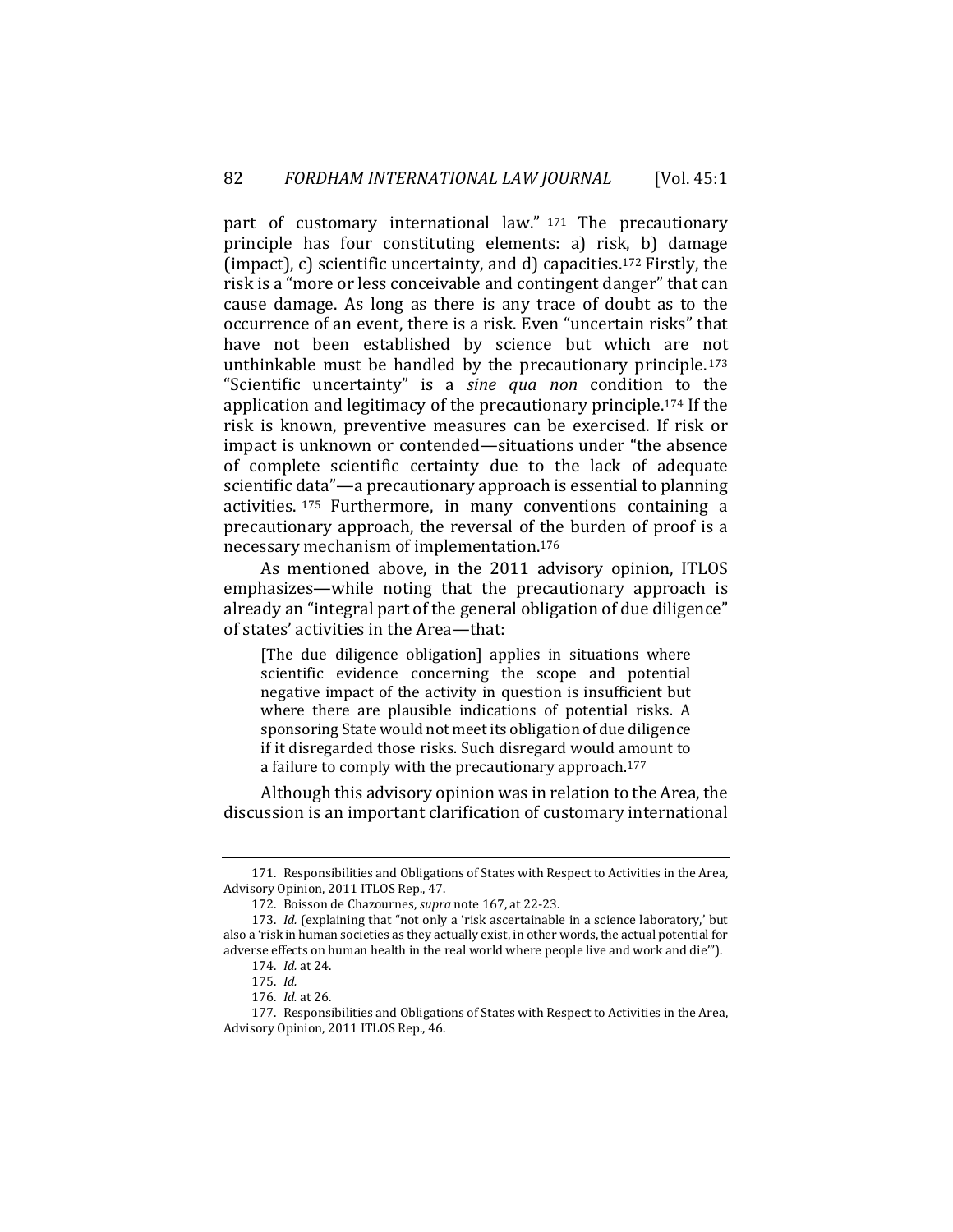part of customary international law." [171] The precautionary principle has four constituting elements: a) risk, b) damage (impact), c) scientific uncertainty, and d) capacities.[172] Firstly, the risk is a "more or less conceivable and contingent danger" that can cause damage. As long as there is any trace of doubt as to the occurrence of an event, there is a risk. Even "uncertain risks" that have not been established by science but which are not unthinkable must be handled by the precautionary principle.[173] "Scientific uncertainty" is a *sine qua non* condition to the application and legitimacy of the precautionary principle.[174] If the risk is known, preventive measures can be exercised. If risk or impact is unknown or contended—situations under "the absence of complete scientific certainty due to the lack of adequate scientific data"—a precautionary approach is essential to planning activities. [175] Furthermore, in many conventions containing a precautionary approach, the reversal of the burden of proof is a necessary mechanism of implementation.[176]

As mentioned above, in the 2011 advisory opinion, ITLOS emphasizes—while noting that the precautionary approach is already an "integral part of the general obligation of due diligence" of states' activities in the Area—that:

> [The due diligence obligation] applies in situations where scientific evidence concerning the scope and potential negative impact of the activity in question is insufficient but where there are plausible indications of potential risks. A sponsoring State would not meet its obligation of due diligence if it disregarded those risks. Such disregard would amount to a failure to comply with the precautionary approach.[177]

Although this advisory opinion was in relation to the Area, the discussion is an important clarification of customary international

---

171. Responsibilities and Obligations of States with Respect to Activities in the Area, Advisory Opinion, 2011 ITLOS Rep., 47.

172. Boisson de Chazournes, *supra* note 167, at 22-23.

173. *Id.* (explaining that "not only a 'risk ascertainable in a science laboratory,' but also a 'risk in human societies as they actually exist, in other words, the actual potential for adverse effects on human health in the real world where people live and work and die'").

174. *Id.* at 24.

175. *Id.*

176. *Id.* at 26.

177. Responsibilities and Obligations of States with Respect to Activities in the Area, Advisory Opinion, 2011 ITLOS Rep., 46.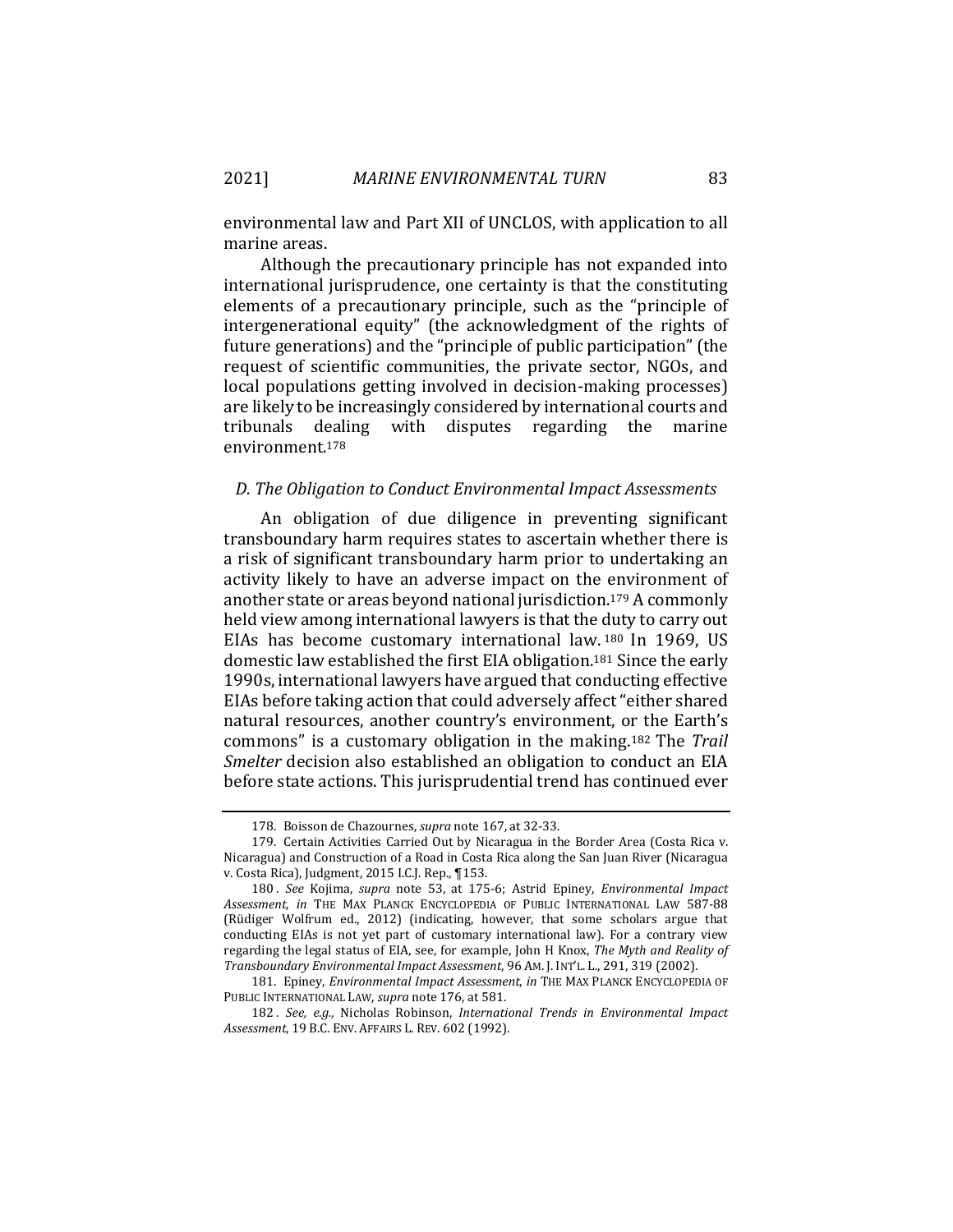environmental law and Part XII of UNCLOS, with application to all marine areas.

Although the precautionary principle has not expanded into international jurisprudence, one certainty is that the constituting elements of a precautionary principle, such as the "principle of intergenerational equity" (the acknowledgment of the rights of future generations) and the "principle of public participation" (the request of scientific communities, the private sector, NGOs, and local populations getting involved in decision-making processes) are likely to be increasingly considered by international courts and tribunals dealing with disputes regarding the marine environment.[178]

### *D. The Obligation to Conduct Environmental Impact Assessments*

An obligation of due diligence in preventing significant transboundary harm requires states to ascertain whether there is a risk of significant transboundary harm prior to undertaking an activity likely to have an adverse impact on the environment of another state or areas beyond national jurisdiction.[179] A commonly held view among international lawyers is that the duty to carry out EIAs has become customary international law.[180] In 1969, US domestic law established the first EIA obligation.[181] Since the early 1990s, international lawyers have argued that conducting effective EIAs before taking action that could adversely affect "either shared natural resources, another country's environment, or the Earth's commons" is a customary obligation in the making.[182] The *Trail Smelter* decision also established an obligation to conduct an EIA before state actions. This jurisprudential trend has continued ever

---

178. Boisson de Chazournes, *supra* note 167, at 32-33.

179. Certain Activities Carried Out by Nicaragua in the Border Area (Costa Rica v. Nicaragua) and Construction of a Road in Costa Rica along the San Juan River (Nicaragua v. Costa Rica), Judgment, 2015 I.C.J. Rep., ¶153.

180. *See* Kojima, *supra* note 53, at 175-6; Astrid Epiney, *Environmental Impact Assessment*, *in* THE MAX PLANCK ENCYCLOPEDIA OF PUBLIC INTERNATIONAL LAW 587-88 (Rüdiger Wolfrum ed., 2012) (indicating, however, that some scholars argue that conducting EIAs is not yet part of customary international law). For a contrary view regarding the legal status of EIA, see, for example, John H Knox, *The Myth and Reality of Transboundary Environmental Impact Assessment*, 96 AM. J. INT'L. L., 291, 319 (2002).

181. Epiney, *Environmental Impact Assessment*, *in* THE MAX PLANCK ENCYCLOPEDIA OF PUBLIC INTERNATIONAL LAW, *supra* note 176, at 581.

182. *See, e.g.,* Nicholas Robinson, *International Trends in Environmental Impact Assessment*, 19 B.C. ENV. AFFAIRS L. REV. 602 (1992).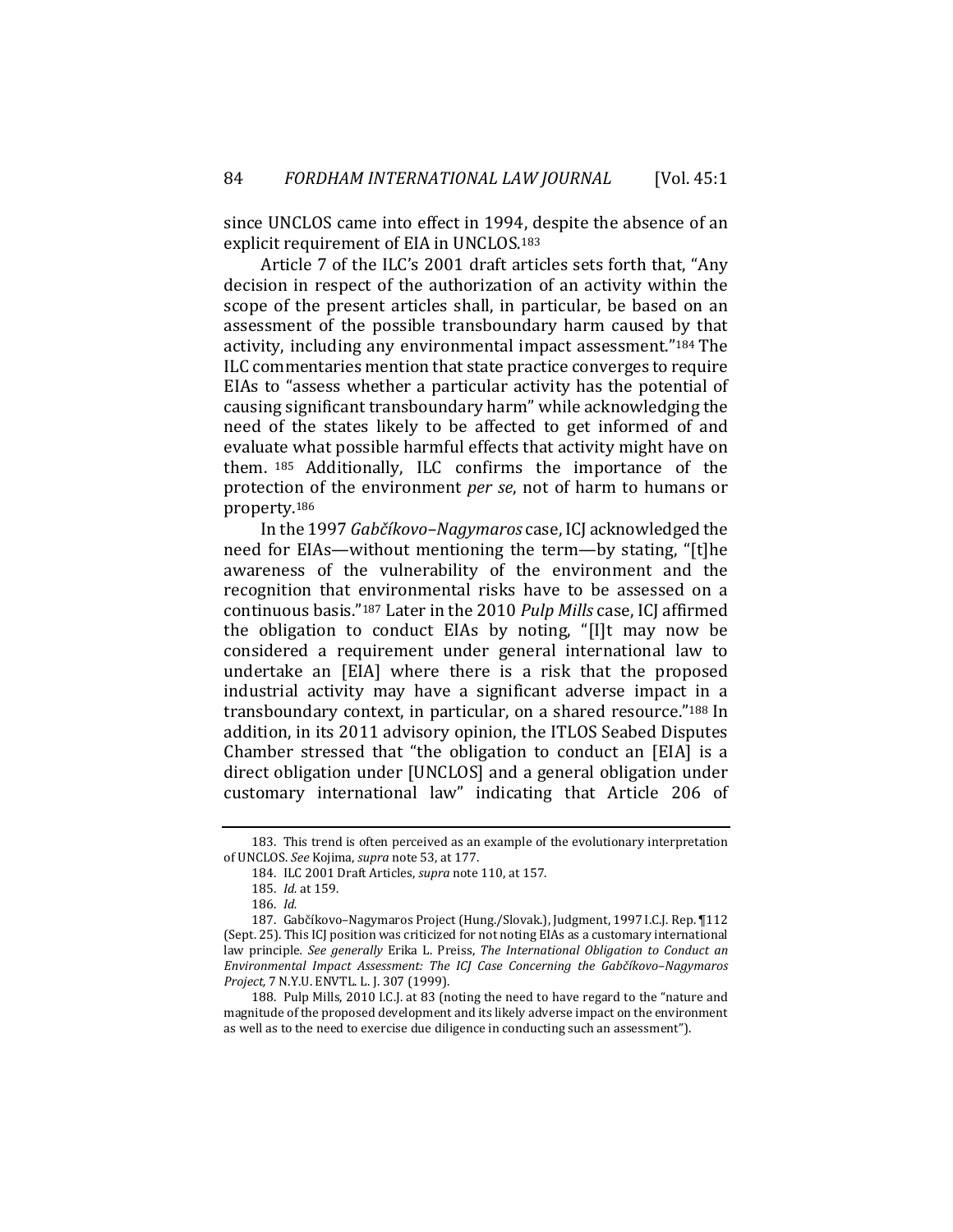since UNCLOS came into effect in 1994, despite the absence of an explicit requirement of EIA in UNCLOS.[183]

Article 7 of the ILC's 2001 draft articles sets forth that, "Any decision in respect of the authorization of an activity within the scope of the present articles shall, in particular, be based on an assessment of the possible transboundary harm caused by that activity, including any environmental impact assessment."[184] The ILC commentaries mention that state practice converges to require EIAs to "assess whether a particular activity has the potential of causing significant transboundary harm" while acknowledging the need of the states likely to be affected to get informed of and evaluate what possible harmful effects that activity might have on them.[185] Additionally, ILC confirms the importance of the protection of the environment *per se*, not of harm to humans or property.[186]

In the 1997 *Gabčíkovo–Nagymaros* case, ICJ acknowledged the need for EIAs—without mentioning the term—by stating, "[t]he awareness of the vulnerability of the environment and the recognition that environmental risks have to be assessed on a continuous basis."[187] Later in the 2010 *Pulp Mills* case, ICJ affirmed the obligation to conduct EIAs by noting, "[I]t may now be considered a requirement under general international law to undertake an [EIA] where there is a risk that the proposed industrial activity may have a significant adverse impact in a transboundary context, in particular, on a shared resource."[188] In addition, in its 2011 advisory opinion, the ITLOS Seabed Disputes Chamber stressed that "the obligation to conduct an [EIA] is a direct obligation under [UNCLOS] and a general obligation under customary international law" indicating that Article 206 of

---

183. This trend is often perceived as an example of the evolutionary interpretation of UNCLOS. *See* Kojima, *supra* note 53, at 177.

184. ILC 2001 Draft Articles, *supra* note 110, at 157.

185. *Id.* at 159.

186. *Id.*

187. Gabčíkovo–Nagymaros Project (Hung./Slovak.), Judgment, 1997 I.C.J. Rep. ¶112 (Sept. 25). This ICJ position was criticized for not noting EIAs as a customary international law principle. *See generally* Erika L. Preiss, *The International Obligation to Conduct an Environmental Impact Assessment: The ICJ Case Concerning the Gabčíkovo–Nagymaros Project*, 7 N.Y.U. ENVTL. L. J. 307 (1999).

188. Pulp Mills, 2010 I.C.J. at 83 (noting the need to have regard to the "nature and magnitude of the proposed development and its likely adverse impact on the environment as well as to the need to exercise due diligence in conducting such an assessment").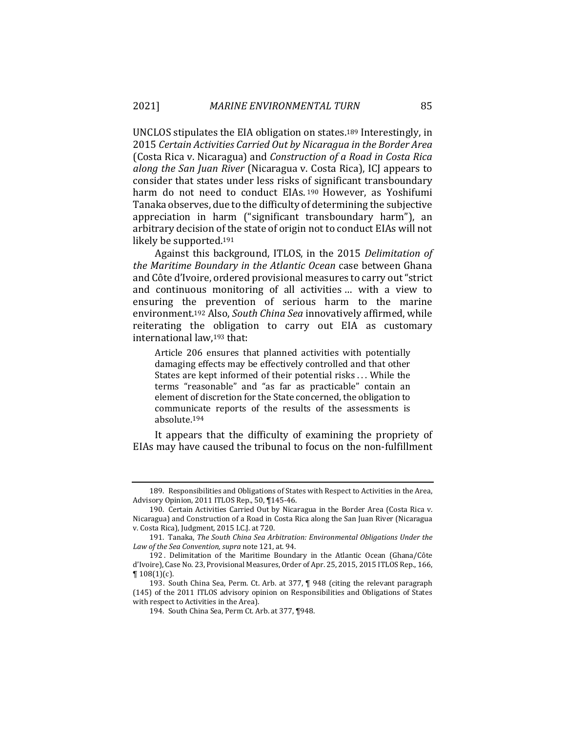UNCLOS stipulates the EIA obligation on states.[189] Interestingly, in 2015 *Certain Activities Carried Out by Nicaragua in the Border Area* (Costa Rica v. Nicaragua) and *Construction of a Road in Costa Rica along the San Juan River* (Nicaragua v. Costa Rica), ICJ appears to consider that states under less risks of significant transboundary harm do not need to conduct EIAs.[190] However, as Yoshifumi Tanaka observes, due to the difficulty of determining the subjective appreciation in harm ("significant transboundary harm"), an arbitrary decision of the state of origin not to conduct EIAs will not likely be supported.[191]

Against this background, ITLOS, in the 2015 *Delimitation of the Maritime Boundary in the Atlantic Ocean* case between Ghana and Côte d'Ivoire, ordered provisional measures to carry out "strict and continuous monitoring of all activities ... with a view to ensuring the prevention of serious harm to the marine environment.[192] Also, *South China Sea* innovatively affirmed, while reiterating the obligation to carry out EIA as customary international law,[193] that:

> Article 206 ensures that planned activities with potentially damaging effects may be effectively controlled and that other States are kept informed of their potential risks . . . While the terms "reasonable" and "as far as practicable" contain an element of discretion for the State concerned, the obligation to communicate reports of the results of the assessments is absolute.[194]

It appears that the difficulty of examining the propriety of EIAs may have caused the tribunal to focus on the non-fulfillment

---

189. Responsibilities and Obligations of States with Respect to Activities in the Area, Advisory Opinion, 2011 ITLOS Rep., 50, ¶145-46.

190. Certain Activities Carried Out by Nicaragua in the Border Area (Costa Rica v. Nicaragua) and Construction of a Road in Costa Rica along the San Juan River (Nicaragua v. Costa Rica), Judgment, 2015 I.C.J. at 720.

191. Tanaka, *The South China Sea Arbitration: Environmental Obligations Under the Law of the Sea Convention, supra* note 121, at. 94.

192. Delimitation of the Maritime Boundary in the Atlantic Ocean (Ghana/Côte d'Ivoire), Case No. 23, Provisional Measures, Order of Apr. 25, 2015, 2015 ITLOS Rep., 166, ¶ 108(1)(c).

193. South China Sea, Perm. Ct. Arb. at 377, ¶ 948 (citing the relevant paragraph (145) of the 2011 ITLOS advisory opinion on Responsibilities and Obligations of States with respect to Activities in the Area).

194. South China Sea, Perm Ct. Arb. at 377, ¶948.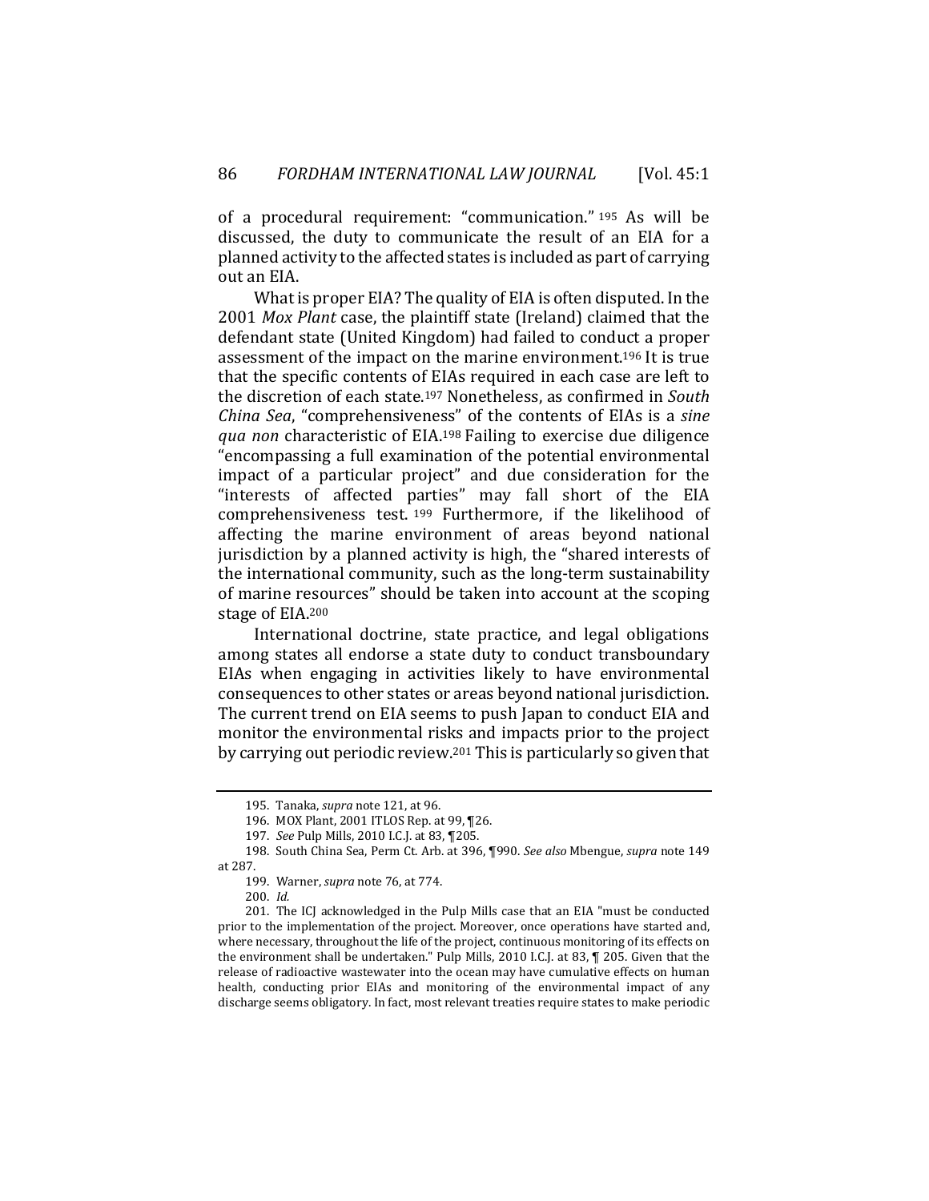of a procedural requirement: "communication."[195] As will be discussed, the duty to communicate the result of an EIA for a planned activity to the affected states is included as part of carrying out an EIA.

What is proper EIA? The quality of EIA is often disputed. In the 2001 *Mox Plant* case, the plaintiff state (Ireland) claimed that the defendant state (United Kingdom) had failed to conduct a proper assessment of the impact on the marine environment.[196] It is true that the specific contents of EIAs required in each case are left to the discretion of each state.[197] Nonetheless, as confirmed in *South China Sea*, "comprehensiveness" of the contents of EIAs is a *sine qua non* characteristic of EIA.[198] Failing to exercise due diligence "encompassing a full examination of the potential environmental impact of a particular project" and due consideration for the "interests of affected parties" may fall short of the EIA comprehensiveness test.[199] Furthermore, if the likelihood of affecting the marine environment of areas beyond national jurisdiction by a planned activity is high, the "shared interests of the international community, such as the long-term sustainability of marine resources" should be taken into account at the scoping stage of EIA.[200]

International doctrine, state practice, and legal obligations among states all endorse a state duty to conduct transboundary EIAs when engaging in activities likely to have environmental consequences to other states or areas beyond national jurisdiction. The current trend on EIA seems to push Japan to conduct EIA and monitor the environmental risks and impacts prior to the project by carrying out periodic review.[201] This is particularly so given that

195. Tanaka, *supra* note 121, at 96.

196. MOX Plant, 2001 ITLOS Rep. at 99, ¶26.

197. *See* Pulp Mills, 2010 I.C.J. at 83, ¶205.

198. South China Sea, Perm Ct. Arb. at 396, ¶990. *See also* Mbengue, *supra* note 149 at 287.

199. Warner, *supra* note 76, at 774.

200. *Id.*

201. The ICJ acknowledged in the Pulp Mills case that an EIA "must be conducted prior to the implementation of the project. Moreover, once operations have started and, where necessary, throughout the life of the project, continuous monitoring of its effects on the environment shall be undertaken." Pulp Mills, 2010 I.C.J. at 83, ¶ 205. Given that the release of radioactive wastewater into the ocean may have cumulative effects on human health, conducting prior EIAs and monitoring of the environmental impact of any discharge seems obligatory. In fact, most relevant treaties require states to make periodic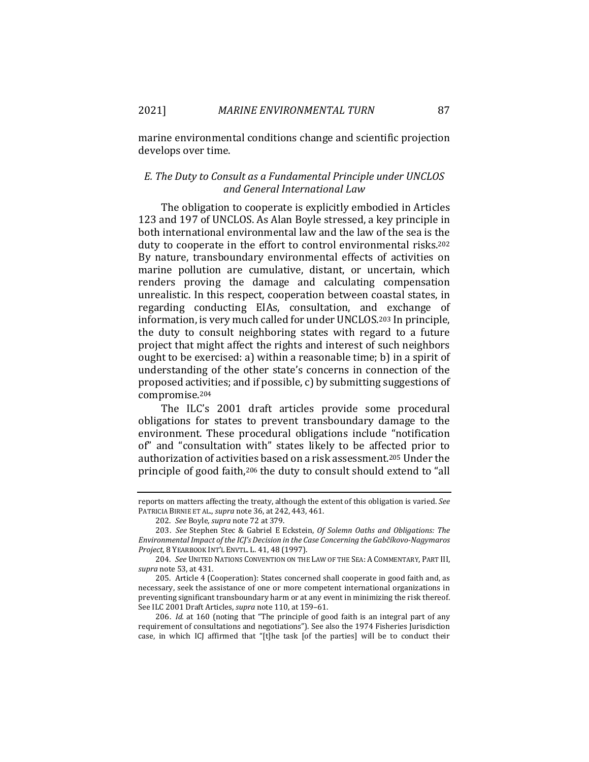marine environmental conditions change and scientific projection develops over time.

### *E. The Duty to Consult as a Fundamental Principle under UNCLOS and General International Law*

The obligation to cooperate is explicitly embodied in Articles 123 and 197 of UNCLOS. As Alan Boyle stressed, a key principle in both international environmental law and the law of the sea is the duty to cooperate in the effort to control environmental risks.[202] By nature, transboundary environmental effects of activities on marine pollution are cumulative, distant, or uncertain, which renders proving the damage and calculating compensation unrealistic. In this respect, cooperation between coastal states, in regarding conducting EIAs, consultation, and exchange of information, is very much called for under UNCLOS.[203] In principle, the duty to consult neighboring states with regard to a future project that might affect the rights and interest of such neighbors ought to be exercised: a) within a reasonable time; b) in a spirit of understanding of the other state's concerns in connection of the proposed activities; and if possible, c) by submitting suggestions of compromise.[204]

The ILC's 2001 draft articles provide some procedural obligations for states to prevent transboundary damage to the environment. These procedural obligations include "notification of" and "consultation with" states likely to be affected prior to authorization of activities based on a risk assessment.[205] Under the principle of good faith,[206] the duty to consult should extend to "all

---

reports on matters affecting the treaty, although the extent of this obligation is varied. *See* PATRICIA BIRNIE ET AL., *supra* note 36, at 242, 443, 461.

202. *See* Boyle, *supra* note 72 at 379.

203. *See* Stephen Stec & Gabriel E Eckstein, *Of Solemn Oaths and Obligations: The Environmental Impact of the ICJ's Decision in the Case Concerning the Gabčíkovo-Nagymaros Project*, 8 YEARBOOK INT'L ENVTL. L. 41, 48 (1997).

204. *See* UNITED NATIONS CONVENTION ON THE LAW OF THE SEA: A COMMENTARY, PART III, *supra* note 53, at 431.

205. Article 4 (Cooperation): States concerned shall cooperate in good faith and, as necessary, seek the assistance of one or more competent international organizations in preventing significant transboundary harm or at any event in minimizing the risk thereof. See ILC 2001 Draft Articles, *supra* note 110, at 159–61.

206. *Id.* at 160 (noting that "The principle of good faith is an integral part of any requirement of consultations and negotiations"). See also the 1974 Fisheries Jurisdiction case, in which ICJ affirmed that "[t]he task [of the parties] will be to conduct their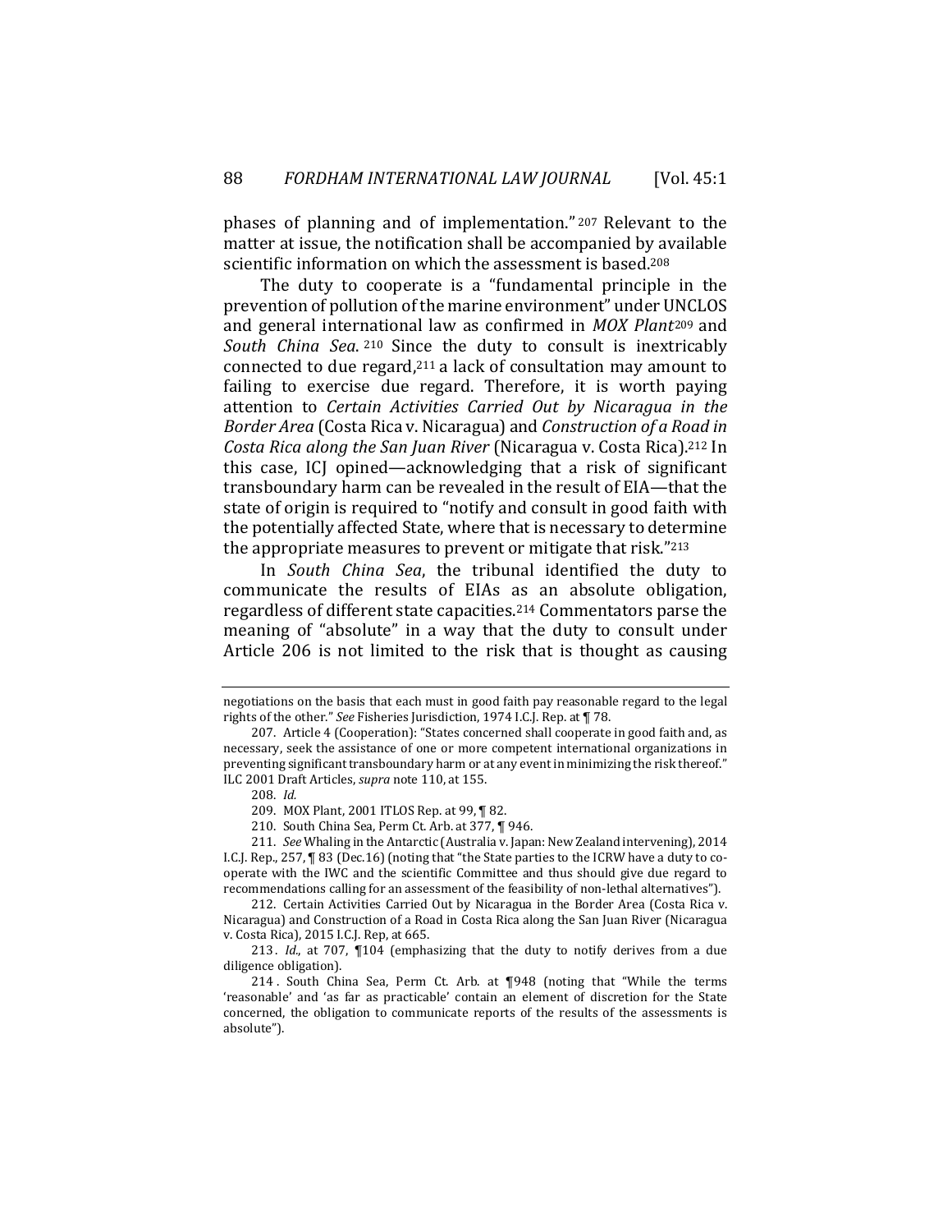phases of planning and of implementation."[207] Relevant to the matter at issue, the notification shall be accompanied by available scientific information on which the assessment is based.[208]

The duty to cooperate is a "fundamental principle in the prevention of pollution of the marine environment" under UNCLOS and general international law as confirmed in *MOX Plant*[209] and *South China Sea*.[210] Since the duty to consult is inextricably connected to due regard,[211] a lack of consultation may amount to failing to exercise due regard. Therefore, it is worth paying attention to *Certain Activities Carried Out by Nicaragua in the Border Area* (Costa Rica v. Nicaragua) and *Construction of a Road in Costa Rica along the San Juan River* (Nicaragua v. Costa Rica).[212] In this case, ICJ opined—acknowledging that a risk of significant transboundary harm can be revealed in the result of EIA—that the state of origin is required to "notify and consult in good faith with the potentially affected State, where that is necessary to determine the appropriate measures to prevent or mitigate that risk."[213]

In *South China Sea*, the tribunal identified the duty to communicate the results of EIAs as an absolute obligation, regardless of different state capacities.[214] Commentators parse the meaning of "absolute" in a way that the duty to consult under Article 206 is not limited to the risk that is thought as causing

---

negotiations on the basis that each must in good faith pay reasonable regard to the legal rights of the other." *See* Fisheries Jurisdiction, 1974 I.C.J. Rep. at ¶ 78.

207. Article 4 (Cooperation): "States concerned shall cooperate in good faith and, as necessary, seek the assistance of one or more competent international organizations in preventing significant transboundary harm or at any event in minimizing the risk thereof." ILC 2001 Draft Articles, *supra* note 110, at 155.

208. *Id.*

209. MOX Plant, 2001 ITLOS Rep. at 99, ¶ 82.

210. South China Sea, Perm Ct. Arb. at 377, ¶ 946.

211. *See* Whaling in the Antarctic (Australia v. Japan: New Zealand intervening), 2014 I.C.J. Rep., 257, ¶ 83 (Dec.16) (noting that "the State parties to the ICRW have a duty to co-operate with the IWC and the scientific Committee and thus should give due regard to recommendations calling for an assessment of the feasibility of non-lethal alternatives").

212. Certain Activities Carried Out by Nicaragua in the Border Area (Costa Rica v. Nicaragua) and Construction of a Road in Costa Rica along the San Juan River (Nicaragua v. Costa Rica), 2015 I.C.J. Rep, at 665.

213. *Id.*, at 707, ¶104 (emphasizing that the duty to notify derives from a due diligence obligation).

214. South China Sea, Perm Ct. Arb. at ¶948 (noting that "While the terms 'reasonable' and 'as far as practicable' contain an element of discretion for the State concerned, the obligation to communicate reports of the results of the assessments is absolute").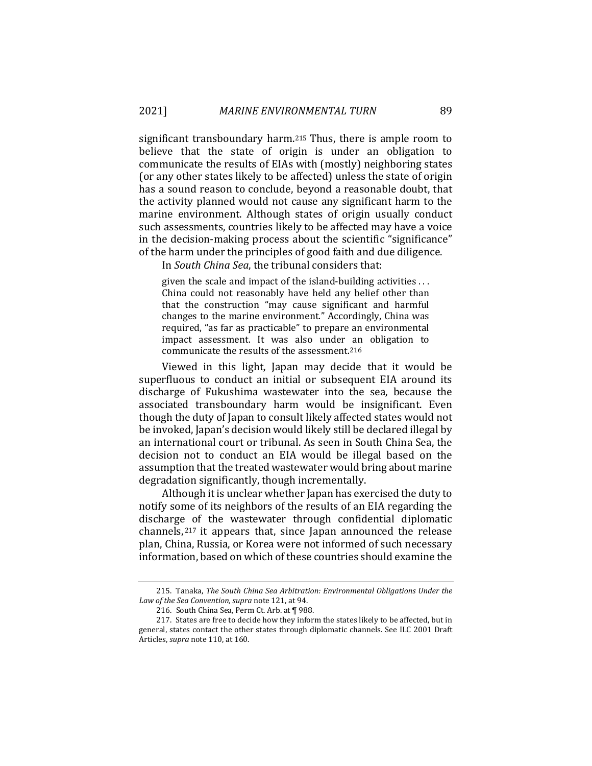significant transboundary harm.[215] Thus, there is ample room to believe that the state of origin is under an obligation to communicate the results of EIAs with (mostly) neighboring states (or any other states likely to be affected) unless the state of origin has a sound reason to conclude, beyond a reasonable doubt, that the activity planned would not cause any significant harm to the marine environment. Although states of origin usually conduct such assessments, countries likely to be affected may have a voice in the decision-making process about the scientific "significance" of the harm under the principles of good faith and due diligence.

In *South China Sea*, the tribunal considers that:

> given the scale and impact of the island-building activities . . . China could not reasonably have held any belief other than that the construction "may cause significant and harmful changes to the marine environment." Accordingly, China was required, "as far as practicable" to prepare an environmental impact assessment. It was also under an obligation to communicate the results of the assessment.[216]

Viewed in this light, Japan may decide that it would be superfluous to conduct an initial or subsequent EIA around its discharge of Fukushima wastewater into the sea, because the associated transboundary harm would be insignificant. Even though the duty of Japan to consult likely affected states would not be invoked, Japan's decision would likely still be declared illegal by an international court or tribunal. As seen in South China Sea, the decision not to conduct an EIA would be illegal based on the assumption that the treated wastewater would bring about marine degradation significantly, though incrementally.

Although it is unclear whether Japan has exercised the duty to notify some of its neighbors of the results of an EIA regarding the discharge of the wastewater through confidential diplomatic channels,[217] it appears that, since Japan announced the release plan, China, Russia, or Korea were not informed of such necessary information, based on which of these countries should examine the

---

215. Tanaka, *The South China Sea Arbitration: Environmental Obligations Under the Law of the Sea Convention, supra* note 121, at 94.

216. South China Sea, Perm Ct. Arb. at ¶ 988.

217. States are free to decide how they inform the states likely to be affected, but in general, states contact the other states through diplomatic channels. See ILC 2001 Draft Articles, *supra* note 110, at 160.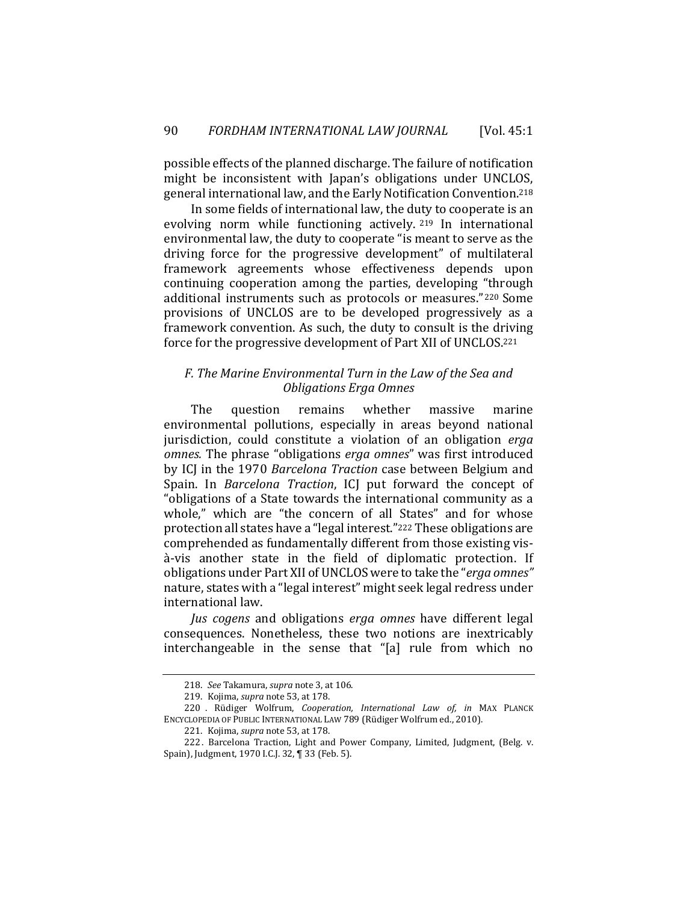possible effects of the planned discharge. The failure of notification might be inconsistent with Japan's obligations under UNCLOS, general international law, and the Early Notification Convention.[218]

In some fields of international law, the duty to cooperate is an evolving norm while functioning actively.[219] In international environmental law, the duty to cooperate "is meant to serve as the driving force for the progressive development" of multilateral framework agreements whose effectiveness depends upon continuing cooperation among the parties, developing "through additional instruments such as protocols or measures."[220] Some provisions of UNCLOS are to be developed progressively as a framework convention. As such, the duty to consult is the driving force for the progressive development of Part XII of UNCLOS.[221]

### *F. The Marine Environmental Turn in the Law of the Sea and Obligations Erga Omnes*

The question remains whether massive marine environmental pollutions, especially in areas beyond national jurisdiction, could constitute a violation of an obligation *erga omnes.* The phrase "obligations *erga omnes*" was first introduced by ICJ in the 1970 *Barcelona Traction* case between Belgium and Spain. In *Barcelona Traction*, ICJ put forward the concept of "obligations of a State towards the international community as a whole," which are "the concern of all States" and for whose protection all states have a "legal interest."[222] These obligations are comprehended as fundamentally different from those existing vis-à-vis another state in the field of diplomatic protection. If obligations under Part XII of UNCLOS were to take the "*erga omnes"* nature, states with a "legal interest" might seek legal redress under international law.

*Jus cogens* and obligations *erga omnes* have different legal consequences. Nonetheless, these two notions are inextricably interchangeable in the sense that "[a] rule from which no

---

218. *See* Takamura, *supra* note 3, at 106.

219. Kojima, *supra* note 53, at 178.

220 . Rüdiger Wolfrum, *Cooperation, International Law of, in* MAX PLANCK ENCYCLOPEDIA OF PUBLIC INTERNATIONAL LAW 789 (Rüdiger Wolfrum ed., 2010).

221. Kojima, *supra* note 53, at 178.

222. Barcelona Traction, Light and Power Company, Limited, Judgment, (Belg. v. Spain), Judgment, 1970 I.C.J. 32, ¶ 33 (Feb. 5).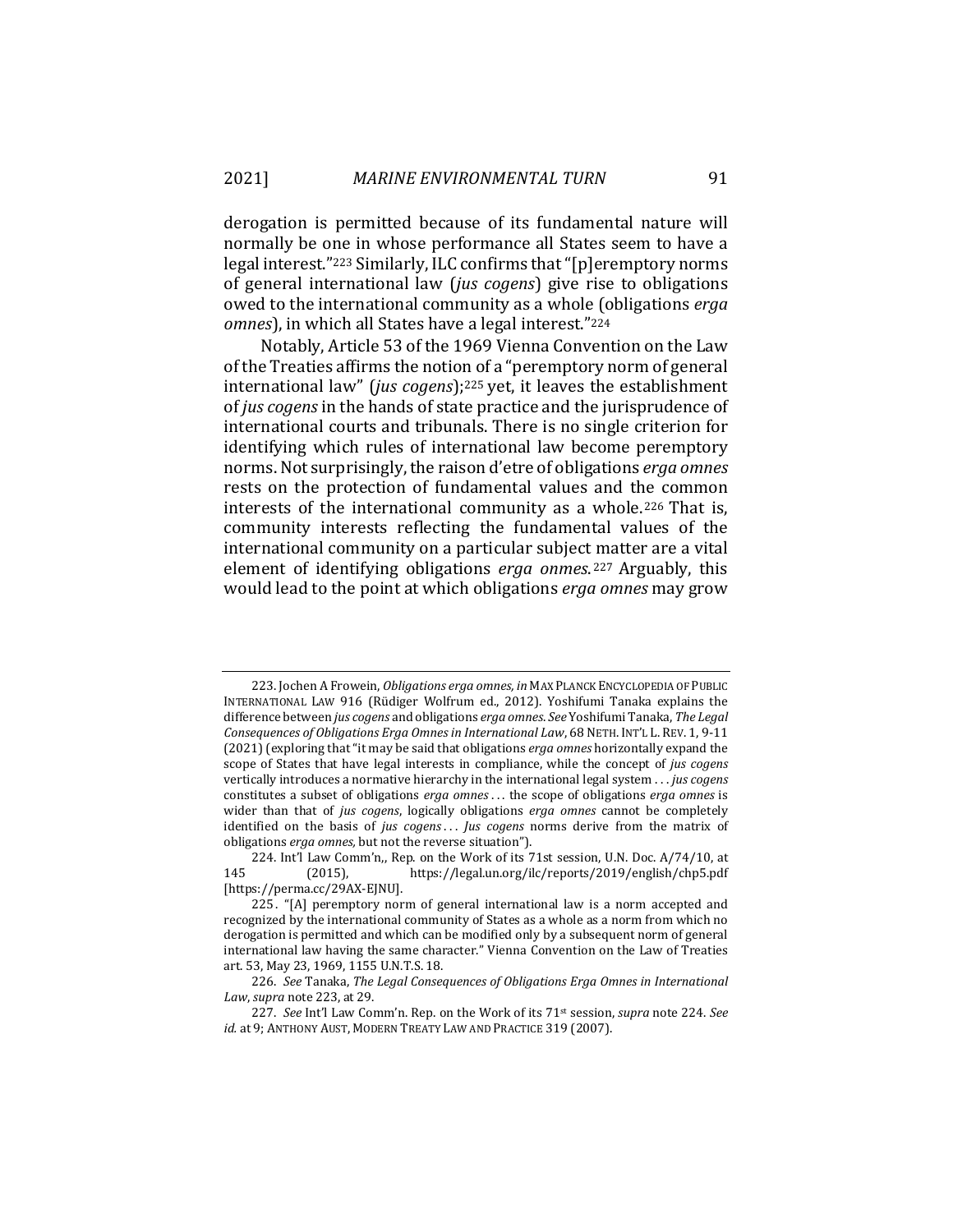derogation is permitted because of its fundamental nature will normally be one in whose performance all States seem to have a legal interest."[223] Similarly, ILC confirms that "[p]eremptory norms of general international law (*jus cogens*) give rise to obligations owed to the international community as a whole (obligations *erga omnes*), in which all States have a legal interest."[224]

Notably, Article 53 of the 1969 Vienna Convention on the Law of the Treaties affirms the notion of a "peremptory norm of general international law" (*jus cogens*);[225] yet, it leaves the establishment of *jus cogens* in the hands of state practice and the jurisprudence of international courts and tribunals. There is no single criterion for identifying which rules of international law become peremptory norms. Not surprisingly, the raison d'etre of obligations *erga omnes* rests on the protection of fundamental values and the common interests of the international community as a whole.[226] That is, community interests reflecting the fundamental values of the international community on a particular subject matter are a vital element of identifying obligations *erga onmes*.[227] Arguably, this would lead to the point at which obligations *erga omnes* may grow

---

223. Jochen A Frowein, *Obligations erga omnes, in* MAX PLANCK ENCYCLOPEDIA OF PUBLIC INTERNATIONAL LAW 916 (Rüdiger Wolfrum ed., 2012). Yoshifumi Tanaka explains the difference between *jus cogens* and obligations *erga omnes*. *See* Yoshifumi Tanaka, *The Legal Consequences of Obligations Erga Omnes in International Law*, 68 NETH. INT'L L. REV. 1, 9-11 (2021) (exploring that "it may be said that obligations *erga omnes* horizontally expand the scope of States that have legal interests in compliance, while the concept of *jus cogens* vertically introduces a normative hierarchy in the international legal system . . . *jus cogens* constitutes a subset of obligations *erga omnes* . . . the scope of obligations *erga omnes* is wider than that of *jus cogens*, logically obligations *erga omnes* cannot be completely identified on the basis of *jus cogens* . . . *Jus cogens* norms derive from the matrix of obligations *erga omnes,* but not the reverse situation").

224. Int'l Law Comm'n,, Rep. on the Work of its 71st session, U.N. Doc. A/74/10, at 145 (2015), https://legal.un.org/ilc/reports/2019/english/chp5.pdf [https://perma.cc/29AX-EJNU].

225. "[A] peremptory norm of general international law is a norm accepted and recognized by the international community of States as a whole as a norm from which no derogation is permitted and which can be modified only by a subsequent norm of general international law having the same character." Vienna Convention on the Law of Treaties art. 53, May 23, 1969, 1155 U.N.T.S. 18.

226. *See* Tanaka, *The Legal Consequences of Obligations Erga Omnes in International Law*, *supra* note 223, at 29.

227. *See* Int'l Law Comm'n. Rep. on the Work of its 71st session, *supra* note 224. *See id.* at 9; ANTHONY AUST, MODERN TREATY LAW AND PRACTICE 319 (2007).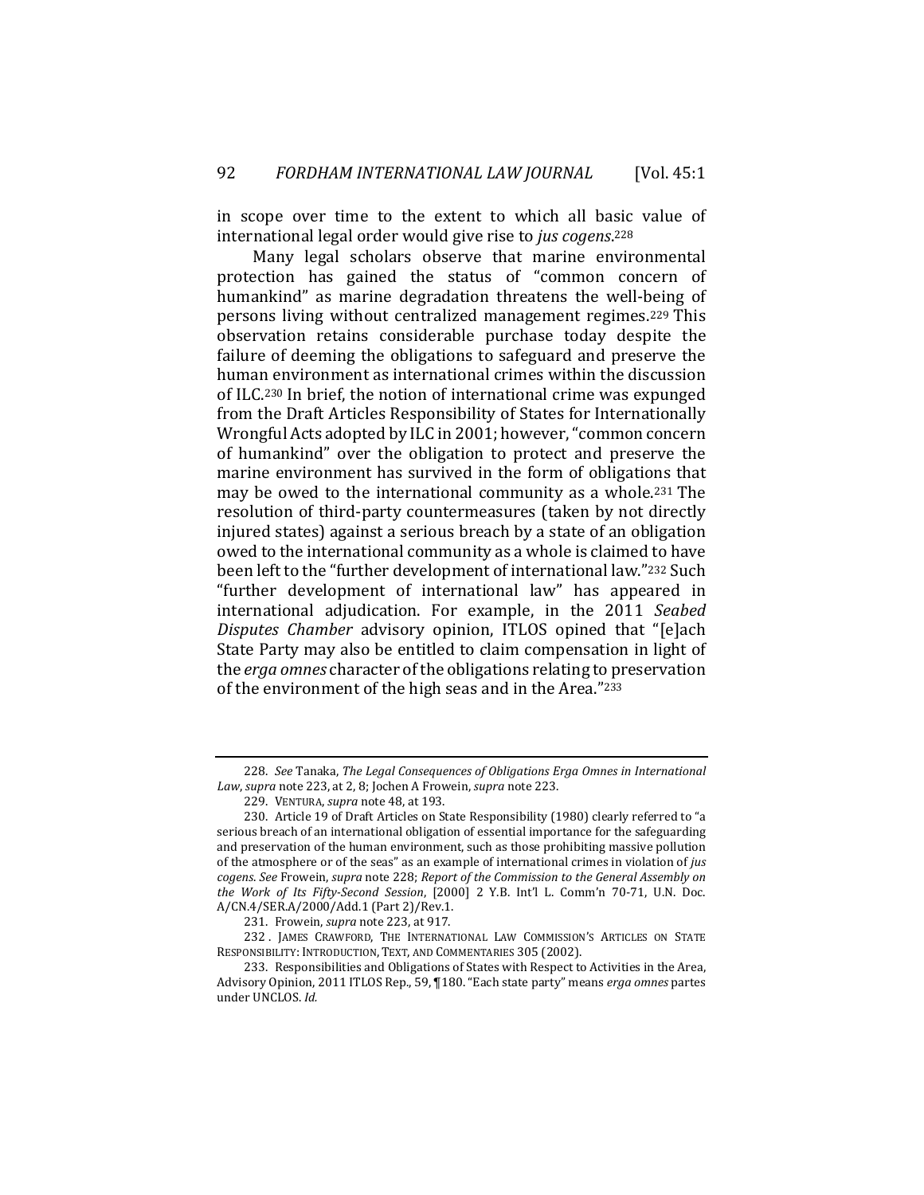in scope over time to the extent to which all basic value of international legal order would give rise to *jus cogens*.[228]

Many legal scholars observe that marine environmental protection has gained the status of "common concern of humankind" as marine degradation threatens the well-being of persons living without centralized management regimes.[229] This observation retains considerable purchase today despite the failure of deeming the obligations to safeguard and preserve the human environment as international crimes within the discussion of ILC.[230] In brief, the notion of international crime was expunged from the Draft Articles Responsibility of States for Internationally Wrongful Acts adopted by ILC in 2001; however, "common concern of humankind" over the obligation to protect and preserve the marine environment has survived in the form of obligations that may be owed to the international community as a whole.[231] The resolution of third-party countermeasures (taken by not directly injured states) against a serious breach by a state of an obligation owed to the international community as a whole is claimed to have been left to the "further development of international law."[232] Such "further development of international law" has appeared in international adjudication. For example, in the 2011 *Seabed Disputes Chamber* advisory opinion, ITLOS opined that "[e]ach State Party may also be entitled to claim compensation in light of the *erga omnes* character of the obligations relating to preservation of the environment of the high seas and in the Area."[233]

---

228. *See* Tanaka, *The Legal Consequences of Obligations Erga Omnes in International Law*, *supra* note 223, at 2, 8; Jochen A Frowein, *supra* note 223.

229. VENTURA, *supra* note 48, at 193.

230. Article 19 of Draft Articles on State Responsibility (1980) clearly referred to "a serious breach of an international obligation of essential importance for the safeguarding and preservation of the human environment, such as those prohibiting massive pollution of the atmosphere or of the seas" as an example of international crimes in violation of *jus cogens*. *See* Frowein, *supra* note 228; *Report of the Commission to the General Assembly on the Work of Its Fifty-Second Session*, [2000] 2 Y.B. Int'l L. Comm'n 70-71, U.N. Doc. A/CN.4/SER.A/2000/Add.1 (Part 2)/Rev.1.

231. Frowein, *supra* note 223, at 917.

232. JAMES CRAWFORD, THE INTERNATIONAL LAW COMMISSION'S ARTICLES ON STATE RESPONSIBILITY: INTRODUCTION, TEXT, AND COMMENTARIES 305 (2002).

233. Responsibilities and Obligations of States with Respect to Activities in the Area, Advisory Opinion, 2011 ITLOS Rep., 59, ¶180. "Each state party" means *erga omnes* partes under UNCLOS. *Id.*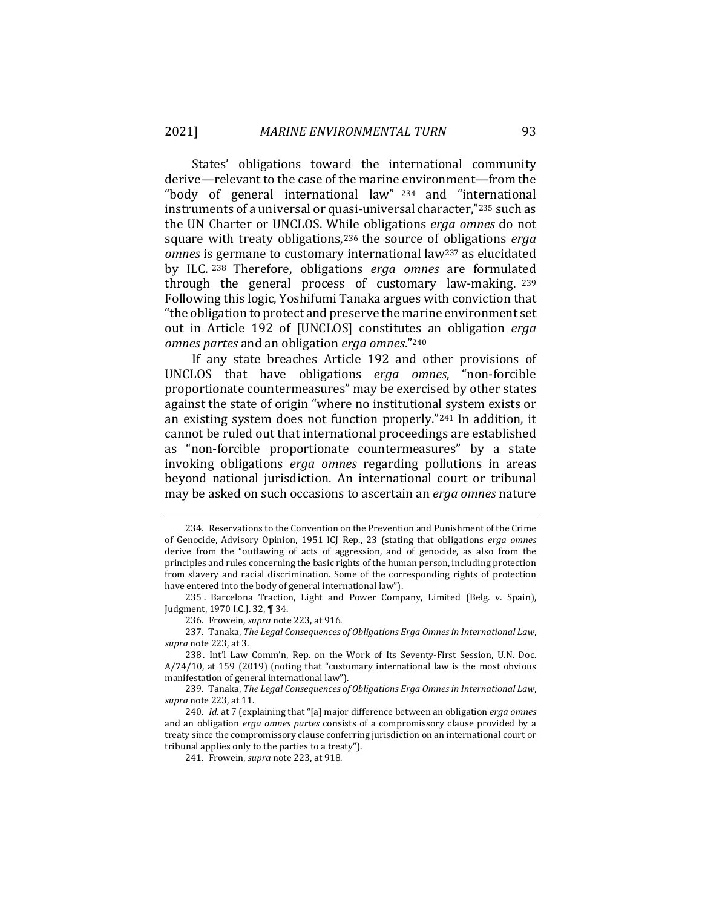States' obligations toward the international community derive—relevant to the case of the marine environment—from the "body of general international law" [234] and "international instruments of a universal or quasi-universal character,"[235] such as the UN Charter or UNCLOS. While obligations *erga omnes* do not square with treaty obligations,[236] the source of obligations *erga omnes* is germane to customary international law[237] as elucidated by ILC. [238] Therefore, obligations *erga omnes* are formulated through the general process of customary law-making. [239] Following this logic, Yoshifumi Tanaka argues with conviction that "the obligation to protect and preserve the marine environment set out in Article 192 of [UNCLOS] constitutes an obligation *erga omnes partes* and an obligation *erga omnes*."[240]

If any state breaches Article 192 and other provisions of UNCLOS that have obligations *erga omnes*, "non-forcible proportionate countermeasures" may be exercised by other states against the state of origin "where no institutional system exists or an existing system does not function properly."[241] In addition, it cannot be ruled out that international proceedings are established as "non-forcible proportionate countermeasures" by a state invoking obligations *erga omnes* regarding pollutions in areas beyond national jurisdiction. An international court or tribunal may be asked on such occasions to ascertain an *erga omnes* nature

---

234. Reservations to the Convention on the Prevention and Punishment of the Crime of Genocide, Advisory Opinion, 1951 ICJ Rep., 23 (stating that obligations *erga omnes* derive from the "outlawing of acts of aggression, and of genocide, as also from the principles and rules concerning the basic rights of the human person, including protection from slavery and racial discrimination. Some of the corresponding rights of protection have entered into the body of general international law").

235. Barcelona Traction, Light and Power Company, Limited (Belg. v. Spain), Judgment, 1970 I.C.J. 32, ¶ 34.

236. Frowein, *supra* note 223, at 916.

237. Tanaka, *The Legal Consequences of Obligations Erga Omnes in International Law*, *supra* note 223, at 3.

238. Int'l Law Comm'n, Rep. on the Work of Its Seventy-First Session, U.N. Doc. A/74/10, at 159 (2019) (noting that "customary international law is the most obvious manifestation of general international law").

239. Tanaka, *The Legal Consequences of Obligations Erga Omnes in International Law*, *supra* note 223, at 11.

240. *Id.* at 7 (explaining that "[a] major difference between an obligation *erga omnes* and an obligation *erga omnes partes* consists of a compromissory clause provided by a treaty since the compromissory clause conferring jurisdiction on an international court or tribunal applies only to the parties to a treaty").

241. Frowein, *supra* note 223, at 918.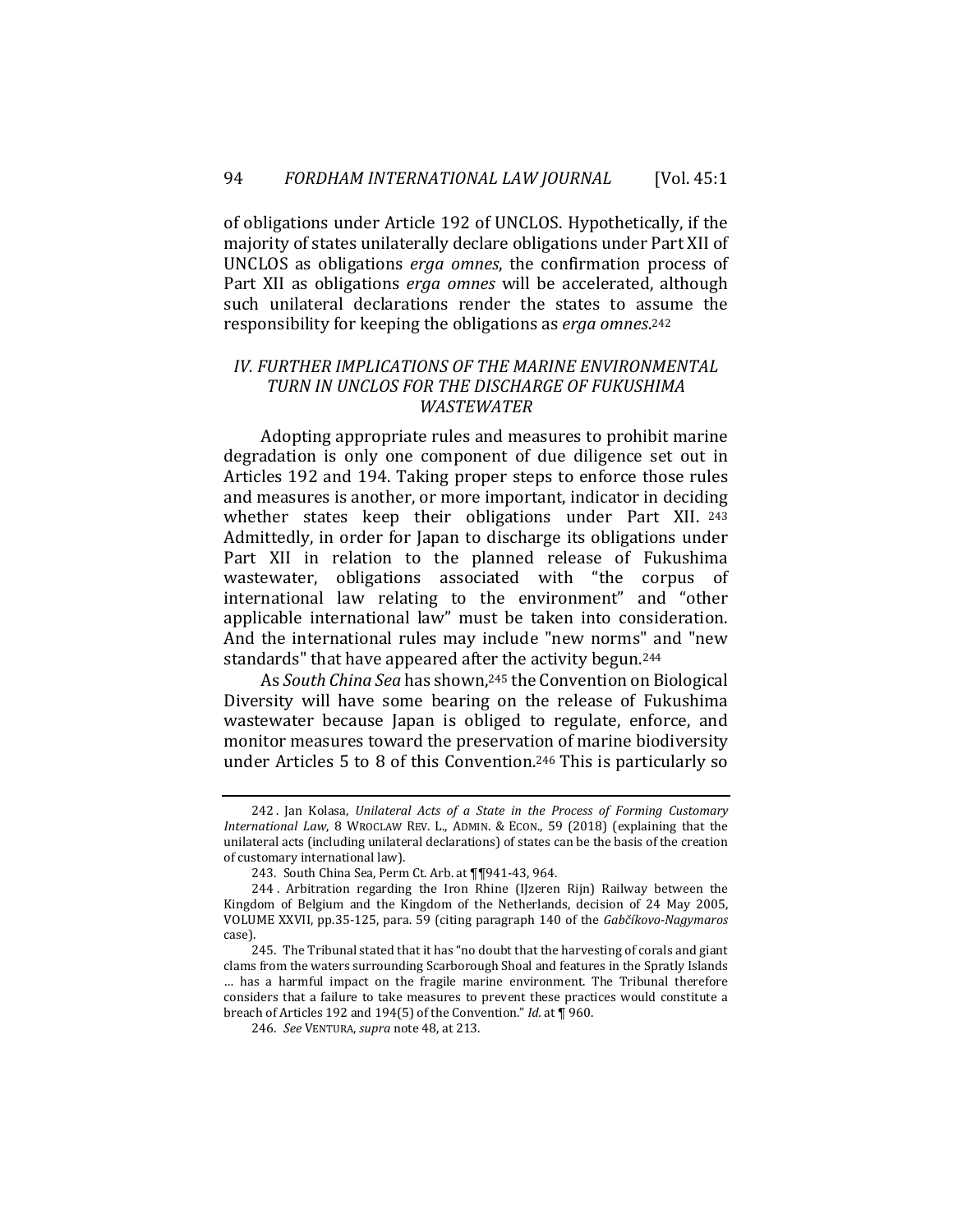of obligations under Article 192 of UNCLOS. Hypothetically, if the majority of states unilaterally declare obligations under Part XII of UNCLOS as obligations *erga omnes*, the confirmation process of Part XII as obligations *erga omnes* will be accelerated, although such unilateral declarations render the states to assume the responsibility for keeping the obligations as *erga omnes*.[242]

## *IV. FURTHER IMPLICATIONS OF THE MARINE ENVIRONMENTAL TURN IN UNCLOS FOR THE DISCHARGE OF FUKUSHIMA WASTEWATER*

Adopting appropriate rules and measures to prohibit marine degradation is only one component of due diligence set out in Articles 192 and 194. Taking proper steps to enforce those rules and measures is another, or more important, indicator in deciding whether states keep their obligations under Part XII.[243] Admittedly, in order for Japan to discharge its obligations under Part XII in relation to the planned release of Fukushima wastewater, obligations associated with "the corpus of international law relating to the environment" and "other applicable international law" must be taken into consideration. And the international rules may include "new norms" and "new standards" that have appeared after the activity begun.[244]

As *South China Sea* has shown,[245] the Convention on Biological Diversity will have some bearing on the release of Fukushima wastewater because Japan is obliged to regulate, enforce, and monitor measures toward the preservation of marine biodiversity under Articles 5 to 8 of this Convention.[246] This is particularly so

---

242. Jan Kolasa, *Unilateral Acts of a State in the Process of Forming Customary International Law*, 8 WROCLAW REV. L., ADMIN. & ECON., 59 (2018) (explaining that the unilateral acts (including unilateral declarations) of states can be the basis of the creation of customary international law).

243. South China Sea, Perm Ct. Arb. at ¶¶941-43, 964.

244. Arbitration regarding the Iron Rhine (IJzeren Rijn) Railway between the Kingdom of Belgium and the Kingdom of the Netherlands, decision of 24 May 2005, VOLUME XXVII, pp.35-125, para. 59 (citing paragraph 140 of the *Gabčíkovo-Nagymaros* case).

245. The Tribunal stated that it has "no doubt that the harvesting of corals and giant clams from the waters surrounding Scarborough Shoal and features in the Spratly Islands … has a harmful impact on the fragile marine environment. The Tribunal therefore considers that a failure to take measures to prevent these practices would constitute a breach of Articles 192 and 194(5) of the Convention." *Id.* at ¶ 960.

246. *See* VENTURA, *supra* note 48, at 213.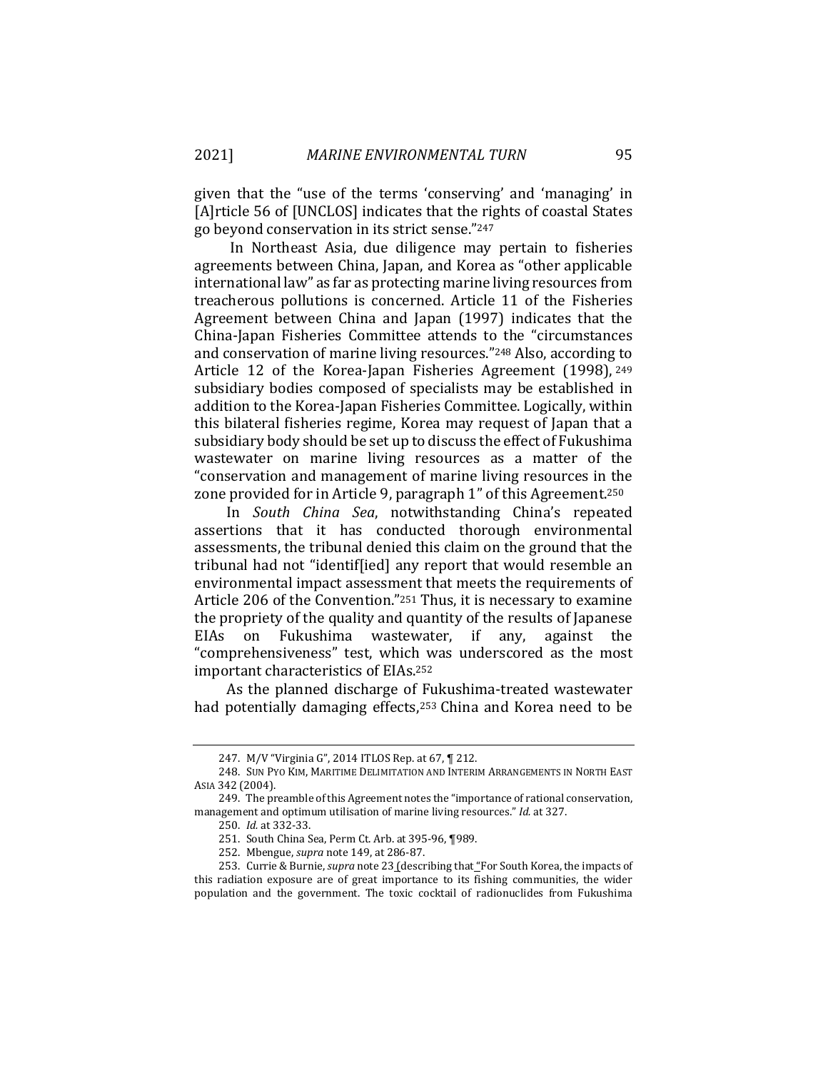given that the "use of the terms 'conserving' and 'managing' in [A]rticle 56 of [UNCLOS] indicates that the rights of coastal States go beyond conservation in its strict sense."[247]

In Northeast Asia, due diligence may pertain to fisheries agreements between China, Japan, and Korea as "other applicable international law" as far as protecting marine living resources from treacherous pollutions is concerned. Article 11 of the Fisheries Agreement between China and Japan (1997) indicates that the China-Japan Fisheries Committee attends to the "circumstances and conservation of marine living resources."[248] Also, according to Article 12 of the Korea-Japan Fisheries Agreement (1998),[249] subsidiary bodies composed of specialists may be established in addition to the Korea-Japan Fisheries Committee. Logically, within this bilateral fisheries regime, Korea may request of Japan that a subsidiary body should be set up to discuss the effect of Fukushima wastewater on marine living resources as a matter of the "conservation and management of marine living resources in the zone provided for in Article 9, paragraph 1" of this Agreement.[250]

In *South China Sea*, notwithstanding China's repeated assertions that it has conducted thorough environmental assessments, the tribunal denied this claim on the ground that the tribunal had not "identif[ied] any report that would resemble an environmental impact assessment that meets the requirements of Article 206 of the Convention."[251] Thus, it is necessary to examine the propriety of the quality and quantity of the results of Japanese EIAs on Fukushima wastewater, if any, against the "comprehensiveness" test, which was underscored as the most important characteristics of EIAs.[252]

As the planned discharge of Fukushima-treated wastewater had potentially damaging effects,[253] China and Korea need to be

---

247. M/V "Virginia G", 2014 ITLOS Rep. at 67, ¶ 212.

248. SUN PYO KIM, MARITIME DELIMITATION AND INTERIM ARRANGEMENTS IN NORTH EAST ASIA 342 (2004).

249. The preamble of this Agreement notes the "importance of rational conservation, management and optimum utilisation of marine living resources." *Id.* at 327.

250. *Id.* at 332-33.

251. South China Sea, Perm Ct. Arb. at 395-96, ¶989.

252. Mbengue, *supra* note 149, at 286-87.

253. Currie & Burnie, *supra* note 23 (describing that "For South Korea, the impacts of this radiation exposure are of great importance to its fishing communities, the wider population and the government. The toxic cocktail of radionuclides from Fukushima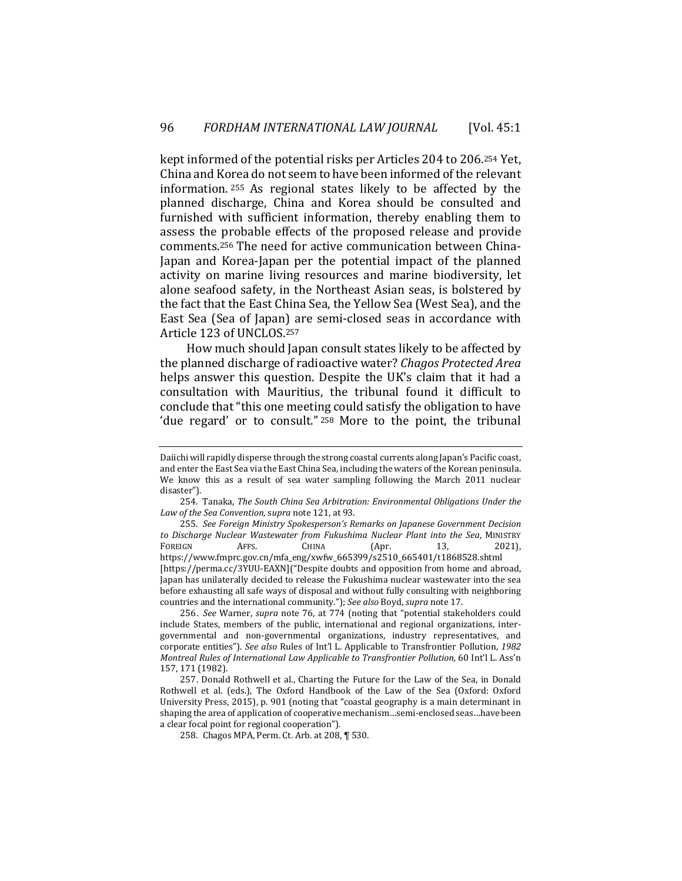kept informed of the potential risks per Articles 204 to 206.[254] Yet, China and Korea do not seem to have been informed of the relevant information.[255] As regional states likely to be affected by the planned discharge, China and Korea should be consulted and furnished with sufficient information, thereby enabling them to assess the probable effects of the proposed release and provide comments.[256] The need for active communication between China-Japan and Korea-Japan per the potential impact of the planned activity on marine living resources and marine biodiversity, let alone seafood safety, in the Northeast Asian seas, is bolstered by the fact that the East China Sea, the Yellow Sea (West Sea), and the East Sea (Sea of Japan) are semi-closed seas in accordance with Article 123 of UNCLOS.[257]

How much should Japan consult states likely to be affected by the planned discharge of radioactive water? *Chagos Protected Area* helps answer this question. Despite the UK's claim that it had a consultation with Mauritius, the tribunal found it difficult to conclude that "this one meeting could satisfy the obligation to have 'due regard' or to consult."[258] More to the point, the tribunal

---

Daiichi will rapidly disperse through the strong coastal currents along Japan's Pacific coast, and enter the East Sea via the East China Sea, including the waters of the Korean peninsula. We know this as a result of sea water sampling following the March 2011 nuclear disaster").

254. Tanaka, *The South China Sea Arbitration: Environmental Obligations Under the Law of the Sea Convention, supra* note 121, at 93.

255. *See Foreign Ministry Spokesperson's Remarks on Japanese Government Decision to Discharge Nuclear Wastewater from Fukushima Nuclear Plant into the Sea*, MINISTRY FOREIGN AFFS. CHINA (Apr. 13, 2021), https://www.fmprc.gov.cn/mfa_eng/xwfw_665399/s2510_665401/t1868528.shtml [https://perma.cc/3YUU-EAXN]("Despite doubts and opposition from home and abroad, Japan has unilaterally decided to release the Fukushima nuclear wastewater into the sea before exhausting all safe ways of disposal and without fully consulting with neighboring countries and the international community."); *See also* Boyd, *supra* note 17.

256. *See* Warner, *supra* note 76, at 774 (noting that "potential stakeholders could include States, members of the public, international and regional organizations, inter-governmental and non-governmental organizations, industry representatives, and corporate entities"). *See also* Rules of Int'l L. Applicable to Transfrontier Pollution, *1982 Montreal Rules of International Law Applicable to Transfrontier Pollution,* 60 Int'l L. Ass'n 157, 171 (1982).

257. Donald Rothwell et al., Charting the Future for the Law of the Sea, in Donald Rothwell et al. (eds.), The Oxford Handbook of the Law of the Sea (Oxford: Oxford University Press, 2015), p. 901 (noting that "coastal geography is a main determinant in shaping the area of application of cooperative mechanism…semi-enclosed seas…have been a clear focal point for regional cooperation").

258. Chagos MPA, Perm. Ct. Arb. at 208, ¶ 530.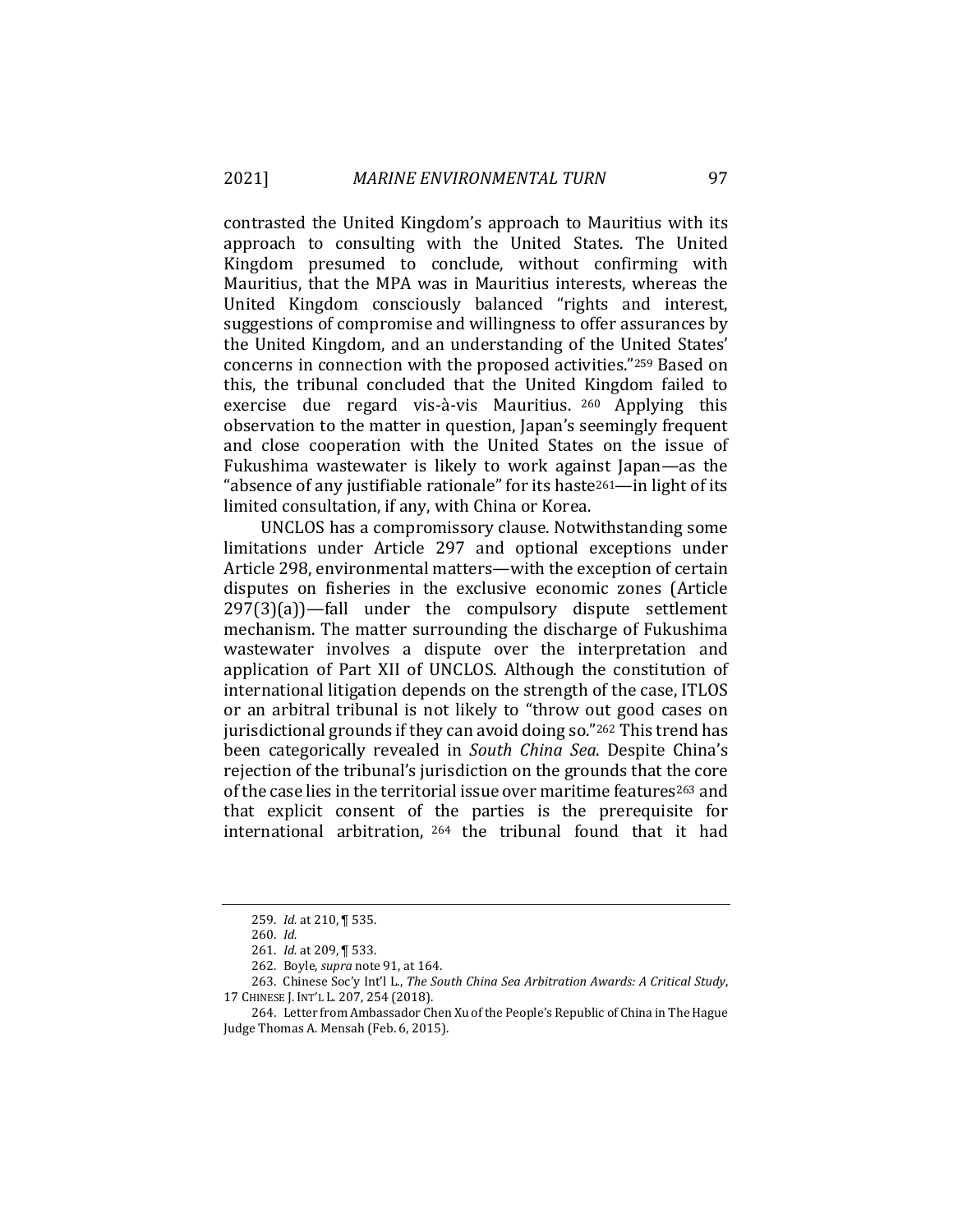contrasted the United Kingdom's approach to Mauritius with its approach to consulting with the United States. The United Kingdom presumed to conclude, without confirming with Mauritius, that the MPA was in Mauritius interests, whereas the United Kingdom consciously balanced "rights and interest, suggestions of compromise and willingness to offer assurances by the United Kingdom, and an understanding of the United States' concerns in connection with the proposed activities."[259] Based on this, the tribunal concluded that the United Kingdom failed to exercise due regard vis-à-vis Mauritius.[260] Applying this observation to the matter in question, Japan's seemingly frequent and close cooperation with the United States on the issue of Fukushima wastewater is likely to work against Japan—as the "absence of any justifiable rationale" for its haste[261]—in light of its limited consultation, if any, with China or Korea.

UNCLOS has a compromissory clause. Notwithstanding some limitations under Article 297 and optional exceptions under Article 298, environmental matters—with the exception of certain disputes on fisheries in the exclusive economic zones (Article 297(3)(a))—fall under the compulsory dispute settlement mechanism. The matter surrounding the discharge of Fukushima wastewater involves a dispute over the interpretation and application of Part XII of UNCLOS. Although the constitution of international litigation depends on the strength of the case, ITLOS or an arbitral tribunal is not likely to "throw out good cases on jurisdictional grounds if they can avoid doing so."[262] This trend has been categorically revealed in *South China Sea*. Despite China's rejection of the tribunal's jurisdiction on the grounds that the core of the case lies in the territorial issue over maritime features[263] and that explicit consent of the parties is the prerequisite for international arbitration,[264] the tribunal found that it had

---

259. *Id.* at 210, ¶ 535.

260. *Id.*

261. *Id.* at 209, ¶ 533.

262. Boyle, *supra* note 91, at 164.

263. Chinese Soc'y Int'l L., *The South China Sea Arbitration Awards: A Critical Study*, 17 CHINESE J. INT'L L. 207, 254 (2018).

264. Letter from Ambassador Chen Xu of the People's Republic of China in The Hague Judge Thomas A. Mensah (Feb. 6, 2015).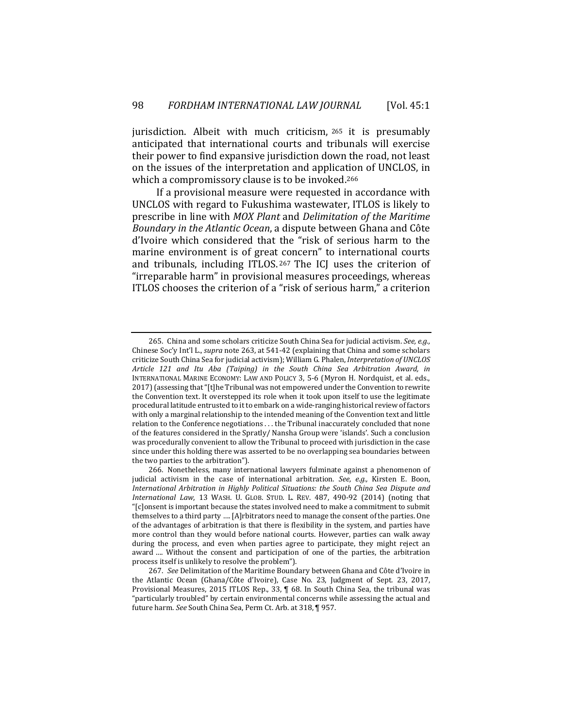jurisdiction. Albeit with much criticism,[265] it is presumably anticipated that international courts and tribunals will exercise their power to find expansive jurisdiction down the road, not least on the issues of the interpretation and application of UNCLOS, in which a compromissory clause is to be invoked.[266]

If a provisional measure were requested in accordance with UNCLOS with regard to Fukushima wastewater, ITLOS is likely to prescribe in line with *MOX Plant* and *Delimitation of the Maritime Boundary in the Atlantic Ocean*, a dispute between Ghana and Côte d'Ivoire which considered that the "risk of serious harm to the marine environment is of great concern" to international courts and tribunals, including ITLOS.[267] The ICJ uses the criterion of "irreparable harm" in provisional measures proceedings, whereas ITLOS chooses the criterion of a "risk of serious harm," a criterion

---

265. China and some scholars criticize South China Sea for judicial activism. *See, e.g.,* Chinese Soc'y Int'l L., *supra* note 263, at 541-42 (explaining that China and some scholars criticize South China Sea for judicial activism); William G. Phalen, *Interpretation of UNCLOS Article 121 and Itu Aba (Taiping) in the South China Sea Arbitration Award, in* INTERNATIONAL MARINE ECONOMY: LAW AND POLICY 3, 5-6 (Myron H. Nordquist, et al. eds., 2017) (assessing that "[t]he Tribunal was not empowered under the Convention to rewrite the Convention text. It overstepped its role when it took upon itself to use the legitimate procedural latitude entrusted to it to embark on a wide-ranging historical review of factors with only a marginal relationship to the intended meaning of the Convention text and little relation to the Conference negotiations . . . the Tribunal inaccurately concluded that none of the features considered in the Spratly/ Nansha Group were 'islands'. Such a conclusion was procedurally convenient to allow the Tribunal to proceed with jurisdiction in the case since under this holding there was asserted to be no overlapping sea boundaries between the two parties to the arbitration").

266. Nonetheless, many international lawyers fulminate against a phenomenon of judicial activism in the case of international arbitration. *See, e.g.,* Kirsten E. Boon, *International Arbitration in Highly Political Situations: the South China Sea Dispute and International Law*, 13 WASH. U. GLOB. STUD. L. REV. 487, 490-92 (2014) (noting that "[c]onsent is important because the states involved need to make a commitment to submit themselves to a third party .... [A]rbitrators need to manage the consent of the parties. One of the advantages of arbitration is that there is flexibility in the system, and parties have more control than they would before national courts. However, parties can walk away during the process, and even when parties agree to participate, they might reject an award .... Without the consent and participation of one of the parties, the arbitration process itself is unlikely to resolve the problem").

267. *See* Delimitation of the Maritime Boundary between Ghana and Côte d'Ivoire in the Atlantic Ocean (Ghana/Côte d'Ivoire), Case No. 23, Judgment of Sept. 23, 2017, Provisional Measures, 2015 ITLOS Rep., 33, ¶ 68. In South China Sea, the tribunal was "particularly troubled" by certain environmental concerns while assessing the actual and future harm. *See* South China Sea, Perm Ct. Arb. at 318, ¶ 957.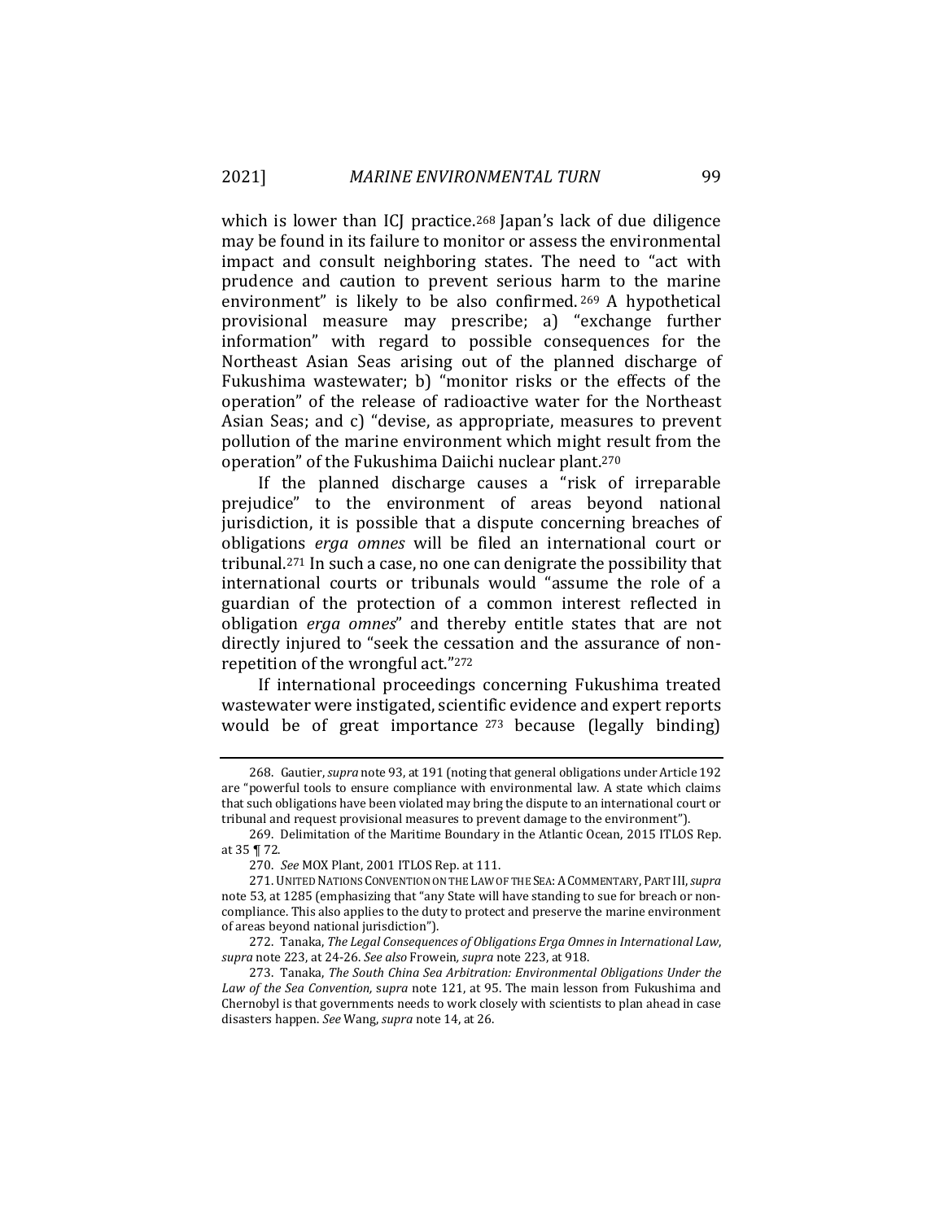which is lower than ICJ practice.[268] Japan's lack of due diligence may be found in its failure to monitor or assess the environmental impact and consult neighboring states. The need to "act with prudence and caution to prevent serious harm to the marine environment" is likely to be also confirmed.[269] A hypothetical provisional measure may prescribe; a) "exchange further information" with regard to possible consequences for the Northeast Asian Seas arising out of the planned discharge of Fukushima wastewater; b) "monitor risks or the effects of the operation" of the release of radioactive water for the Northeast Asian Seas; and c) "devise, as appropriate, measures to prevent pollution of the marine environment which might result from the operation" of the Fukushima Daiichi nuclear plant.[270]

If the planned discharge causes a "risk of irreparable prejudice" to the environment of areas beyond national jurisdiction, it is possible that a dispute concerning breaches of obligations *erga omnes* will be filed an international court or tribunal.[271] In such a case, no one can denigrate the possibility that international courts or tribunals would "assume the role of a guardian of the protection of a common interest reflected in obligation *erga omnes*" and thereby entitle states that are not directly injured to "seek the cessation and the assurance of non-repetition of the wrongful act."[272]

If international proceedings concerning Fukushima treated wastewater were instigated, scientific evidence and expert reports would be of great importance[273] because (legally binding)

---

268. Gautier, *supra* note 93, at 191 (noting that general obligations under Article 192 are "powerful tools to ensure compliance with environmental law. A state which claims that such obligations have been violated may bring the dispute to an international court or tribunal and request provisional measures to prevent damage to the environment").

269. Delimitation of the Maritime Boundary in the Atlantic Ocean, 2015 ITLOS Rep. at 35 ¶ 72.

270. *See* MOX Plant, 2001 ITLOS Rep. at 111.

271. UNITED NATIONS CONVENTION ON THE LAW OF THE SEA: A COMMENTARY, PART III, *supra* note 53, at 1285 (emphasizing that "any State will have standing to sue for breach or non-compliance. This also applies to the duty to protect and preserve the marine environment of areas beyond national jurisdiction").

272. Tanaka, *The Legal Consequences of Obligations Erga Omnes in International Law*, *supra* note 223, at 24-26. *See also* Frowein, *supra* note 223, at 918.

273. Tanaka, *The South China Sea Arbitration: Environmental Obligations Under the Law of the Sea Convention*, *supra* note 121, at 95. The main lesson from Fukushima and Chernobyl is that governments needs to work closely with scientists to plan ahead in case disasters happen. *See* Wang, *supra* note 14, at 26.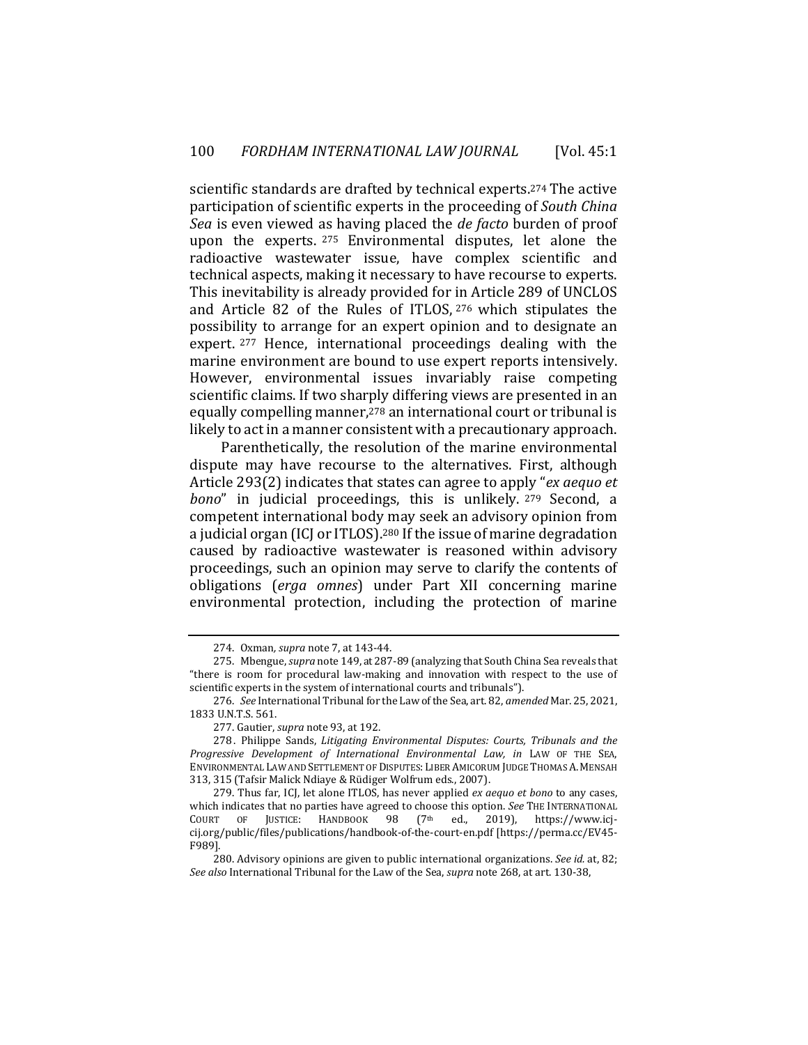scientific standards are drafted by technical experts.[274] The active participation of scientific experts in the proceeding of *South China Sea* is even viewed as having placed the *de facto* burden of proof upon the experts.[275] Environmental disputes, let alone the radioactive wastewater issue, have complex scientific and technical aspects, making it necessary to have recourse to experts. This inevitability is already provided for in Article 289 of UNCLOS and Article 82 of the Rules of ITLOS,[276] which stipulates the possibility to arrange for an expert opinion and to designate an expert.[277] Hence, international proceedings dealing with the marine environment are bound to use expert reports intensively. However, environmental issues invariably raise competing scientific claims. If two sharply differing views are presented in an equally compelling manner,[278] an international court or tribunal is likely to act in a manner consistent with a precautionary approach.

Parenthetically, the resolution of the marine environmental dispute may have recourse to the alternatives. First, although Article 293(2) indicates that states can agree to apply "*ex aequo et bono*" in judicial proceedings, this is unlikely.[279] Second, a competent international body may seek an advisory opinion from a judicial organ (ICJ or ITLOS).[280] If the issue of marine degradation caused by radioactive wastewater is reasoned within advisory proceedings, such an opinion may serve to clarify the contents of obligations (*erga omnes*) under Part XII concerning marine environmental protection, including the protection of marine

---

274. Oxman, *supra* note 7, at 143-44.

275. Mbengue, *supra* note 149, at 287-89 (analyzing that South China Sea reveals that "there is room for procedural law-making and innovation with respect to the use of scientific experts in the system of international courts and tribunals").

276. *See* International Tribunal for the Law of the Sea, art. 82, *amended* Mar. 25, 2021, 1833 U.N.T.S. 561.

277. Gautier, *supra* note 93, at 192.

278. Philippe Sands, *Litigating Environmental Disputes: Courts, Tribunals and the Progressive Development of International Environmental Law, in* LAW OF THE SEA, ENVIRONMENTAL LAW AND SETTLEMENT OF DISPUTES: LIBER AMICORUM JUDGE THOMAS A. MENSAH 313, 315 (Tafsir Malick Ndiaye & Rüdiger Wolfrum eds., 2007).

279. Thus far, ICJ, let alone ITLOS, has never applied *ex aequo et bono* to any cases, which indicates that no parties have agreed to choose this option. *See* THE INTERNATIONAL COURT OF JUSTICE: HANDBOOK 98 (7th ed., 2019), https://www.icj-cij.org/public/files/publications/handbook-of-the-court-en.pdf [https://perma.cc/EV45-F989].

280. Advisory opinions are given to public international organizations. *See id.* at, 82; *See also* International Tribunal for the Law of the Sea, *supra* note 268, at art. 130-38,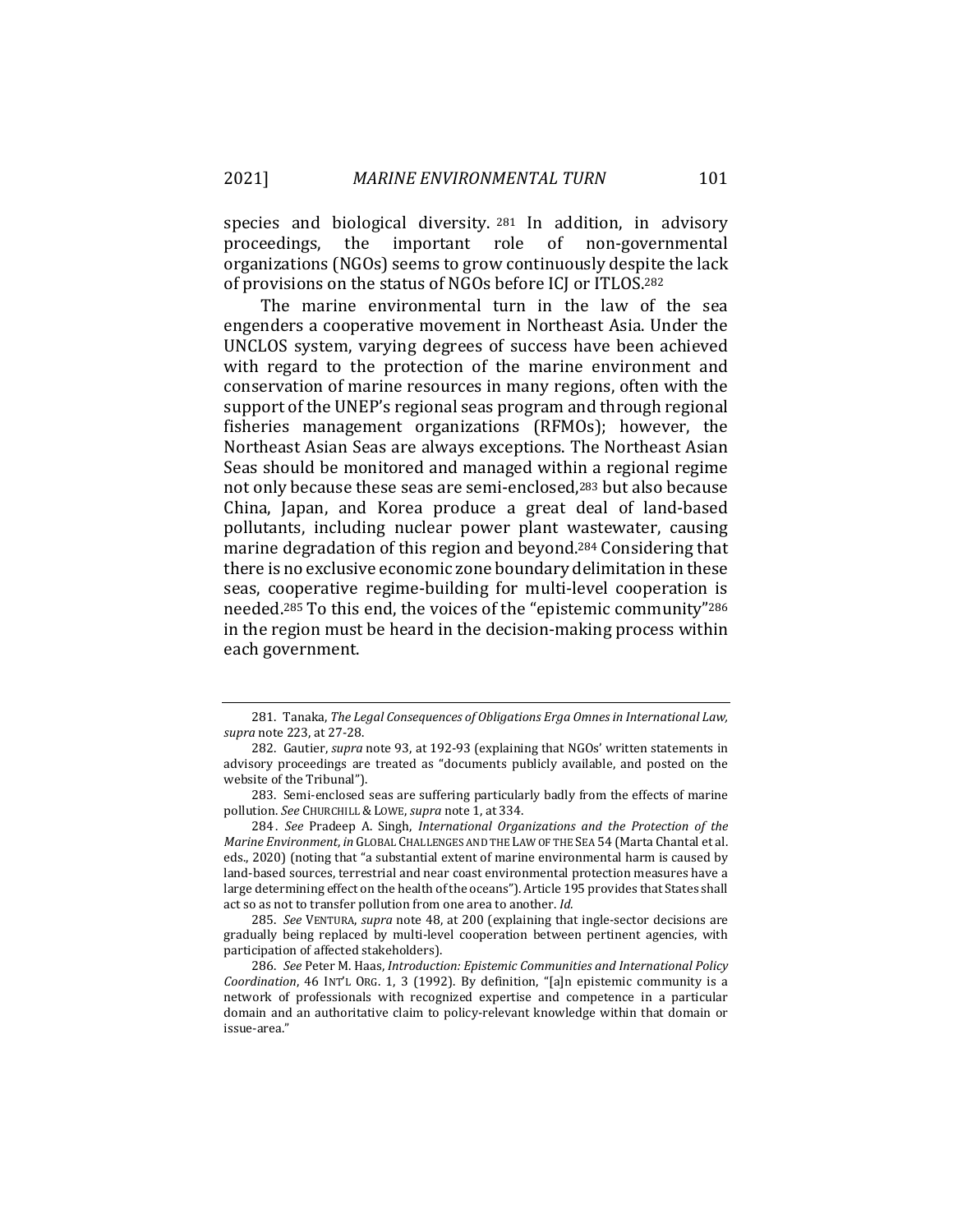species and biological diversity.[281] In addition, in advisory proceedings, the important role of non-governmental organizations (NGOs) seems to grow continuously despite the lack of provisions on the status of NGOs before ICJ or ITLOS.[282]

The marine environmental turn in the law of the sea engenders a cooperative movement in Northeast Asia. Under the UNCLOS system, varying degrees of success have been achieved with regard to the protection of the marine environment and conservation of marine resources in many regions, often with the support of the UNEP's regional seas program and through regional fisheries management organizations (RFMOs); however, the Northeast Asian Seas are always exceptions. The Northeast Asian Seas should be monitored and managed within a regional regime not only because these seas are semi-enclosed,[283] but also because China, Japan, and Korea produce a great deal of land-based pollutants, including nuclear power plant wastewater, causing marine degradation of this region and beyond.[284] Considering that there is no exclusive economic zone boundary delimitation in these seas, cooperative regime-building for multi-level cooperation is needed.[285] To this end, the voices of the "epistemic community"[286] in the region must be heard in the decision-making process within each government.

---

281. Tanaka, *The Legal Consequences of Obligations Erga Omnes in International Law*, *supra* note 223, at 27-28.

282. Gautier, *supra* note 93, at 192-93 (explaining that NGOs' written statements in advisory proceedings are treated as "documents publicly available, and posted on the website of the Tribunal").

283. Semi-enclosed seas are suffering particularly badly from the effects of marine pollution. *See* CHURCHILL & LOWE, *supra* note 1, at 334.

284. *See* Pradeep A. Singh, *International Organizations and the Protection of the Marine Environment*, *in* GLOBAL CHALLENGES AND THE LAW OF THE SEA 54 (Marta Chantal et al. eds., 2020) (noting that "a substantial extent of marine environmental harm is caused by land-based sources, terrestrial and near coast environmental protection measures have a large determining effect on the health of the oceans"). Article 195 provides that States shall act so as not to transfer pollution from one area to another. *Id.*

285. *See* VENTURA, *supra* note 48, at 200 (explaining that ingle-sector decisions are gradually being replaced by multi-level cooperation between pertinent agencies, with participation of affected stakeholders).

286. *See* Peter M. Haas, *Introduction: Epistemic Communities and International Policy Coordination*, 46 INT'L ORG. 1, 3 (1992). By definition, "[a]n epistemic community is a network of professionals with recognized expertise and competence in a particular domain and an authoritative claim to policy-relevant knowledge within that domain or issue-area."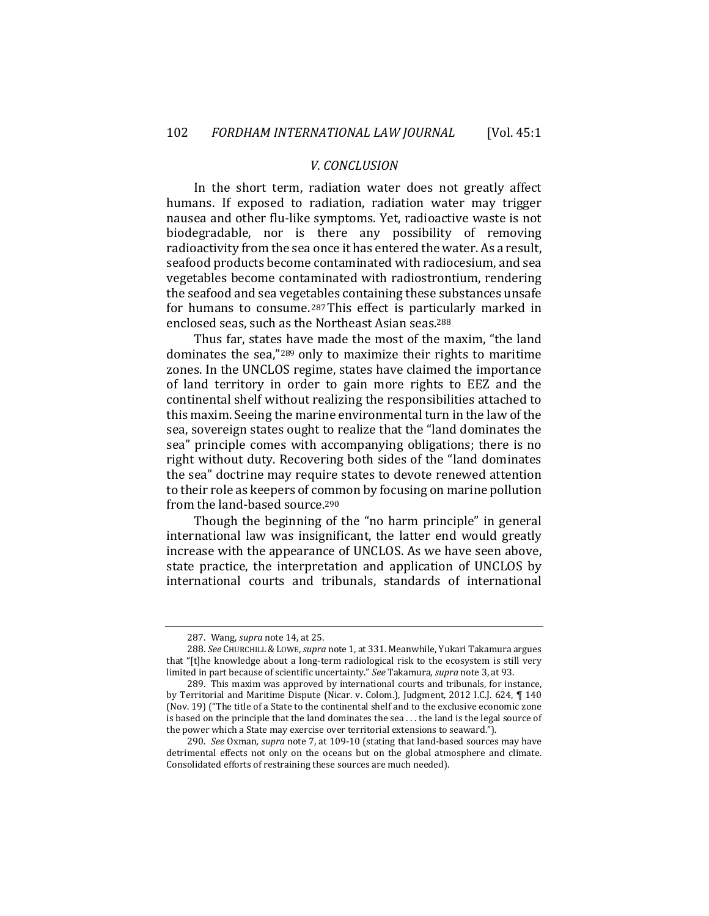## *V. CONCLUSION*

In the short term, radiation water does not greatly affect humans. If exposed to radiation, radiation water may trigger nausea and other flu-like symptoms. Yet, radioactive waste is not biodegradable, nor is there any possibility of removing radioactivity from the sea once it has entered the water. As a result, seafood products become contaminated with radiocesium, and sea vegetables become contaminated with radiostrontium, rendering the seafood and sea vegetables containing these substances unsafe for humans to consume.[287] This effect is particularly marked in enclosed seas, such as the Northeast Asian seas.[288]

Thus far, states have made the most of the maxim, "the land dominates the sea,"[289] only to maximize their rights to maritime zones. In the UNCLOS regime, states have claimed the importance of land territory in order to gain more rights to EEZ and the continental shelf without realizing the responsibilities attached to this maxim. Seeing the marine environmental turn in the law of the sea, sovereign states ought to realize that the "land dominates the sea" principle comes with accompanying obligations; there is no right without duty. Recovering both sides of the "land dominates the sea" doctrine may require states to devote renewed attention to their role as keepers of common by focusing on marine pollution from the land-based source.[290]

Though the beginning of the "no harm principle" in general international law was insignificant, the latter end would greatly increase with the appearance of UNCLOS. As we have seen above, state practice, the interpretation and application of UNCLOS by international courts and tribunals, standards of international

---

287. Wang, *supra* note 14, at 25.

288. *See* CHURCHILL & LOWE, *supra* note 1, at 331. Meanwhile, Yukari Takamura argues that "[t]he knowledge about a long-term radiological risk to the ecosystem is still very limited in part because of scientific uncertainty." *See* Takamura, *supra* note 3, at 93.

289. This maxim was approved by international courts and tribunals, for instance, by Territorial and Maritime Dispute (Nicar. v. Colom.), Judgment, 2012 I.C.J. 624, ¶ 140 (Nov. 19) ("The title of a State to the continental shelf and to the exclusive economic zone is based on the principle that the land dominates the sea . . . the land is the legal source of the power which a State may exercise over territorial extensions to seaward.").

290. *See* Oxman, *supra* note 7, at 109-10 (stating that land-based sources may have detrimental effects not only on the oceans but on the global atmosphere and climate. Consolidated efforts of restraining these sources are much needed).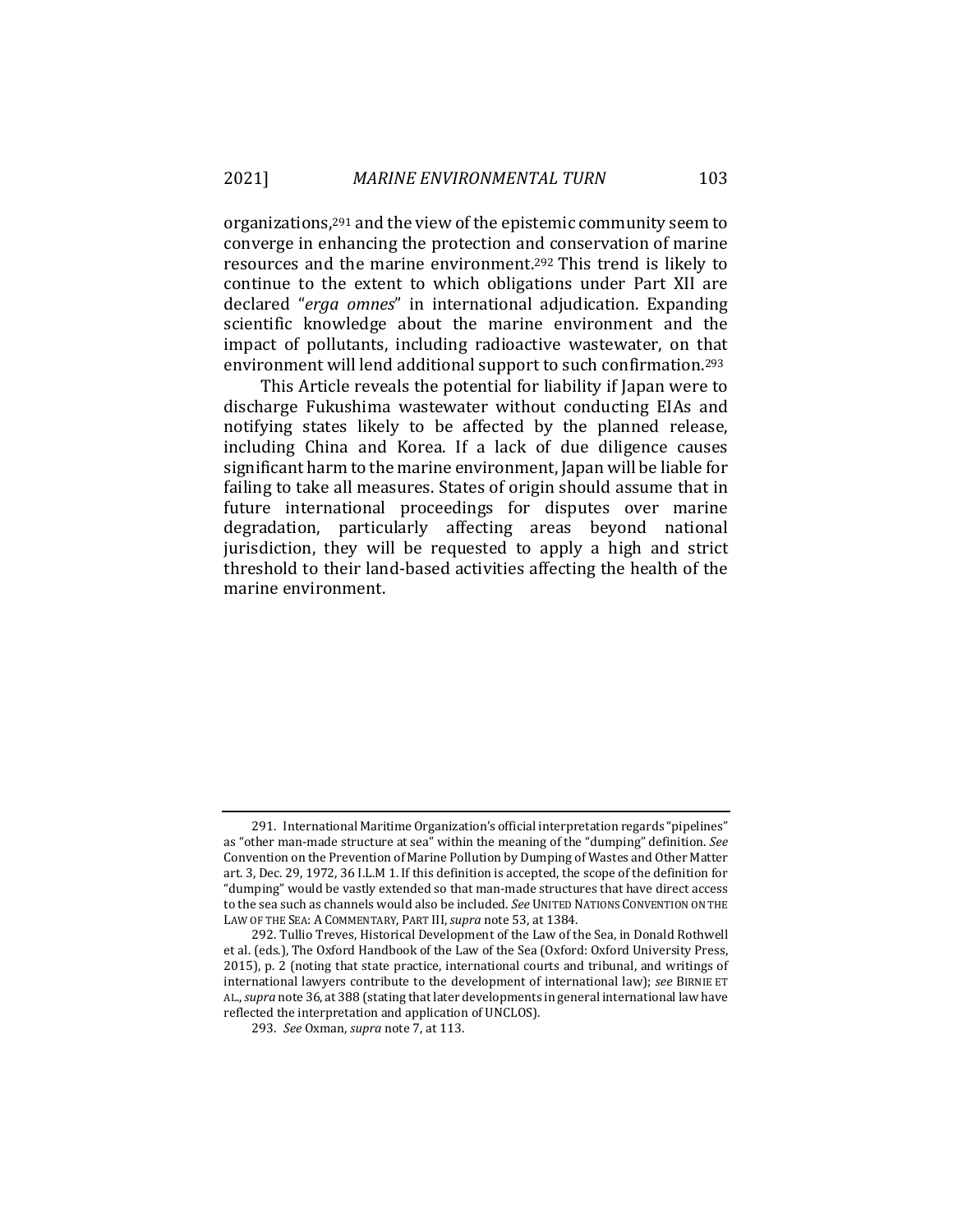organizations,[291] and the view of the epistemic community seem to converge in enhancing the protection and conservation of marine resources and the marine environment.[292] This trend is likely to continue to the extent to which obligations under Part XII are declared "*erga omnes*" in international adjudication. Expanding scientific knowledge about the marine environment and the impact of pollutants, including radioactive wastewater, on that environment will lend additional support to such confirmation.[293]

This Article reveals the potential for liability if Japan were to discharge Fukushima wastewater without conducting EIAs and notifying states likely to be affected by the planned release, including China and Korea. If a lack of due diligence causes significant harm to the marine environment, Japan will be liable for failing to take all measures. States of origin should assume that in future international proceedings for disputes over marine degradation, particularly affecting areas beyond national jurisdiction, they will be requested to apply a high and strict threshold to their land-based activities affecting the health of the marine environment.

---

291. International Maritime Organization's official interpretation regards "pipelines" as "other man-made structure at sea" within the meaning of the "dumping" definition. *See* Convention on the Prevention of Marine Pollution by Dumping of Wastes and Other Matter art. 3, Dec. 29, 1972, 36 I.L.M 1. If this definition is accepted, the scope of the definition for "dumping" would be vastly extended so that man-made structures that have direct access to the sea such as channels would also be included. *See* UNITED NATIONS CONVENTION ON THE LAW OF THE SEA: A COMMENTARY, PART III, *supra* note 53, at 1384.

292. Tullio Treves, Historical Development of the Law of the Sea, in Donald Rothwell et al. (eds.), The Oxford Handbook of the Law of the Sea (Oxford: Oxford University Press, 2015), p. 2 (noting that state practice, international courts and tribunal, and writings of international lawyers contribute to the development of international law); *see* BIRNIE ET AL., *supra* note 36, at 388 (stating that later developments in general international law have reflected the interpretation and application of UNCLOS).

293. *See* Oxman, *supra* note 7, at 113.